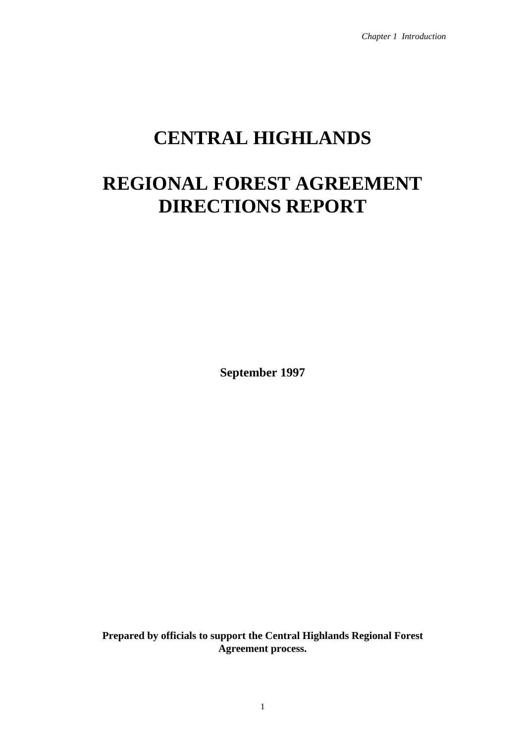# CENTRAL HIGHLANDS

# REGIONAL FOREST AGREEMENT DIRECTIONS REPORT

**September 1997**

**Prepared by officials to support the Central Highlands Regional Forest Agreement process.**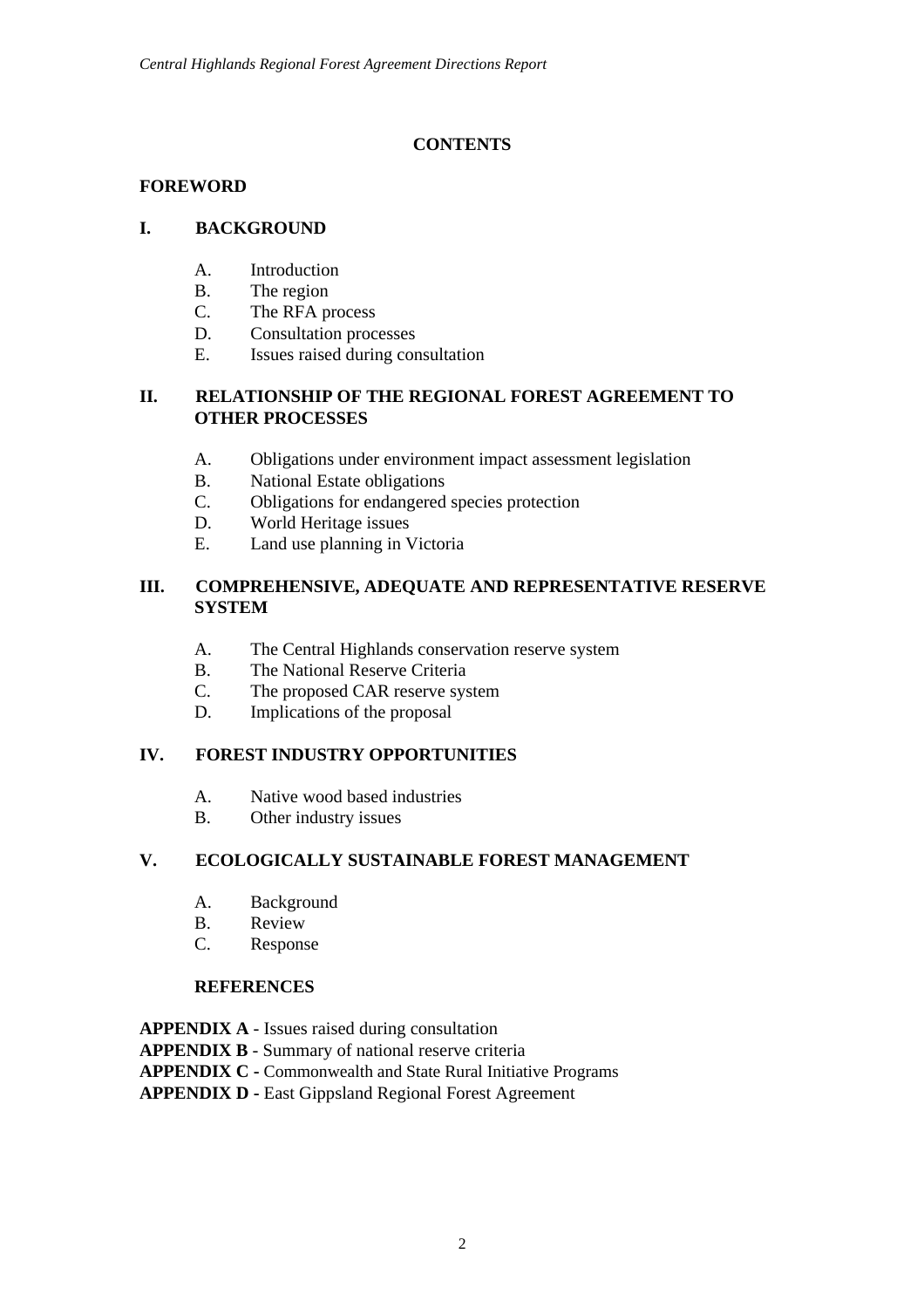## CONTENTS

**FOREWORD**

**I. BACKGROUND**

- A. Introduction
- B. The region
- C. The RFA process
- D. Consultation processes
- E. Issues raised during consultation

**II. RELATIONSHIP OF THE REGIONAL FOREST AGREEMENT TO OTHER PROCESSES**

- A. Obligations under environment impact assessment legislation
- B. National Estate obligations
- C. Obligations for endangered species protection
- D. World Heritage issues
- E. Land use planning in Victoria

**III. COMPREHENSIVE, ADEQUATE AND REPRESENTATIVE RESERVE SYSTEM**

- A. The Central Highlands conservation reserve system
- B. The National Reserve Criteria
- C. The proposed CAR reserve system
- D. Implications of the proposal

**IV. FOREST INDUSTRY OPPORTUNITIES**

- A. Native wood based industries
- B. Other industry issues

**V. ECOLOGICALLY SUSTAINABLE FOREST MANAGEMENT**

- A. Background
- B. Review
- C. Response

**REFERENCES**

**APPENDIX A -** Issues raised during consultation
**APPENDIX B -** Summary of national reserve criteria
**APPENDIX C -** Commonwealth and State Rural Initiative Programs
**APPENDIX D -** East Gippsland Regional Forest Agreement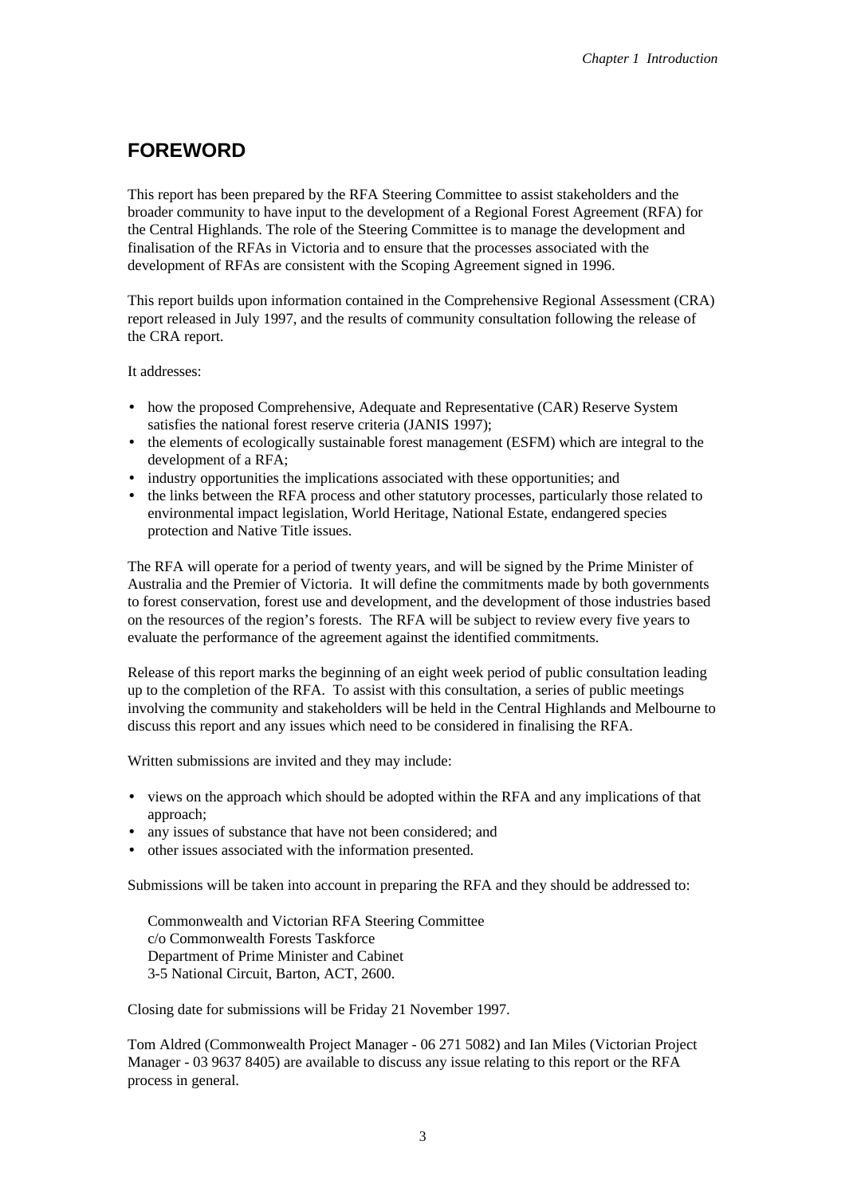## FOREWORD

This report has been prepared by the RFA Steering Committee to assist stakeholders and the broader community to have input to the development of a Regional Forest Agreement (RFA) for the Central Highlands. The role of the Steering Committee is to manage the development and finalisation of the RFAs in Victoria and to ensure that the processes associated with the development of RFAs are consistent with the Scoping Agreement signed in 1996.

This report builds upon information contained in the Comprehensive Regional Assessment (CRA) report released in July 1997, and the results of community consultation following the release of the CRA report.

It addresses:

- how the proposed Comprehensive, Adequate and Representative (CAR) Reserve System satisfies the national forest reserve criteria (JANIS 1997);
- the elements of ecologically sustainable forest management (ESFM) which are integral to the development of a RFA;
- industry opportunities the implications associated with these opportunities; and
- the links between the RFA process and other statutory processes, particularly those related to environmental impact legislation, World Heritage, National Estate, endangered species protection and Native Title issues.

The RFA will operate for a period of twenty years, and will be signed by the Prime Minister of Australia and the Premier of Victoria. It will define the commitments made by both governments to forest conservation, forest use and development, and the development of those industries based on the resources of the region's forests. The RFA will be subject to review every five years to evaluate the performance of the agreement against the identified commitments.

Release of this report marks the beginning of an eight week period of public consultation leading up to the completion of the RFA. To assist with this consultation, a series of public meetings involving the community and stakeholders will be held in the Central Highlands and Melbourne to discuss this report and any issues which need to be considered in finalising the RFA.

Written submissions are invited and they may include:

- views on the approach which should be adopted within the RFA and any implications of that approach;
- any issues of substance that have not been considered; and
- other issues associated with the information presented.

Submissions will be taken into account in preparing the RFA and they should be addressed to:

Commonwealth and Victorian RFA Steering Committee
c/o Commonwealth Forests Taskforce
Department of Prime Minister and Cabinet
3-5 National Circuit, Barton, ACT, 2600.

Closing date for submissions will be Friday 21 November 1997.

Tom Aldred (Commonwealth Project Manager - 06 271 5082) and Ian Miles (Victorian Project Manager - 03 9637 8405) are available to discuss any issue relating to this report or the RFA process in general.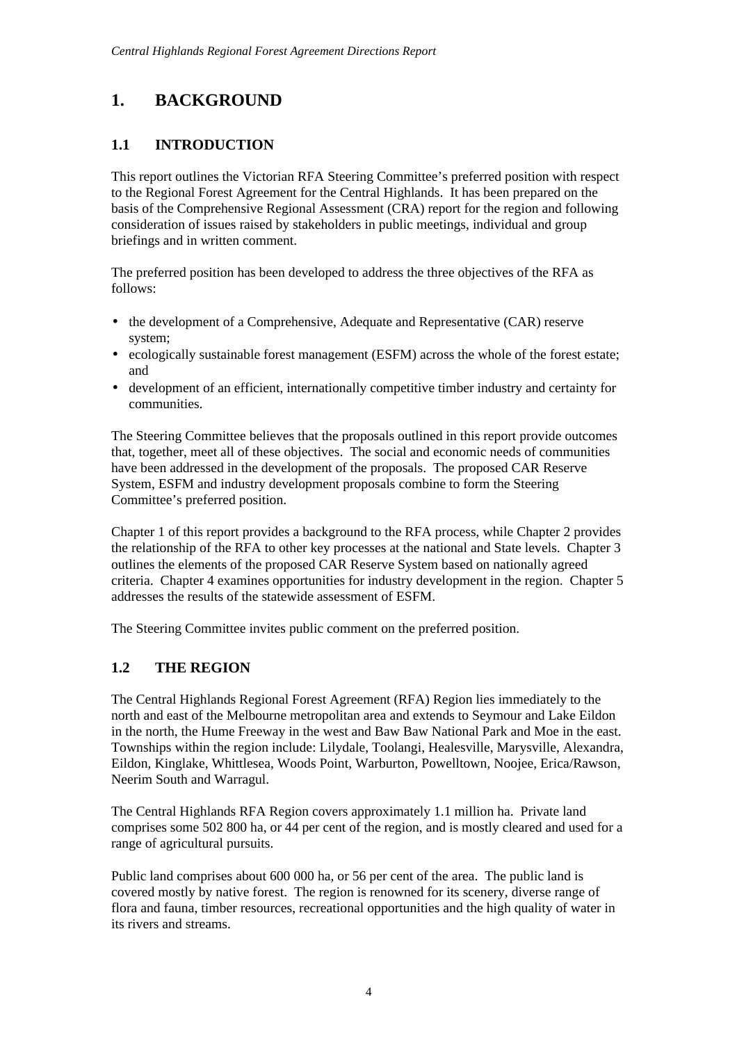# 1. BACKGROUND

## 1.1 INTRODUCTION

This report outlines the Victorian RFA Steering Committee's preferred position with respect to the Regional Forest Agreement for the Central Highlands. It has been prepared on the basis of the Comprehensive Regional Assessment (CRA) report for the region and following consideration of issues raised by stakeholders in public meetings, individual and group briefings and in written comment.

The preferred position has been developed to address the three objectives of the RFA as follows:

- the development of a Comprehensive, Adequate and Representative (CAR) reserve system;
- ecologically sustainable forest management (ESFM) across the whole of the forest estate; and
- development of an efficient, internationally competitive timber industry and certainty for communities.

The Steering Committee believes that the proposals outlined in this report provide outcomes that, together, meet all of these objectives. The social and economic needs of communities have been addressed in the development of the proposals. The proposed CAR Reserve System, ESFM and industry development proposals combine to form the Steering Committee's preferred position.

Chapter 1 of this report provides a background to the RFA process, while Chapter 2 provides the relationship of the RFA to other key processes at the national and State levels. Chapter 3 outlines the elements of the proposed CAR Reserve System based on nationally agreed criteria. Chapter 4 examines opportunities for industry development in the region. Chapter 5 addresses the results of the statewide assessment of ESFM.

The Steering Committee invites public comment on the preferred position.

## 1.2 THE REGION

The Central Highlands Regional Forest Agreement (RFA) Region lies immediately to the north and east of the Melbourne metropolitan area and extends to Seymour and Lake Eildon in the north, the Hume Freeway in the west and Baw Baw National Park and Moe in the east. Townships within the region include: Lilydale, Toolangi, Healesville, Marysville, Alexandra, Eildon, Kinglake, Whittlesea, Woods Point, Warburton, Powelltown, Noojee, Erica/Rawson, Neerim South and Warragul.

The Central Highlands RFA Region covers approximately 1.1 million ha. Private land comprises some 502 800 ha, or 44 per cent of the region, and is mostly cleared and used for a range of agricultural pursuits.

Public land comprises about 600 000 ha, or 56 per cent of the area. The public land is covered mostly by native forest. The region is renowned for its scenery, diverse range of flora and fauna, timber resources, recreational opportunities and the high quality of water in its rivers and streams.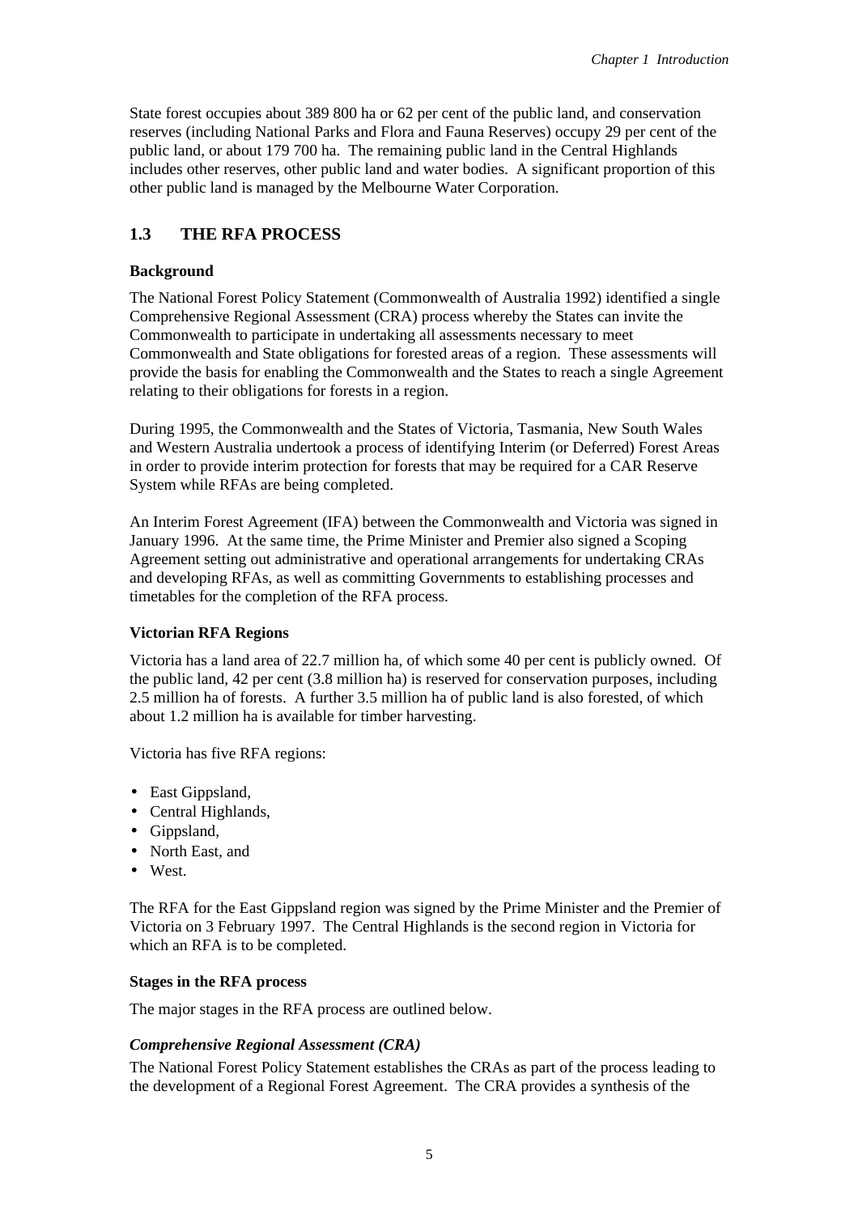State forest occupies about 389 800 ha or 62 per cent of the public land, and conservation reserves (including National Parks and Flora and Fauna Reserves) occupy 29 per cent of the public land, or about 179 700 ha. The remaining public land in the Central Highlands includes other reserves, other public land and water bodies. A significant proportion of this other public land is managed by the Melbourne Water Corporation.

## 1.3 THE RFA PROCESS

### Background

The National Forest Policy Statement (Commonwealth of Australia 1992) identified a single Comprehensive Regional Assessment (CRA) process whereby the States can invite the Commonwealth to participate in undertaking all assessments necessary to meet Commonwealth and State obligations for forested areas of a region. These assessments will provide the basis for enabling the Commonwealth and the States to reach a single Agreement relating to their obligations for forests in a region.

During 1995, the Commonwealth and the States of Victoria, Tasmania, New South Wales and Western Australia undertook a process of identifying Interim (or Deferred) Forest Areas in order to provide interim protection for forests that may be required for a CAR Reserve System while RFAs are being completed.

An Interim Forest Agreement (IFA) between the Commonwealth and Victoria was signed in January 1996. At the same time, the Prime Minister and Premier also signed a Scoping Agreement setting out administrative and operational arrangements for undertaking CRAs and developing RFAs, as well as committing Governments to establishing processes and timetables for the completion of the RFA process.

### Victorian RFA Regions

Victoria has a land area of 22.7 million ha, of which some 40 per cent is publicly owned. Of the public land, 42 per cent (3.8 million ha) is reserved for conservation purposes, including 2.5 million ha of forests. A further 3.5 million ha of public land is also forested, of which about 1.2 million ha is available for timber harvesting.

Victoria has five RFA regions:

- East Gippsland,
- Central Highlands,
- Gippsland,
- North East, and
- West.

The RFA for the East Gippsland region was signed by the Prime Minister and the Premier of Victoria on 3 February 1997. The Central Highlands is the second region in Victoria for which an RFA is to be completed.

### Stages in the RFA process

The major stages in the RFA process are outlined below.

#### *Comprehensive Regional Assessment (CRA)*

The National Forest Policy Statement establishes the CRAs as part of the process leading to the development of a Regional Forest Agreement. The CRA provides a synthesis of the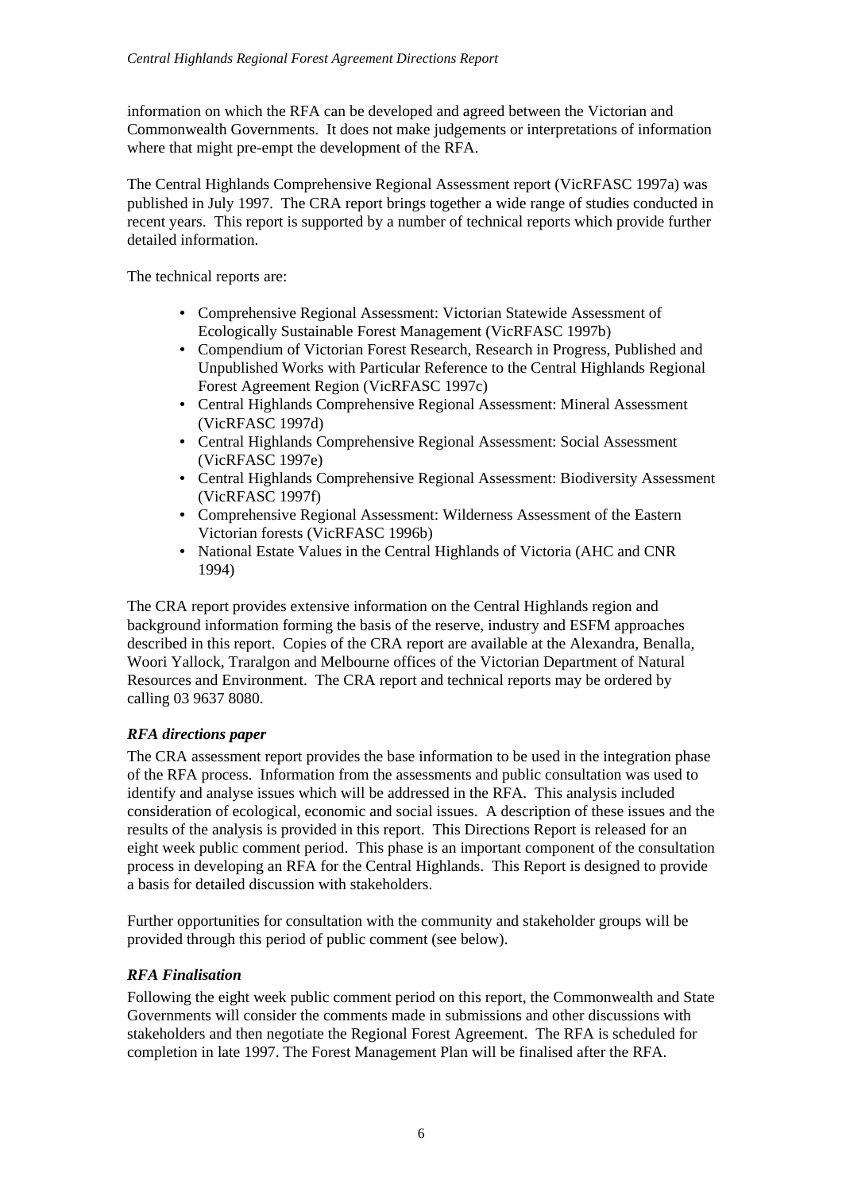information on which the RFA can be developed and agreed between the Victorian and Commonwealth Governments. It does not make judgements or interpretations of information where that might pre-empt the development of the RFA.

The Central Highlands Comprehensive Regional Assessment report (VicRFASC 1997a) was published in July 1997. The CRA report brings together a wide range of studies conducted in recent years. This report is supported by a number of technical reports which provide further detailed information.

The technical reports are:

- Comprehensive Regional Assessment: Victorian Statewide Assessment of Ecologically Sustainable Forest Management (VicRFASC 1997b)
- Compendium of Victorian Forest Research, Research in Progress, Published and Unpublished Works with Particular Reference to the Central Highlands Regional Forest Agreement Region (VicRFASC 1997c)
- Central Highlands Comprehensive Regional Assessment: Mineral Assessment (VicRFASC 1997d)
- Central Highlands Comprehensive Regional Assessment: Social Assessment (VicRFASC 1997e)
- Central Highlands Comprehensive Regional Assessment: Biodiversity Assessment (VicRFASC 1997f)
- Comprehensive Regional Assessment: Wilderness Assessment of the Eastern Victorian forests (VicRFASC 1996b)
- National Estate Values in the Central Highlands of Victoria (AHC and CNR 1994)

The CRA report provides extensive information on the Central Highlands region and background information forming the basis of the reserve, industry and ESFM approaches described in this report. Copies of the CRA report are available at the Alexandra, Benalla, Woori Yallock, Traralgon and Melbourne offices of the Victorian Department of Natural Resources and Environment. The CRA report and technical reports may be ordered by calling 03 9637 8080.

### *RFA directions paper*

The CRA assessment report provides the base information to be used in the integration phase of the RFA process. Information from the assessments and public consultation was used to identify and analyse issues which will be addressed in the RFA. This analysis included consideration of ecological, economic and social issues. A description of these issues and the results of the analysis is provided in this report. This Directions Report is released for an eight week public comment period. This phase is an important component of the consultation process in developing an RFA for the Central Highlands. This Report is designed to provide a basis for detailed discussion with stakeholders.

Further opportunities for consultation with the community and stakeholder groups will be provided through this period of public comment (see below).

### *RFA Finalisation*

Following the eight week public comment period on this report, the Commonwealth and State Governments will consider the comments made in submissions and other discussions with stakeholders and then negotiate the Regional Forest Agreement. The RFA is scheduled for completion in late 1997. The Forest Management Plan will be finalised after the RFA.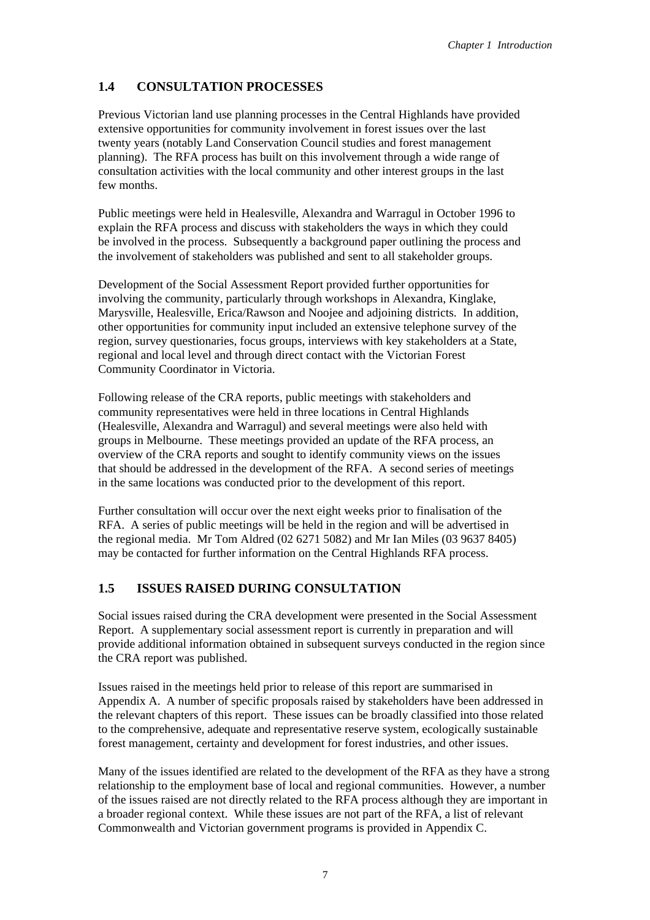## 1.4 CONSULTATION PROCESSES

Previous Victorian land use planning processes in the Central Highlands have provided extensive opportunities for community involvement in forest issues over the last twenty years (notably Land Conservation Council studies and forest management planning). The RFA process has built on this involvement through a wide range of consultation activities with the local community and other interest groups in the last few months.

Public meetings were held in Healesville, Alexandra and Warragul in October 1996 to explain the RFA process and discuss with stakeholders the ways in which they could be involved in the process. Subsequently a background paper outlining the process and the involvement of stakeholders was published and sent to all stakeholder groups.

Development of the Social Assessment Report provided further opportunities for involving the community, particularly through workshops in Alexandra, Kinglake, Marysville, Healesville, Erica/Rawson and Noojee and adjoining districts. In addition, other opportunities for community input included an extensive telephone survey of the region, survey questionaries, focus groups, interviews with key stakeholders at a State, regional and local level and through direct contact with the Victorian Forest Community Coordinator in Victoria.

Following release of the CRA reports, public meetings with stakeholders and community representatives were held in three locations in Central Highlands (Healesville, Alexandra and Warragul) and several meetings were also held with groups in Melbourne. These meetings provided an update of the RFA process, an overview of the CRA reports and sought to identify community views on the issues that should be addressed in the development of the RFA. A second series of meetings in the same locations was conducted prior to the development of this report.

Further consultation will occur over the next eight weeks prior to finalisation of the RFA. A series of public meetings will be held in the region and will be advertised in the regional media. Mr Tom Aldred (02 6271 5082) and Mr Ian Miles (03 9637 8405) may be contacted for further information on the Central Highlands RFA process.

## 1.5 ISSUES RAISED DURING CONSULTATION

Social issues raised during the CRA development were presented in the Social Assessment Report. A supplementary social assessment report is currently in preparation and will provide additional information obtained in subsequent surveys conducted in the region since the CRA report was published.

Issues raised in the meetings held prior to release of this report are summarised in Appendix A. A number of specific proposals raised by stakeholders have been addressed in the relevant chapters of this report. These issues can be broadly classified into those related to the comprehensive, adequate and representative reserve system, ecologically sustainable forest management, certainty and development for forest industries, and other issues.

Many of the issues identified are related to the development of the RFA as they have a strong relationship to the employment base of local and regional communities. However, a number of the issues raised are not directly related to the RFA process although they are important in a broader regional context. While these issues are not part of the RFA, a list of relevant Commonwealth and Victorian government programs is provided in Appendix C.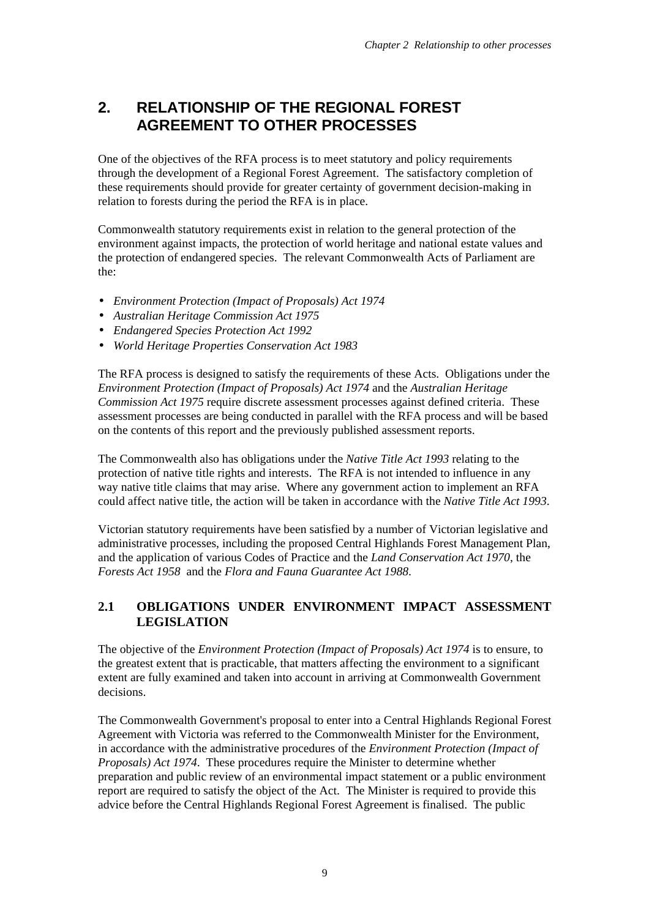# 2. RELATIONSHIP OF THE REGIONAL FOREST AGREEMENT TO OTHER PROCESSES

One of the objectives of the RFA process is to meet statutory and policy requirements through the development of a Regional Forest Agreement. The satisfactory completion of these requirements should provide for greater certainty of government decision-making in relation to forests during the period the RFA is in place.

Commonwealth statutory requirements exist in relation to the general protection of the environment against impacts, the protection of world heritage and national estate values and the protection of endangered species. The relevant Commonwealth Acts of Parliament are the:

- *Environment Protection (Impact of Proposals) Act 1974*
- *Australian Heritage Commission Act 1975*
- *Endangered Species Protection Act 1992*
- *World Heritage Properties Conservation Act 1983*

The RFA process is designed to satisfy the requirements of these Acts. Obligations under the *Environment Protection (Impact of Proposals) Act 1974* and the *Australian Heritage Commission Act 1975* require discrete assessment processes against defined criteria. These assessment processes are being conducted in parallel with the RFA process and will be based on the contents of this report and the previously published assessment reports.

The Commonwealth also has obligations under the *Native Title Act 1993* relating to the protection of native title rights and interests. The RFA is not intended to influence in any way native title claims that may arise. Where any government action to implement an RFA could affect native title, the action will be taken in accordance with the *Native Title Act 1993*.

Victorian statutory requirements have been satisfied by a number of Victorian legislative and administrative processes, including the proposed Central Highlands Forest Management Plan, and the application of various Codes of Practice and the *Land Conservation Act 1970*, the *Forests Act 1958* and the *Flora and Fauna Guarantee Act 1988*.

## 2.1 OBLIGATIONS UNDER ENVIRONMENT IMPACT ASSESSMENT LEGISLATION

The objective of the *Environment Protection (Impact of Proposals) Act 1974* is to ensure, to the greatest extent that is practicable, that matters affecting the environment to a significant extent are fully examined and taken into account in arriving at Commonwealth Government decisions.

The Commonwealth Government's proposal to enter into a Central Highlands Regional Forest Agreement with Victoria was referred to the Commonwealth Minister for the Environment, in accordance with the administrative procedures of the *Environment Protection (Impact of Proposals) Act 1974*. These procedures require the Minister to determine whether preparation and public review of an environmental impact statement or a public environment report are required to satisfy the object of the Act. The Minister is required to provide this advice before the Central Highlands Regional Forest Agreement is finalised. The public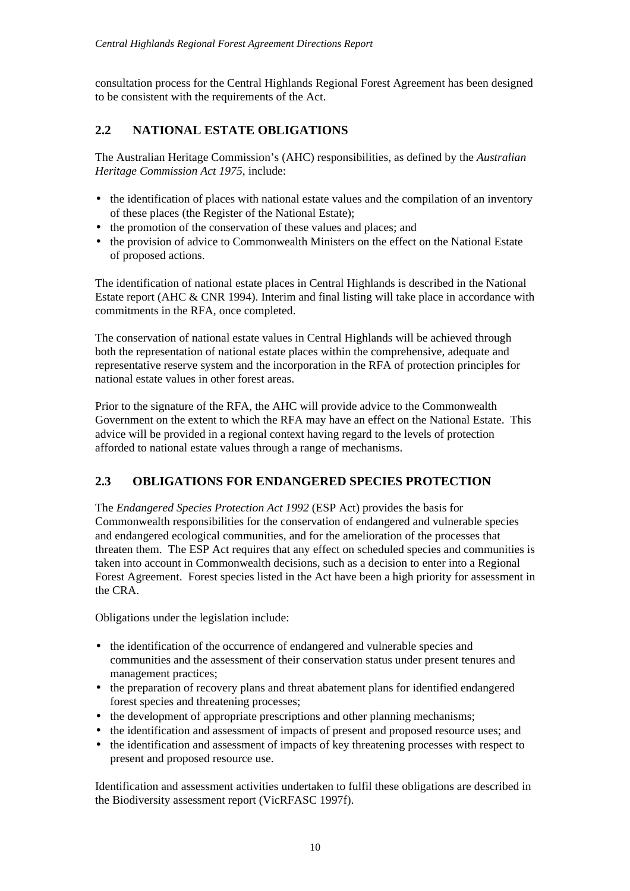consultation process for the Central Highlands Regional Forest Agreement has been designed to be consistent with the requirements of the Act.

## 2.2 NATIONAL ESTATE OBLIGATIONS

The Australian Heritage Commission's (AHC) responsibilities, as defined by the *Australian Heritage Commission Act 1975*, include:

- the identification of places with national estate values and the compilation of an inventory of these places (the Register of the National Estate);
- the promotion of the conservation of these values and places; and
- the provision of advice to Commonwealth Ministers on the effect on the National Estate of proposed actions.

The identification of national estate places in Central Highlands is described in the National Estate report (AHC & CNR 1994). Interim and final listing will take place in accordance with commitments in the RFA, once completed.

The conservation of national estate values in Central Highlands will be achieved through both the representation of national estate places within the comprehensive, adequate and representative reserve system and the incorporation in the RFA of protection principles for national estate values in other forest areas.

Prior to the signature of the RFA, the AHC will provide advice to the Commonwealth Government on the extent to which the RFA may have an effect on the National Estate. This advice will be provided in a regional context having regard to the levels of protection afforded to national estate values through a range of mechanisms.

## 2.3 OBLIGATIONS FOR ENDANGERED SPECIES PROTECTION

The *Endangered Species Protection Act 1992* (ESP Act) provides the basis for Commonwealth responsibilities for the conservation of endangered and vulnerable species and endangered ecological communities, and for the amelioration of the processes that threaten them. The ESP Act requires that any effect on scheduled species and communities is taken into account in Commonwealth decisions, such as a decision to enter into a Regional Forest Agreement. Forest species listed in the Act have been a high priority for assessment in the CRA.

Obligations under the legislation include:

- the identification of the occurrence of endangered and vulnerable species and communities and the assessment of their conservation status under present tenures and management practices;
- the preparation of recovery plans and threat abatement plans for identified endangered forest species and threatening processes;
- the development of appropriate prescriptions and other planning mechanisms;
- the identification and assessment of impacts of present and proposed resource uses; and
- the identification and assessment of impacts of key threatening processes with respect to present and proposed resource use.

Identification and assessment activities undertaken to fulfil these obligations are described in the Biodiversity assessment report (VicRFASC 1997f).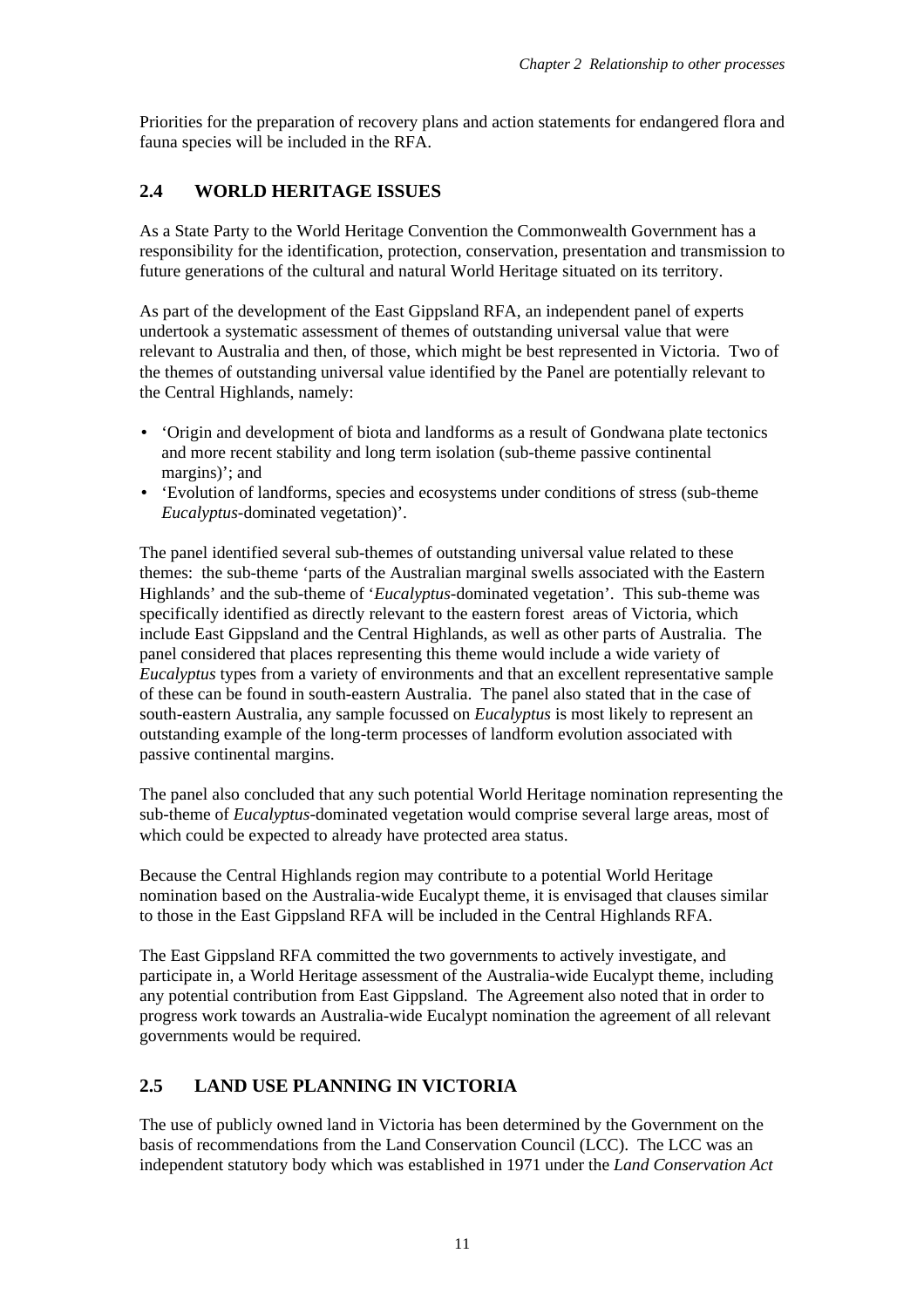Priorities for the preparation of recovery plans and action statements for endangered flora and fauna species will be included in the RFA.

## 2.4 WORLD HERITAGE ISSUES

As a State Party to the World Heritage Convention the Commonwealth Government has a responsibility for the identification, protection, conservation, presentation and transmission to future generations of the cultural and natural World Heritage situated on its territory.

As part of the development of the East Gippsland RFA, an independent panel of experts undertook a systematic assessment of themes of outstanding universal value that were relevant to Australia and then, of those, which might be best represented in Victoria. Two of the themes of outstanding universal value identified by the Panel are potentially relevant to the Central Highlands, namely:

- 'Origin and development of biota and landforms as a result of Gondwana plate tectonics and more recent stability and long term isolation (sub-theme passive continental margins)'; and
- 'Evolution of landforms, species and ecosystems under conditions of stress (sub-theme *Eucalyptus*-dominated vegetation)'.

The panel identified several sub-themes of outstanding universal value related to these themes: the sub-theme 'parts of the Australian marginal swells associated with the Eastern Highlands' and the sub-theme of '*Eucalyptus*-dominated vegetation'. This sub-theme was specifically identified as directly relevant to the eastern forest areas of Victoria, which include East Gippsland and the Central Highlands, as well as other parts of Australia. The panel considered that places representing this theme would include a wide variety of *Eucalyptus* types from a variety of environments and that an excellent representative sample of these can be found in south-eastern Australia. The panel also stated that in the case of south-eastern Australia, any sample focussed on *Eucalyptus* is most likely to represent an outstanding example of the long-term processes of landform evolution associated with passive continental margins.

The panel also concluded that any such potential World Heritage nomination representing the sub-theme of *Eucalyptus*-dominated vegetation would comprise several large areas, most of which could be expected to already have protected area status.

Because the Central Highlands region may contribute to a potential World Heritage nomination based on the Australia-wide Eucalypt theme, it is envisaged that clauses similar to those in the East Gippsland RFA will be included in the Central Highlands RFA.

The East Gippsland RFA committed the two governments to actively investigate, and participate in, a World Heritage assessment of the Australia-wide Eucalypt theme, including any potential contribution from East Gippsland. The Agreement also noted that in order to progress work towards an Australia-wide Eucalypt nomination the agreement of all relevant governments would be required.

## 2.5 LAND USE PLANNING IN VICTORIA

The use of publicly owned land in Victoria has been determined by the Government on the basis of recommendations from the Land Conservation Council (LCC). The LCC was an independent statutory body which was established in 1971 under the *Land Conservation Act*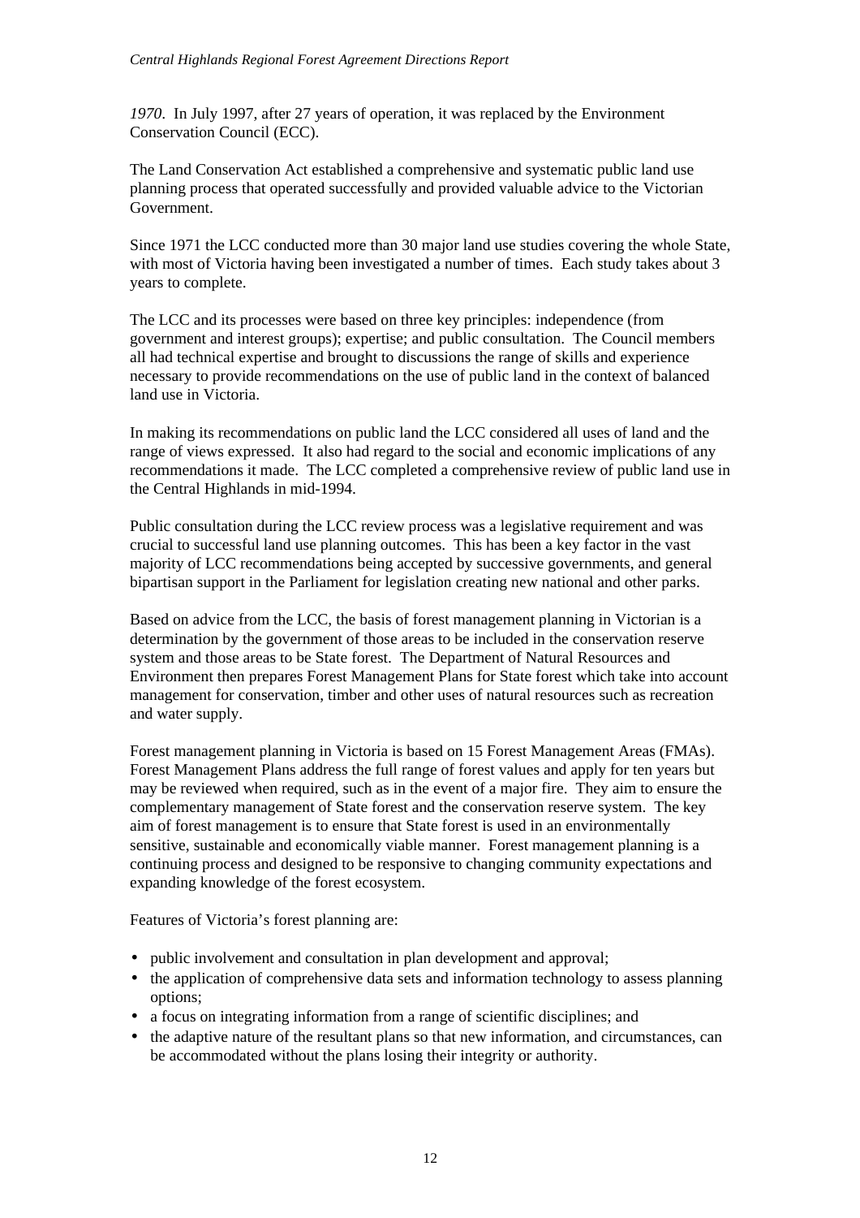*1970.* In July 1997, after 27 years of operation, it was replaced by the Environment Conservation Council (ECC).

The Land Conservation Act established a comprehensive and systematic public land use planning process that operated successfully and provided valuable advice to the Victorian Government.

Since 1971 the LCC conducted more than 30 major land use studies covering the whole State, with most of Victoria having been investigated a number of times. Each study takes about 3 years to complete.

The LCC and its processes were based on three key principles: independence (from government and interest groups); expertise; and public consultation. The Council members all had technical expertise and brought to discussions the range of skills and experience necessary to provide recommendations on the use of public land in the context of balanced land use in Victoria.

In making its recommendations on public land the LCC considered all uses of land and the range of views expressed. It also had regard to the social and economic implications of any recommendations it made. The LCC completed a comprehensive review of public land use in the Central Highlands in mid-1994.

Public consultation during the LCC review process was a legislative requirement and was crucial to successful land use planning outcomes. This has been a key factor in the vast majority of LCC recommendations being accepted by successive governments, and general bipartisan support in the Parliament for legislation creating new national and other parks.

Based on advice from the LCC, the basis of forest management planning in Victorian is a determination by the government of those areas to be included in the conservation reserve system and those areas to be State forest. The Department of Natural Resources and Environment then prepares Forest Management Plans for State forest which take into account management for conservation, timber and other uses of natural resources such as recreation and water supply.

Forest management planning in Victoria is based on 15 Forest Management Areas (FMAs). Forest Management Plans address the full range of forest values and apply for ten years but may be reviewed when required, such as in the event of a major fire. They aim to ensure the complementary management of State forest and the conservation reserve system. The key aim of forest management is to ensure that State forest is used in an environmentally sensitive, sustainable and economically viable manner. Forest management planning is a continuing process and designed to be responsive to changing community expectations and expanding knowledge of the forest ecosystem.

Features of Victoria's forest planning are:

- public involvement and consultation in plan development and approval;
- the application of comprehensive data sets and information technology to assess planning options;
- a focus on integrating information from a range of scientific disciplines; and
- the adaptive nature of the resultant plans so that new information, and circumstances, can be accommodated without the plans losing their integrity or authority.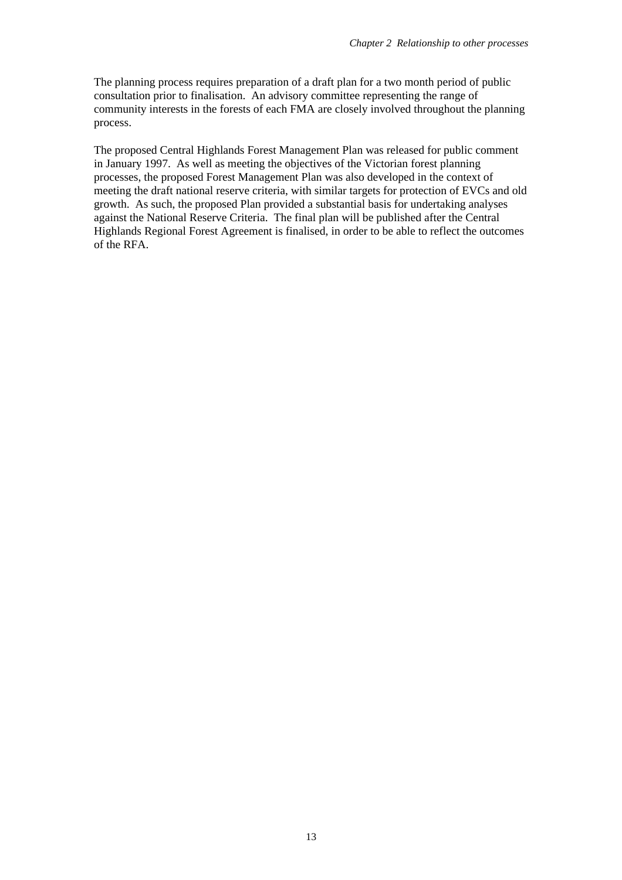The planning process requires preparation of a draft plan for a two month period of public consultation prior to finalisation. An advisory committee representing the range of community interests in the forests of each FMA are closely involved throughout the planning process.

The proposed Central Highlands Forest Management Plan was released for public comment in January 1997. As well as meeting the objectives of the Victorian forest planning processes, the proposed Forest Management Plan was also developed in the context of meeting the draft national reserve criteria, with similar targets for protection of EVCs and old growth. As such, the proposed Plan provided a substantial basis for undertaking analyses against the National Reserve Criteria. The final plan will be published after the Central Highlands Regional Forest Agreement is finalised, in order to be able to reflect the outcomes of the RFA.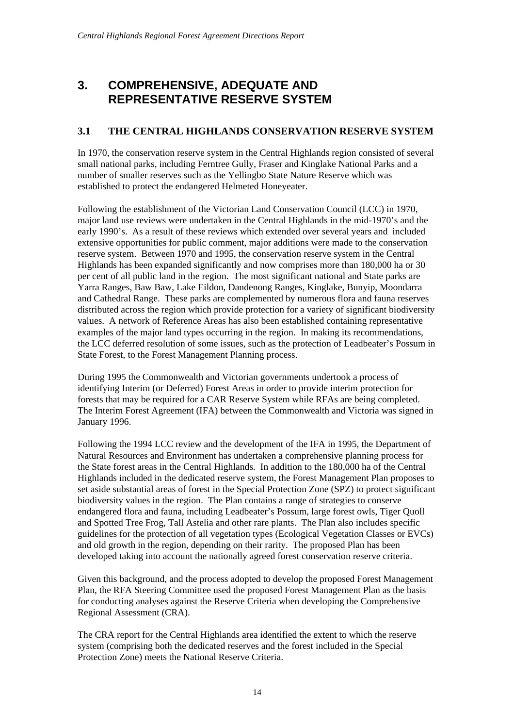# 3. COMPREHENSIVE, ADEQUATE AND REPRESENTATIVE RESERVE SYSTEM

## 3.1 THE CENTRAL HIGHLANDS CONSERVATION RESERVE SYSTEM

In 1970, the conservation reserve system in the Central Highlands region consisted of several small national parks, including Ferntree Gully, Fraser and Kinglake National Parks and a number of smaller reserves such as the Yellingbo State Nature Reserve which was established to protect the endangered Helmeted Honeyeater.

Following the establishment of the Victorian Land Conservation Council (LCC) in 1970, major land use reviews were undertaken in the Central Highlands in the mid-1970's and the early 1990's. As a result of these reviews which extended over several years and included extensive opportunities for public comment, major additions were made to the conservation reserve system. Between 1970 and 1995, the conservation reserve system in the Central Highlands has been expanded significantly and now comprises more than 180,000 ha or 30 per cent of all public land in the region. The most significant national and State parks are Yarra Ranges, Baw Baw, Lake Eildon, Dandenong Ranges, Kinglake, Bunyip, Moondarra and Cathedral Range. These parks are complemented by numerous flora and fauna reserves distributed across the region which provide protection for a variety of significant biodiversity values. A network of Reference Areas has also been established containing representative examples of the major land types occurring in the region. In making its recommendations, the LCC deferred resolution of some issues, such as the protection of Leadbeater's Possum in State Forest, to the Forest Management Planning process.

During 1995 the Commonwealth and Victorian governments undertook a process of identifying Interim (or Deferred) Forest Areas in order to provide interim protection for forests that may be required for a CAR Reserve System while RFAs are being completed. The Interim Forest Agreement (IFA) between the Commonwealth and Victoria was signed in January 1996.

Following the 1994 LCC review and the development of the IFA in 1995, the Department of Natural Resources and Environment has undertaken a comprehensive planning process for the State forest areas in the Central Highlands. In addition to the 180,000 ha of the Central Highlands included in the dedicated reserve system, the Forest Management Plan proposes to set aside substantial areas of forest in the Special Protection Zone (SPZ) to protect significant biodiversity values in the region. The Plan contains a range of strategies to conserve endangered flora and fauna, including Leadbeater's Possum, large forest owls, Tiger Quoll and Spotted Tree Frog, Tall Astelia and other rare plants. The Plan also includes specific guidelines for the protection of all vegetation types (Ecological Vegetation Classes or EVCs) and old growth in the region, depending on their rarity. The proposed Plan has been developed taking into account the nationally agreed forest conservation reserve criteria.

Given this background, and the process adopted to develop the proposed Forest Management Plan, the RFA Steering Committee used the proposed Forest Management Plan as the basis for conducting analyses against the Reserve Criteria when developing the Comprehensive Regional Assessment (CRA).

The CRA report for the Central Highlands area identified the extent to which the reserve system (comprising both the dedicated reserves and the forest included in the Special Protection Zone) meets the National Reserve Criteria.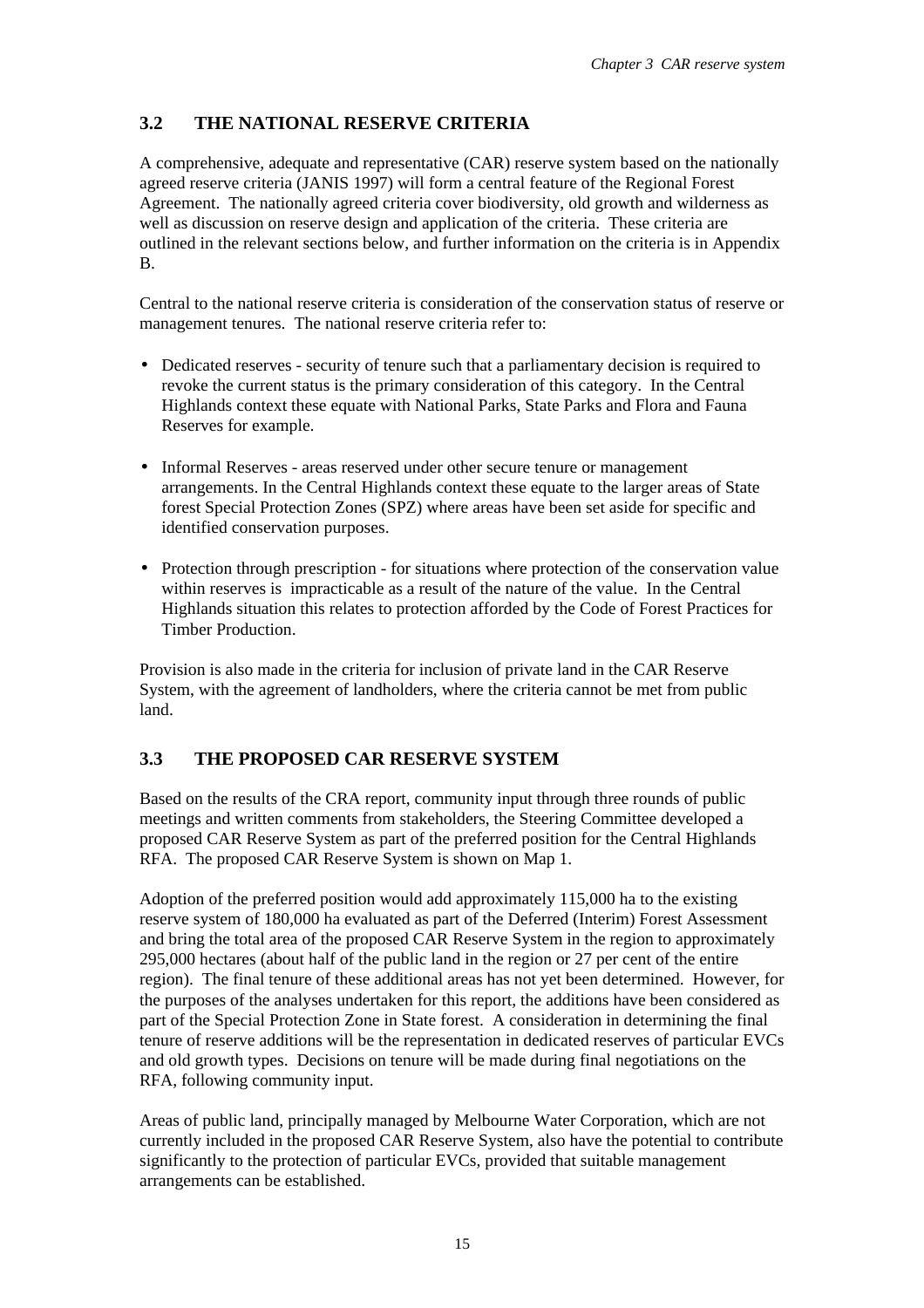## 3.2 THE NATIONAL RESERVE CRITERIA

A comprehensive, adequate and representative (CAR) reserve system based on the nationally agreed reserve criteria (JANIS 1997) will form a central feature of the Regional Forest Agreement. The nationally agreed criteria cover biodiversity, old growth and wilderness as well as discussion on reserve design and application of the criteria. These criteria are outlined in the relevant sections below, and further information on the criteria is in Appendix B.

Central to the national reserve criteria is consideration of the conservation status of reserve or management tenures. The national reserve criteria refer to:

- Dedicated reserves - security of tenure such that a parliamentary decision is required to revoke the current status is the primary consideration of this category. In the Central Highlands context these equate with National Parks, State Parks and Flora and Fauna Reserves for example.

- Informal Reserves - areas reserved under other secure tenure or management arrangements. In the Central Highlands context these equate to the larger areas of State forest Special Protection Zones (SPZ) where areas have been set aside for specific and identified conservation purposes.

- Protection through prescription - for situations where protection of the conservation value within reserves is impracticable as a result of the nature of the value. In the Central Highlands situation this relates to protection afforded by the Code of Forest Practices for Timber Production.

Provision is also made in the criteria for inclusion of private land in the CAR Reserve System, with the agreement of landholders, where the criteria cannot be met from public land.

## 3.3 THE PROPOSED CAR RESERVE SYSTEM

Based on the results of the CRA report, community input through three rounds of public meetings and written comments from stakeholders, the Steering Committee developed a proposed CAR Reserve System as part of the preferred position for the Central Highlands RFA. The proposed CAR Reserve System is shown on Map 1.

Adoption of the preferred position would add approximately 115,000 ha to the existing reserve system of 180,000 ha evaluated as part of the Deferred (Interim) Forest Assessment and bring the total area of the proposed CAR Reserve System in the region to approximately 295,000 hectares (about half of the public land in the region or 27 per cent of the entire region). The final tenure of these additional areas has not yet been determined. However, for the purposes of the analyses undertaken for this report, the additions have been considered as part of the Special Protection Zone in State forest. A consideration in determining the final tenure of reserve additions will be the representation in dedicated reserves of particular EVCs and old growth types. Decisions on tenure will be made during final negotiations on the RFA, following community input.

Areas of public land, principally managed by Melbourne Water Corporation, which are not currently included in the proposed CAR Reserve System, also have the potential to contribute significantly to the protection of particular EVCs, provided that suitable management arrangements can be established.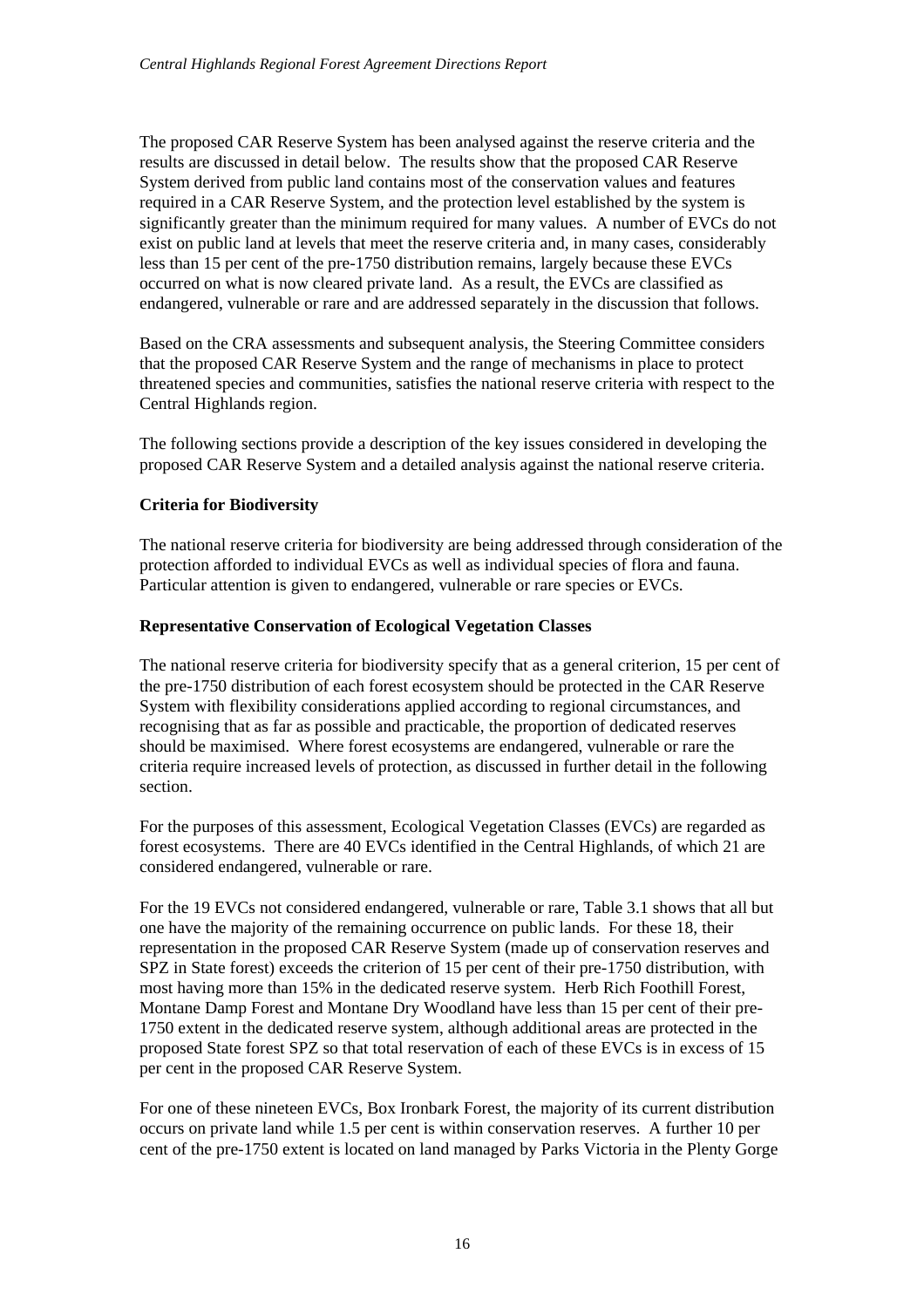The proposed CAR Reserve System has been analysed against the reserve criteria and the results are discussed in detail below. The results show that the proposed CAR Reserve System derived from public land contains most of the conservation values and features required in a CAR Reserve System, and the protection level established by the system is significantly greater than the minimum required for many values. A number of EVCs do not exist on public land at levels that meet the reserve criteria and, in many cases, considerably less than 15 per cent of the pre-1750 distribution remains, largely because these EVCs occurred on what is now cleared private land. As a result, the EVCs are classified as endangered, vulnerable or rare and are addressed separately in the discussion that follows.

Based on the CRA assessments and subsequent analysis, the Steering Committee considers that the proposed CAR Reserve System and the range of mechanisms in place to protect threatened species and communities, satisfies the national reserve criteria with respect to the Central Highlands region.

The following sections provide a description of the key issues considered in developing the proposed CAR Reserve System and a detailed analysis against the national reserve criteria.

**Criteria for Biodiversity**

The national reserve criteria for biodiversity are being addressed through consideration of the protection afforded to individual EVCs as well as individual species of flora and fauna. Particular attention is given to endangered, vulnerable or rare species or EVCs.

**Representative Conservation of Ecological Vegetation Classes**

The national reserve criteria for biodiversity specify that as a general criterion, 15 per cent of the pre-1750 distribution of each forest ecosystem should be protected in the CAR Reserve System with flexibility considerations applied according to regional circumstances, and recognising that as far as possible and practicable, the proportion of dedicated reserves should be maximised. Where forest ecosystems are endangered, vulnerable or rare the criteria require increased levels of protection, as discussed in further detail in the following section.

For the purposes of this assessment, Ecological Vegetation Classes (EVCs) are regarded as forest ecosystems. There are 40 EVCs identified in the Central Highlands, of which 21 are considered endangered, vulnerable or rare.

For the 19 EVCs not considered endangered, vulnerable or rare, Table 3.1 shows that all but one have the majority of the remaining occurrence on public lands. For these 18, their representation in the proposed CAR Reserve System (made up of conservation reserves and SPZ in State forest) exceeds the criterion of 15 per cent of their pre-1750 distribution, with most having more than 15% in the dedicated reserve system. Herb Rich Foothill Forest, Montane Damp Forest and Montane Dry Woodland have less than 15 per cent of their pre-1750 extent in the dedicated reserve system, although additional areas are protected in the proposed State forest SPZ so that total reservation of each of these EVCs is in excess of 15 per cent in the proposed CAR Reserve System.

For one of these nineteen EVCs, Box Ironbark Forest, the majority of its current distribution occurs on private land while 1.5 per cent is within conservation reserves. A further 10 per cent of the pre-1750 extent is located on land managed by Parks Victoria in the Plenty Gorge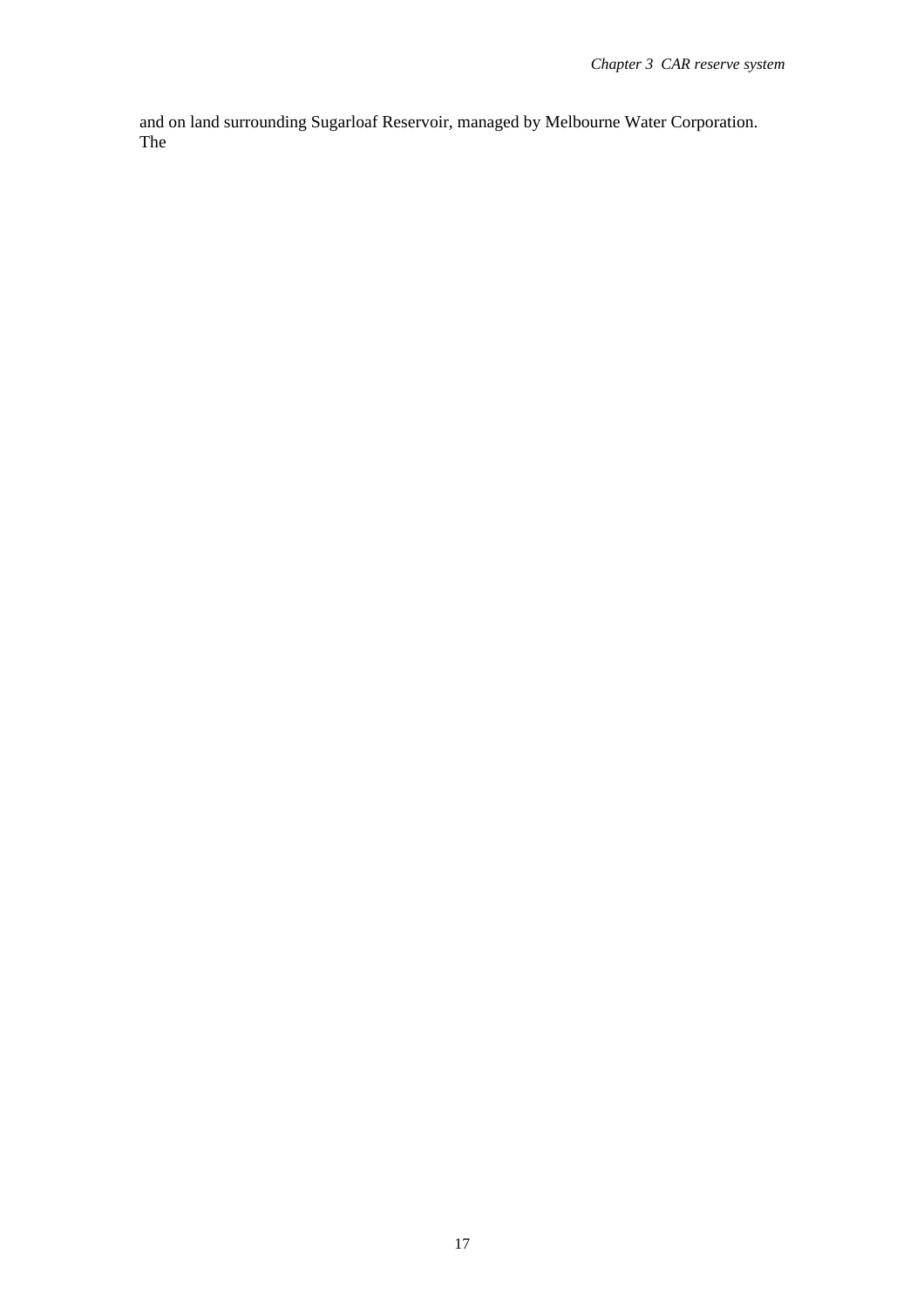and on land surrounding Sugarloaf Reservoir, managed by Melbourne Water Corporation. The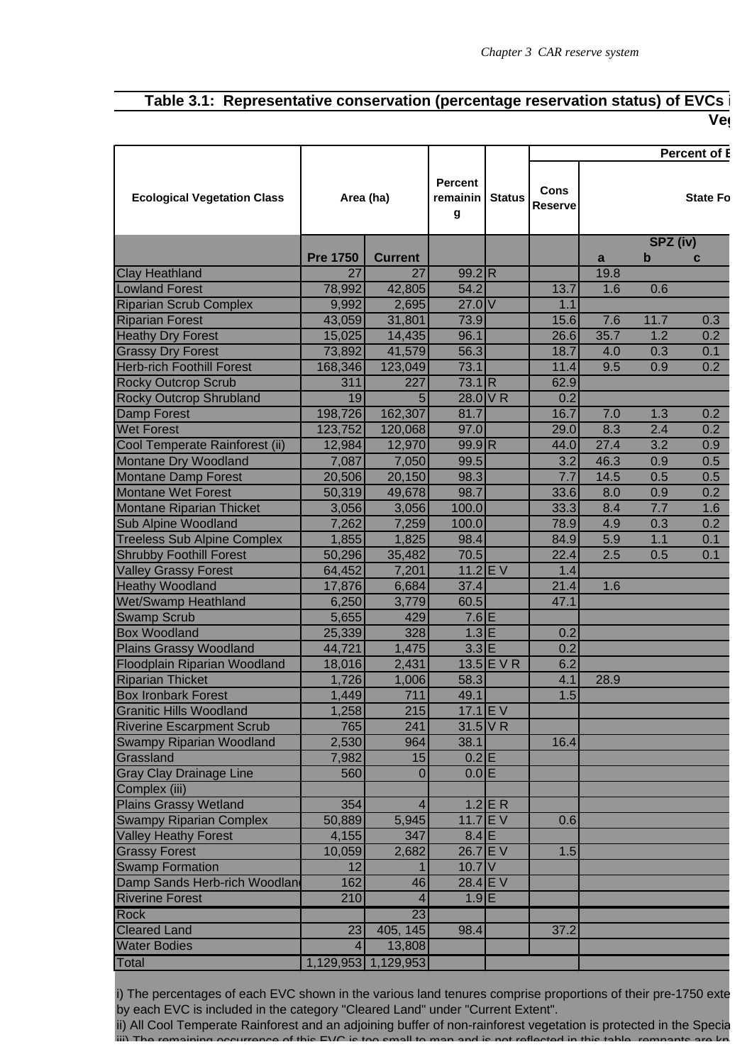**Table 3.1: Representative conservation (percentage reservation status) of EVCs i**

**Veg**

| Ecological Vegetation Class | Area (ha) | | Percent remaining | Status | Percent of E | | | |
|---|---|---|---|---|---|---|---|---|
| | | | | | Cons Reserve | State Fo | | |
| | | | | | | SPZ (iv) | | |
| | Pre 1750 | Current | | | | a | b | c |
| Clay Heathland | 27 | 27 | 99.2 | R | | 19.8 | | |
| Lowland Forest | 78,992 | 42,805 | 54.2 | | 13.7 | 1.6 | 0.6 | |
| Riparian Scrub Complex | 9,992 | 2,695 | 27.0 | V | 1.1 | | | |
| Riparian Forest | 43,059 | 31,801 | 73.9 | | 15.6 | 7.6 | 11.7 | 0.3 |
| Heathy Dry Forest | 15,025 | 14,435 | 96.1 | | 26.6 | 35.7 | 1.2 | 0.2 |
| Grassy Dry Forest | 73,892 | 41,579 | 56.3 | | 18.7 | 4.0 | 0.3 | 0.1 |
| Herb-rich Foothill Forest | 168,346 | 123,049 | 73.1 | | 11.4 | 9.5 | 0.9 | 0.2 |
| Rocky Outcrop Scrub | 311 | 227 | 73.1 | R | 62.9 | | | |
| Rocky Outcrop Shrubland | 19 | 5 | 28.0 | V R | 0.2 | | | |
| Damp Forest | 198,726 | 162,307 | 81.7 | | 16.7 | 7.0 | 1.3 | 0.2 |
| Wet Forest | 123,752 | 120,068 | 97.0 | | 29.0 | 8.3 | 2.4 | 0.2 |
| Cool Temperate Rainforest (ii) | 12,984 | 12,970 | 99.9 | R | 44.0 | 27.4 | 3.2 | 0.9 |
| Montane Dry Woodland | 7,087 | 7,050 | 99.5 | | 3.2 | 46.3 | 0.9 | 0.5 |
| Montane Damp Forest | 20,506 | 20,150 | 98.3 | | 7.7 | 14.5 | 0.5 | 0.5 |
| Montane Wet Forest | 50,319 | 49,678 | 98.7 | | 33.6 | 8.0 | 0.9 | 0.2 |
| Montane Riparian Thicket | 3,056 | 3,056 | 100.0 | | 33.3 | 8.4 | 7.7 | 1.6 |
| Sub Alpine Woodland | 7,262 | 7,259 | 100.0 | | 78.9 | 4.9 | 0.3 | 0.2 |
| Treeless Sub Alpine Complex | 1,855 | 1,825 | 98.4 | | 84.9 | 5.9 | 1.1 | 0.1 |
| Shrubby Foothill Forest | 50,296 | 35,482 | 70.5 | | 22.4 | 2.5 | 0.5 | 0.1 |
| Valley Grassy Forest | 64,452 | 7,201 | 11.2 | E V | 1.4 | | | |
| Heathy Woodland | 17,876 | 6,684 | 37.4 | | 21.4 | 1.6 | | |
| Wet/Swamp Heathland | 6,250 | 3,779 | 60.5 | | 47.1 | | | |
| Swamp Scrub | 5,655 | 429 | 7.6 | E | | | | |
| Box Woodland | 25,339 | 328 | 1.3 | E | 0.2 | | | |
| Plains Grassy Woodland | 44,721 | 1,475 | 3.3 | E | 0.2 | | | |
| Floodplain Riparian Woodland | 18,016 | 2,431 | 13.5 | E V R | 6.2 | | | |
| Riparian Thicket | 1,726 | 1,006 | 58.3 | | 4.1 | 28.9 | | |
| Box Ironbark Forest | 1,449 | 711 | 49.1 | | 1.5 | | | |
| Granitic Hills Woodland | 1,258 | 215 | 17.1 | E V | | | | |
| Riverine Escarpment Scrub | 765 | 241 | 31.5 | V R | | | | |
| Swampy Riparian Woodland | 2,530 | 964 | 38.1 | | 16.4 | | | |
| Grassland | 7,982 | 15 | 0.2 | E | | | | |
| Gray Clay Drainage Line Complex (iii) | 560 | 0 | 0.0 | E | | | | |
| Plains Grassy Wetland | 354 | 4 | 1.2 | E R | | | | |
| Swampy Riparian Complex | 50,889 | 5,945 | 11.7 | E V | 0.6 | | | |
| Valley Heathy Forest | 4,155 | 347 | 8.4 | E | | | | |
| Grassy Forest | 10,059 | 2,682 | 26.7 | E V | 1.5 | | | |
| Swamp Formation | 12 | 1 | 10.7 | V | | | | |
| Damp Sands Herb-rich Woodland | 162 | 46 | 28.4 | E V | | | | |
| Riverine Forest | 210 | 4 | 1.9 | E | | | | |
| Rock | | 23 | | | | | | |
| Cleared Land | 23 | 405, 145 | 98.4 | | 37.2 | | | |
| Water Bodies | 4 | 13,808 | | | | | | |
| Total | 1,129,953 | 1,129,953 | | | | | | |

i) The percentages of each EVC shown in the various land tenures comprise proportions of their pre-1750 exte by each EVC is included in the category "Cleared Land" under "Current Extent".

ii) All Cool Temperate Rainforest and an adjoining buffer of non-rainforest vegetation is protected in the Specia

iii) The remaining occurrence of this EVC is too small to map and is not reflected in this table, remnants are kn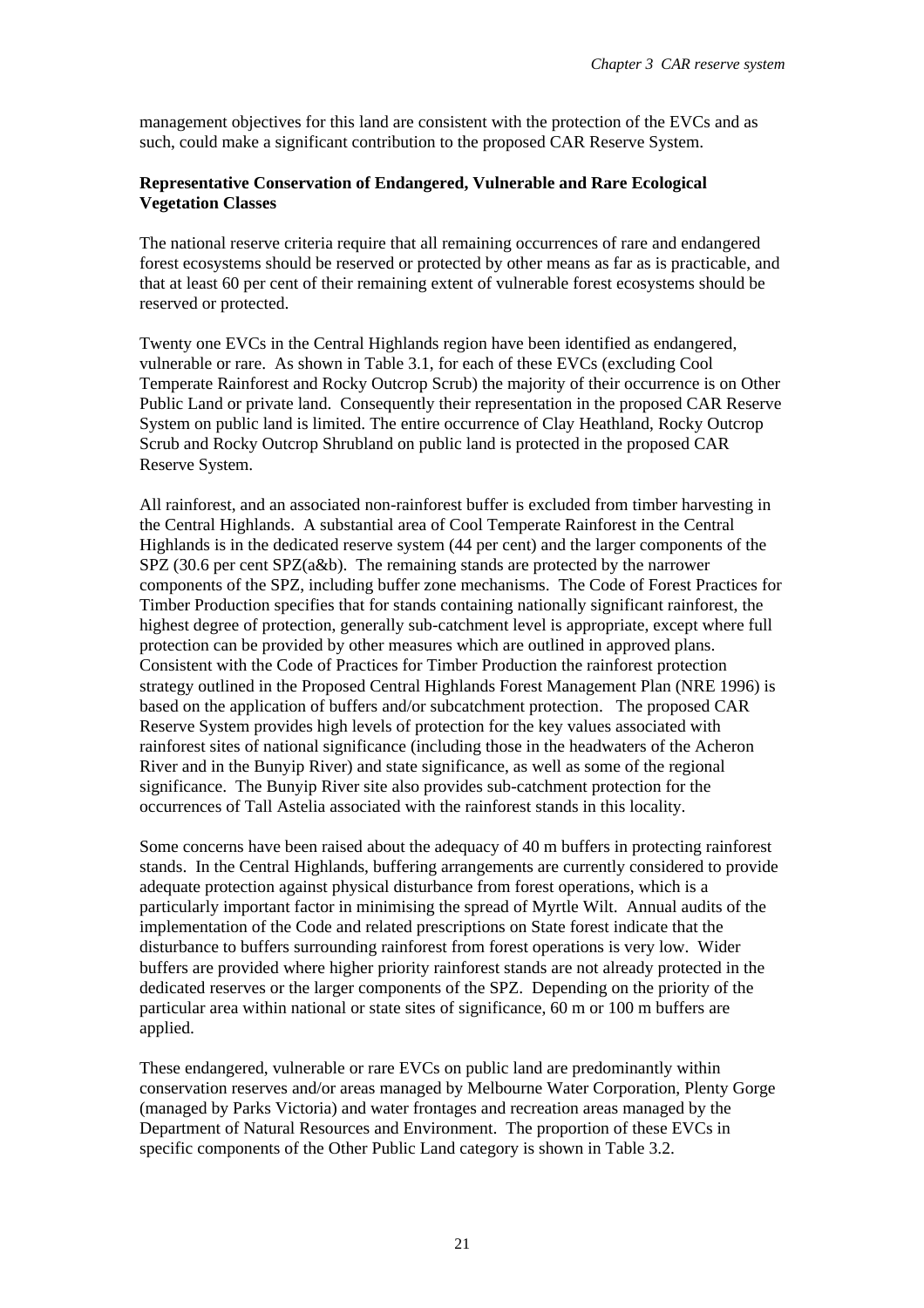management objectives for this land are consistent with the protection of the EVCs and as such, could make a significant contribution to the proposed CAR Reserve System.

**Representative Conservation of Endangered, Vulnerable and Rare Ecological Vegetation Classes**

The national reserve criteria require that all remaining occurrences of rare and endangered forest ecosystems should be reserved or protected by other means as far as is practicable, and that at least 60 per cent of their remaining extent of vulnerable forest ecosystems should be reserved or protected.

Twenty one EVCs in the Central Highlands region have been identified as endangered, vulnerable or rare. As shown in Table 3.1, for each of these EVCs (excluding Cool Temperate Rainforest and Rocky Outcrop Scrub) the majority of their occurrence is on Other Public Land or private land. Consequently their representation in the proposed CAR Reserve System on public land is limited. The entire occurrence of Clay Heathland, Rocky Outcrop Scrub and Rocky Outcrop Shrubland on public land is protected in the proposed CAR Reserve System.

All rainforest, and an associated non-rainforest buffer is excluded from timber harvesting in the Central Highlands. A substantial area of Cool Temperate Rainforest in the Central Highlands is in the dedicated reserve system (44 per cent) and the larger components of the SPZ (30.6 per cent SPZ(a&b). The remaining stands are protected by the narrower components of the SPZ, including buffer zone mechanisms. The Code of Forest Practices for Timber Production specifies that for stands containing nationally significant rainforest, the highest degree of protection, generally sub-catchment level is appropriate, except where full protection can be provided by other measures which are outlined in approved plans. Consistent with the Code of Practices for Timber Production the rainforest protection strategy outlined in the Proposed Central Highlands Forest Management Plan (NRE 1996) is based on the application of buffers and/or subcatchment protection. The proposed CAR Reserve System provides high levels of protection for the key values associated with rainforest sites of national significance (including those in the headwaters of the Acheron River and in the Bunyip River) and state significance, as well as some of the regional significance. The Bunyip River site also provides sub-catchment protection for the occurrences of Tall Astelia associated with the rainforest stands in this locality.

Some concerns have been raised about the adequacy of 40 m buffers in protecting rainforest stands. In the Central Highlands, buffering arrangements are currently considered to provide adequate protection against physical disturbance from forest operations, which is a particularly important factor in minimising the spread of Myrtle Wilt. Annual audits of the implementation of the Code and related prescriptions on State forest indicate that the disturbance to buffers surrounding rainforest from forest operations is very low. Wider buffers are provided where higher priority rainforest stands are not already protected in the dedicated reserves or the larger components of the SPZ. Depending on the priority of the particular area within national or state sites of significance, 60 m or 100 m buffers are applied.

These endangered, vulnerable or rare EVCs on public land are predominantly within conservation reserves and/or areas managed by Melbourne Water Corporation, Plenty Gorge (managed by Parks Victoria) and water frontages and recreation areas managed by the Department of Natural Resources and Environment. The proportion of these EVCs in specific components of the Other Public Land category is shown in Table 3.2.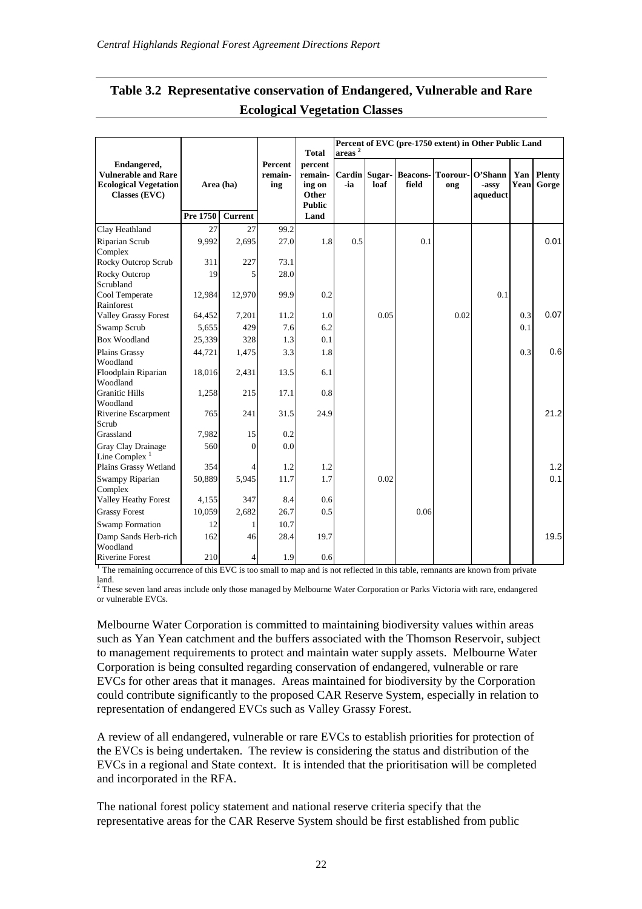## Table 3.2 Representative conservation of Endangered, Vulnerable and Rare Ecological Vegetation Classes

| Endangered, Vulnerable and Rare Ecological Vegetation Classes (EVC) | Area (ha) | | Percent remain-ing | Total percent remain-ing on Other Public Land | Percent of EVC (pre-1750 extent) in Other Public Land areas [2] | | | | | | |
|---|---|---|---|---|---|---|---|---|---|---|---|
| | Pre 1750 | Current | | | Cardin-ia | Sugar-loaf | Beacons-field | Toorour-ong | O'Shann-assy aqueduct | Yan Yean | Plenty Gorge |
| Clay Heathland | 27 | 27 | 99.2 | | | | | | | | |
| Riparian Scrub Complex | 9,992 | 2,695 | 27.0 | 1.8 | 0.5 | | 0.1 | | | | 0.01 |
| Rocky Outcrop Scrub | 311 | 227 | 73.1 | | | | | | | | |
| Rocky Outcrop Scrubland | 19 | 5 | 28.0 | | | | | | | | |
| Cool Temperate Rainforest | 12,984 | 12,970 | 99.9 | 0.2 | | | | | 0.1 | | |
| Valley Grassy Forest | 64,452 | 7,201 | 11.2 | 1.0 | | 0.05 | | 0.02 | | 0.3 | 0.07 |
| Swamp Scrub | 5,655 | 429 | 7.6 | 6.2 | | | | | | 0.1 | |
| Box Woodland | 25,339 | 328 | 1.3 | 0.1 | | | | | | | |
| Plains Grassy Woodland | 44,721 | 1,475 | 3.3 | 1.8 | | | | | | 0.3 | 0.6 |
| Floodplain Riparian Woodland | 18,016 | 2,431 | 13.5 | 6.1 | | | | | | | |
| Granitic Hills Woodland | 1,258 | 215 | 17.1 | 0.8 | | | | | | | |
| Riverine Escarpment Scrub | 765 | 241 | 31.5 | 24.9 | | | | | | | 21.2 |
| Grassland | 7,982 | 15 | 0.2 | | | | | | | | |
| Gray Clay Drainage Line Complex [1] | 560 | 0 | 0.0 | | | | | | | | |
| Plains Grassy Wetland | 354 | 4 | 1.2 | 1.2 | | | | | | | 1.2 |
| Swampy Riparian Complex | 50,889 | 5,945 | 11.7 | 1.7 | | 0.02 | | | | | 0.1 |
| Valley Heathy Forest | 4,155 | 347 | 8.4 | 0.6 | | | | | | | |
| Grassy Forest | 10,059 | 2,682 | 26.7 | 0.5 | | | 0.06 | | | | |
| Swamp Formation | 12 | 1 | 10.7 | | | | | | | | |
| Damp Sands Herb-rich Woodland | 162 | 46 | 28.4 | 19.7 | | | | | | | 19.5 |
| Riverine Forest | 210 | 4 | 1.9 | 0.6 | | | | | | | |

[1] The remaining occurrence of this EVC is too small to map and is not reflected in this table, remnants are known from private land.
[2] These seven land areas include only those managed by Melbourne Water Corporation or Parks Victoria with rare, endangered or vulnerable EVCs.

Melbourne Water Corporation is committed to maintaining biodiversity values within areas such as Yan Yean catchment and the buffers associated with the Thomson Reservoir, subject to management requirements to protect and maintain water supply assets. Melbourne Water Corporation is being consulted regarding conservation of endangered, vulnerable or rare EVCs for other areas that it manages. Areas maintained for biodiversity by the Corporation could contribute significantly to the proposed CAR Reserve System, especially in relation to representation of endangered EVCs such as Valley Grassy Forest.

A review of all endangered, vulnerable or rare EVCs to establish priorities for protection of the EVCs is being undertaken. The review is considering the status and distribution of the EVCs in a regional and State context. It is intended that the prioritisation will be completed and incorporated in the RFA.

The national forest policy statement and national reserve criteria specify that the representative areas for the CAR Reserve System should be first established from public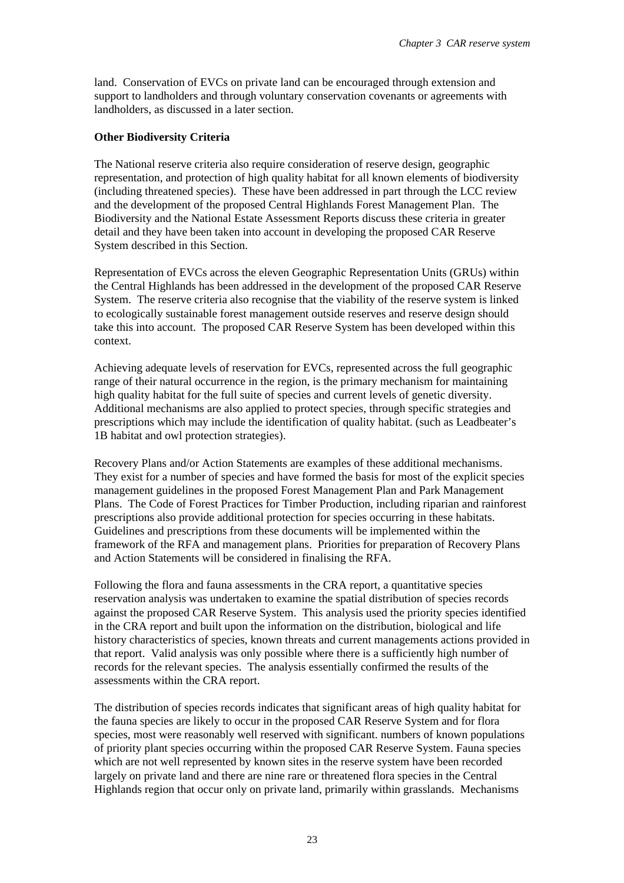land. Conservation of EVCs on private land can be encouraged through extension and support to landholders and through voluntary conservation covenants or agreements with landholders, as discussed in a later section.

**Other Biodiversity Criteria**

The National reserve criteria also require consideration of reserve design, geographic representation, and protection of high quality habitat for all known elements of biodiversity (including threatened species). These have been addressed in part through the LCC review and the development of the proposed Central Highlands Forest Management Plan. The Biodiversity and the National Estate Assessment Reports discuss these criteria in greater detail and they have been taken into account in developing the proposed CAR Reserve System described in this Section.

Representation of EVCs across the eleven Geographic Representation Units (GRUs) within the Central Highlands has been addressed in the development of the proposed CAR Reserve System. The reserve criteria also recognise that the viability of the reserve system is linked to ecologically sustainable forest management outside reserves and reserve design should take this into account. The proposed CAR Reserve System has been developed within this context.

Achieving adequate levels of reservation for EVCs, represented across the full geographic range of their natural occurrence in the region, is the primary mechanism for maintaining high quality habitat for the full suite of species and current levels of genetic diversity. Additional mechanisms are also applied to protect species, through specific strategies and prescriptions which may include the identification of quality habitat. (such as Leadbeater's 1B habitat and owl protection strategies).

Recovery Plans and/or Action Statements are examples of these additional mechanisms. They exist for a number of species and have formed the basis for most of the explicit species management guidelines in the proposed Forest Management Plan and Park Management Plans. The Code of Forest Practices for Timber Production, including riparian and rainforest prescriptions also provide additional protection for species occurring in these habitats. Guidelines and prescriptions from these documents will be implemented within the framework of the RFA and management plans. Priorities for preparation of Recovery Plans and Action Statements will be considered in finalising the RFA.

Following the flora and fauna assessments in the CRA report, a quantitative species reservation analysis was undertaken to examine the spatial distribution of species records against the proposed CAR Reserve System. This analysis used the priority species identified in the CRA report and built upon the information on the distribution, biological and life history characteristics of species, known threats and current managements actions provided in that report. Valid analysis was only possible where there is a sufficiently high number of records for the relevant species. The analysis essentially confirmed the results of the assessments within the CRA report.

The distribution of species records indicates that significant areas of high quality habitat for the fauna species are likely to occur in the proposed CAR Reserve System and for flora species, most were reasonably well reserved with significant. numbers of known populations of priority plant species occurring within the proposed CAR Reserve System. Fauna species which are not well represented by known sites in the reserve system have been recorded largely on private land and there are nine rare or threatened flora species in the Central Highlands region that occur only on private land, primarily within grasslands. Mechanisms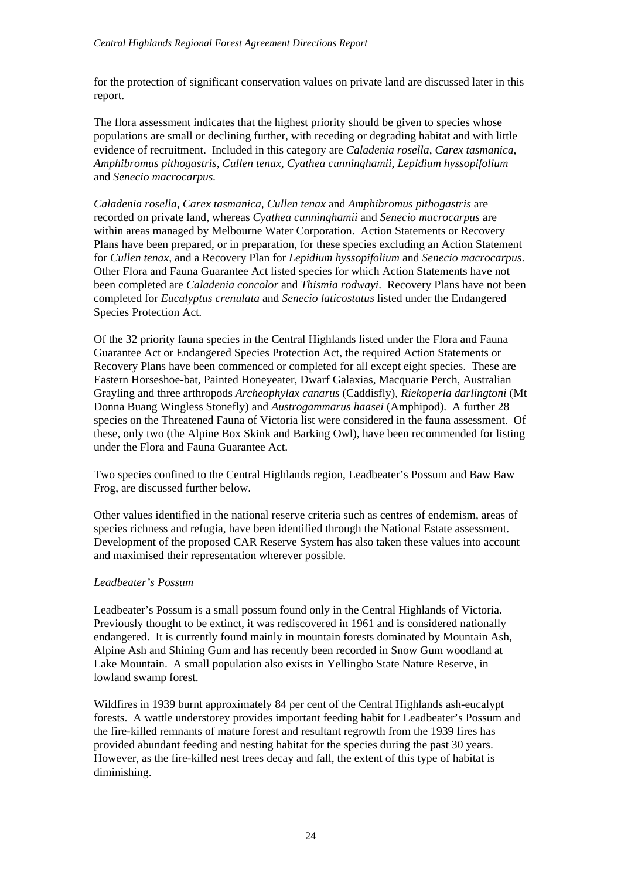for the protection of significant conservation values on private land are discussed later in this report.

The flora assessment indicates that the highest priority should be given to species whose populations are small or declining further, with receding or degrading habitat and with little evidence of recruitment. Included in this category are *Caladenia rosella*, *Carex tasmanica*, *Amphibromus pithogastris*, *Cullen tenax*, *Cyathea cunninghamii*, *Lepidium hyssopifolium* and *Senecio macrocarpus.*

*Caladenia rosella, Carex tasmanica, Cullen tenax* and *Amphibromus pithogastris* are recorded on private land, whereas *Cyathea cunninghamii* and *Senecio macrocarpus* are within areas managed by Melbourne Water Corporation. Action Statements or Recovery Plans have been prepared, or in preparation, for these species excluding an Action Statement for *Cullen tenax,* and a Recovery Plan for *Lepidium hyssopifolium* and *Senecio macrocarpus*. Other Flora and Fauna Guarantee Act listed species for which Action Statements have not been completed are *Caladenia concolor* and *Thismia rodwayi*. Recovery Plans have not been completed for *Eucalyptus crenulata* and *Senecio laticostatus* listed under the Endangered Species Protection Act*.*

Of the 32 priority fauna species in the Central Highlands listed under the Flora and Fauna Guarantee Act or Endangered Species Protection Act, the required Action Statements or Recovery Plans have been commenced or completed for all except eight species. These are Eastern Horseshoe-bat, Painted Honeyeater, Dwarf Galaxias, Macquarie Perch, Australian Grayling and three arthropods *Archeophylax canarus* (Caddisfly), *Riekoperla darlingtoni* (Mt Donna Buang Wingless Stonefly) and *Austrogammarus haasei* (Amphipod). A further 28 species on the Threatened Fauna of Victoria list were considered in the fauna assessment. Of these, only two (the Alpine Box Skink and Barking Owl), have been recommended for listing under the Flora and Fauna Guarantee Act.

Two species confined to the Central Highlands region, Leadbeater's Possum and Baw Baw Frog, are discussed further below.

Other values identified in the national reserve criteria such as centres of endemism, areas of species richness and refugia, have been identified through the National Estate assessment. Development of the proposed CAR Reserve System has also taken these values into account and maximised their representation wherever possible.

*Leadbeater's Possum*

Leadbeater's Possum is a small possum found only in the Central Highlands of Victoria. Previously thought to be extinct, it was rediscovered in 1961 and is considered nationally endangered. It is currently found mainly in mountain forests dominated by Mountain Ash, Alpine Ash and Shining Gum and has recently been recorded in Snow Gum woodland at Lake Mountain. A small population also exists in Yellingbo State Nature Reserve, in lowland swamp forest.

Wildfires in 1939 burnt approximately 84 per cent of the Central Highlands ash-eucalypt forests. A wattle understorey provides important feeding habit for Leadbeater's Possum and the fire-killed remnants of mature forest and resultant regrowth from the 1939 fires has provided abundant feeding and nesting habitat for the species during the past 30 years. However, as the fire-killed nest trees decay and fall, the extent of this type of habitat is diminishing.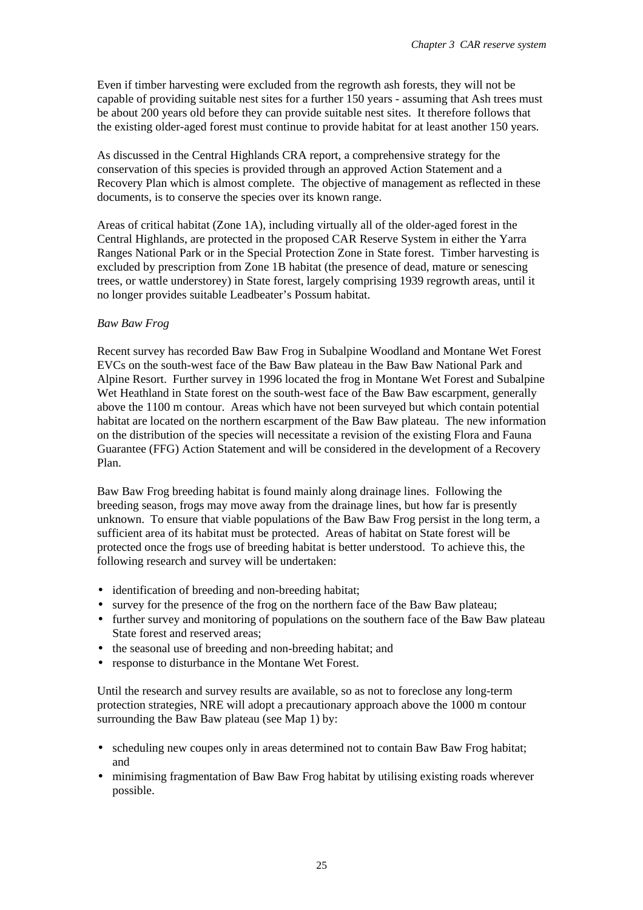Even if timber harvesting were excluded from the regrowth ash forests, they will not be capable of providing suitable nest sites for a further 150 years - assuming that Ash trees must be about 200 years old before they can provide suitable nest sites. It therefore follows that the existing older-aged forest must continue to provide habitat for at least another 150 years.

As discussed in the Central Highlands CRA report, a comprehensive strategy for the conservation of this species is provided through an approved Action Statement and a Recovery Plan which is almost complete. The objective of management as reflected in these documents, is to conserve the species over its known range.

Areas of critical habitat (Zone 1A), including virtually all of the older-aged forest in the Central Highlands, are protected in the proposed CAR Reserve System in either the Yarra Ranges National Park or in the Special Protection Zone in State forest. Timber harvesting is excluded by prescription from Zone 1B habitat (the presence of dead, mature or senescing trees, or wattle understorey) in State forest, largely comprising 1939 regrowth areas, until it no longer provides suitable Leadbeater's Possum habitat.

*Baw Baw Frog*

Recent survey has recorded Baw Baw Frog in Subalpine Woodland and Montane Wet Forest EVCs on the south-west face of the Baw Baw plateau in the Baw Baw National Park and Alpine Resort. Further survey in 1996 located the frog in Montane Wet Forest and Subalpine Wet Heathland in State forest on the south-west face of the Baw Baw escarpment, generally above the 1100 m contour. Areas which have not been surveyed but which contain potential habitat are located on the northern escarpment of the Baw Baw plateau. The new information on the distribution of the species will necessitate a revision of the existing Flora and Fauna Guarantee (FFG) Action Statement and will be considered in the development of a Recovery Plan.

Baw Baw Frog breeding habitat is found mainly along drainage lines. Following the breeding season, frogs may move away from the drainage lines, but how far is presently unknown. To ensure that viable populations of the Baw Baw Frog persist in the long term, a sufficient area of its habitat must be protected. Areas of habitat on State forest will be protected once the frogs use of breeding habitat is better understood. To achieve this, the following research and survey will be undertaken:

- identification of breeding and non-breeding habitat;
- survey for the presence of the frog on the northern face of the Baw Baw plateau;
- further survey and monitoring of populations on the southern face of the Baw Baw plateau State forest and reserved areas;
- the seasonal use of breeding and non-breeding habitat; and
- response to disturbance in the Montane Wet Forest.

Until the research and survey results are available, so as not to foreclose any long-term protection strategies, NRE will adopt a precautionary approach above the 1000 m contour surrounding the Baw Baw plateau (see Map 1) by:

- scheduling new coupes only in areas determined not to contain Baw Baw Frog habitat; and
- minimising fragmentation of Baw Baw Frog habitat by utilising existing roads wherever possible.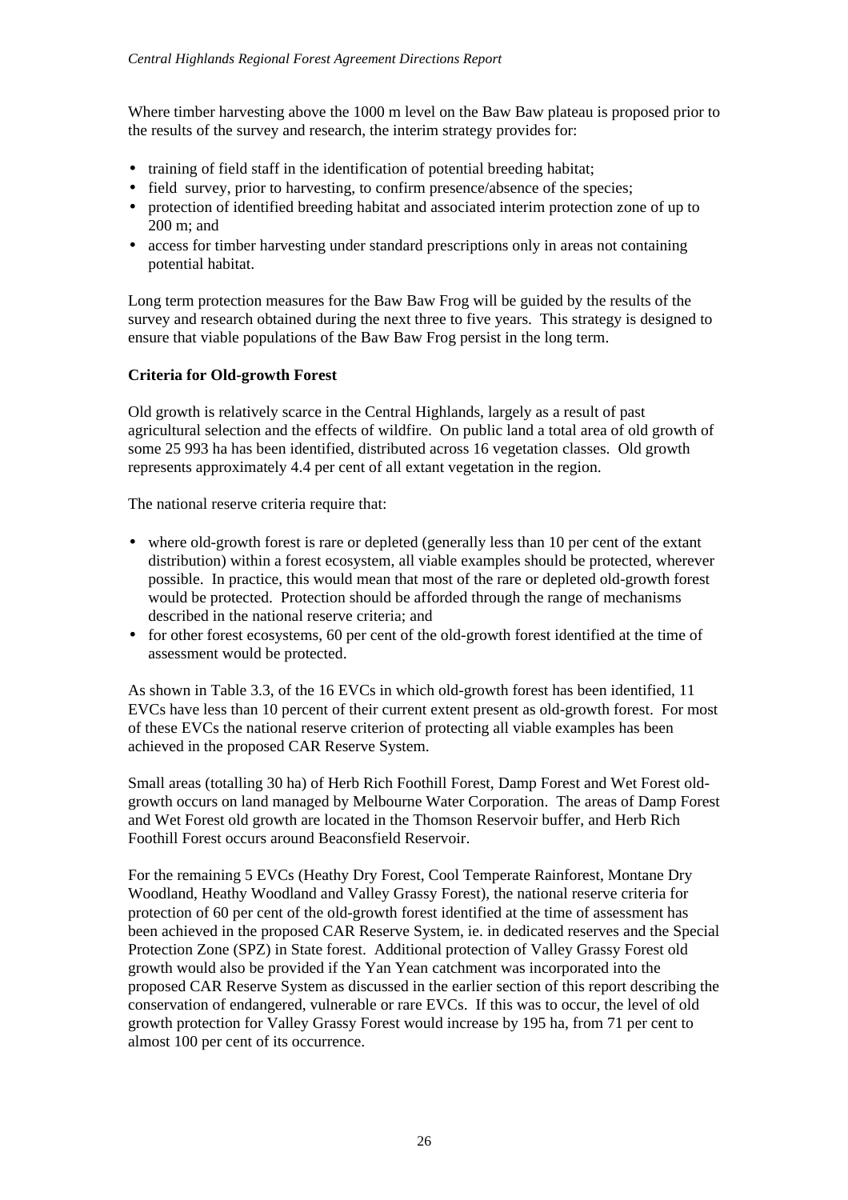Where timber harvesting above the 1000 m level on the Baw Baw plateau is proposed prior to the results of the survey and research, the interim strategy provides for:

- training of field staff in the identification of potential breeding habitat;
- field survey, prior to harvesting, to confirm presence/absence of the species;
- protection of identified breeding habitat and associated interim protection zone of up to 200 m; and
- access for timber harvesting under standard prescriptions only in areas not containing potential habitat.

Long term protection measures for the Baw Baw Frog will be guided by the results of the survey and research obtained during the next three to five years. This strategy is designed to ensure that viable populations of the Baw Baw Frog persist in the long term.

**Criteria for Old-growth Forest**

Old growth is relatively scarce in the Central Highlands, largely as a result of past agricultural selection and the effects of wildfire. On public land a total area of old growth of some 25 993 ha has been identified, distributed across 16 vegetation classes. Old growth represents approximately 4.4 per cent of all extant vegetation in the region.

The national reserve criteria require that:

- where old-growth forest is rare or depleted (generally less than 10 per cent of the extant distribution) within a forest ecosystem, all viable examples should be protected, wherever possible. In practice, this would mean that most of the rare or depleted old-growth forest would be protected. Protection should be afforded through the range of mechanisms described in the national reserve criteria; and
- for other forest ecosystems, 60 per cent of the old-growth forest identified at the time of assessment would be protected.

As shown in Table 3.3, of the 16 EVCs in which old-growth forest has been identified, 11 EVCs have less than 10 percent of their current extent present as old-growth forest. For most of these EVCs the national reserve criterion of protecting all viable examples has been achieved in the proposed CAR Reserve System.

Small areas (totalling 30 ha) of Herb Rich Foothill Forest, Damp Forest and Wet Forest old-growth occurs on land managed by Melbourne Water Corporation. The areas of Damp Forest and Wet Forest old growth are located in the Thomson Reservoir buffer, and Herb Rich Foothill Forest occurs around Beaconsfield Reservoir.

For the remaining 5 EVCs (Heathy Dry Forest, Cool Temperate Rainforest, Montane Dry Woodland, Heathy Woodland and Valley Grassy Forest), the national reserve criteria for protection of 60 per cent of the old-growth forest identified at the time of assessment has been achieved in the proposed CAR Reserve System, ie. in dedicated reserves and the Special Protection Zone (SPZ) in State forest. Additional protection of Valley Grassy Forest old growth would also be provided if the Yan Yean catchment was incorporated into the proposed CAR Reserve System as discussed in the earlier section of this report describing the conservation of endangered, vulnerable or rare EVCs. If this was to occur, the level of old growth protection for Valley Grassy Forest would increase by 195 ha, from 71 per cent to almost 100 per cent of its occurrence.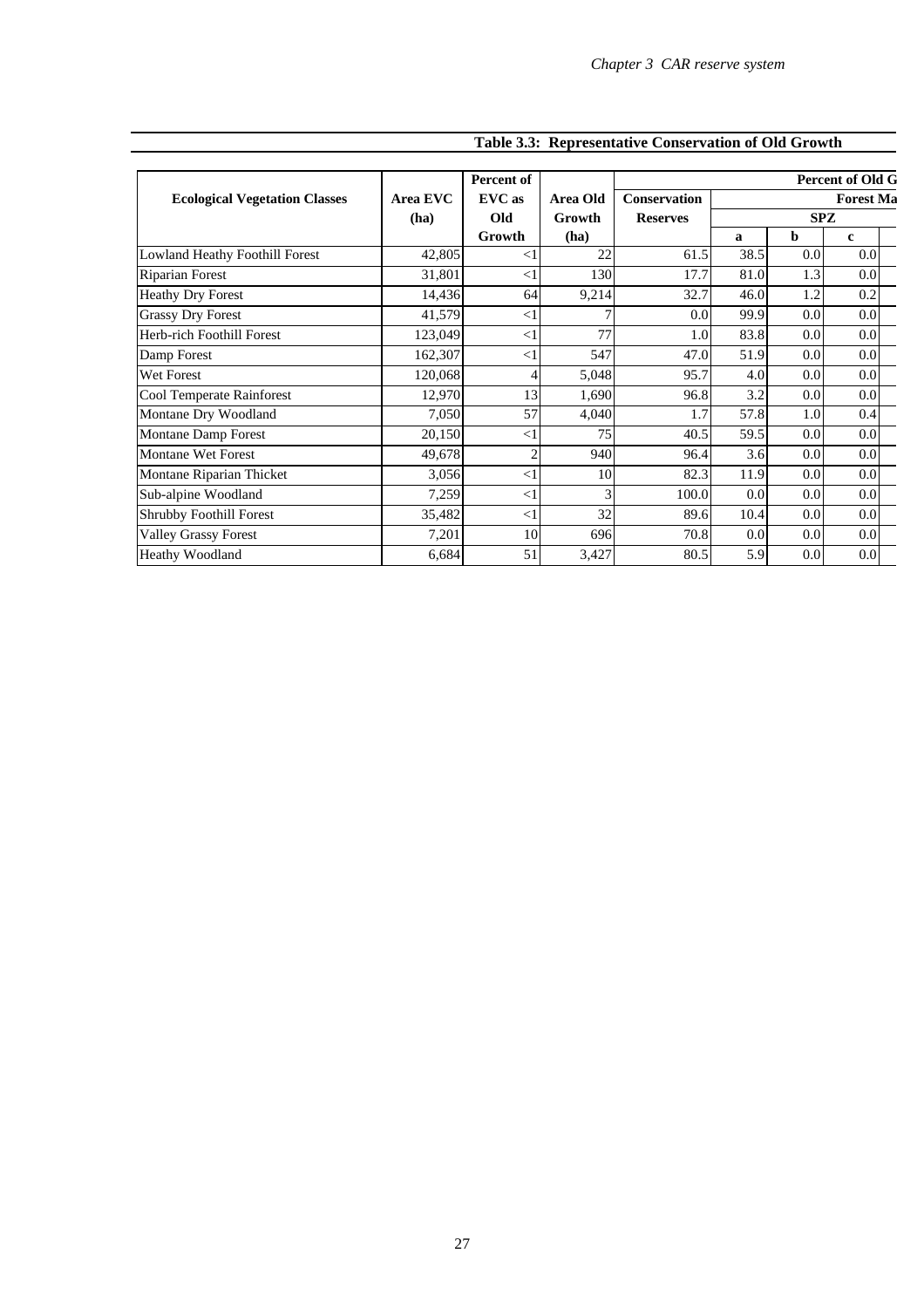**Table 3.3: Representative Conservation of Old Growth**

| Ecological Vegetation Classes | Area EVC (ha) | Percent of EVC as Old Growth | Area Old Growth (ha) | Percent of Old G | | | |
|---|---|---|---|---|---|---|---|
| | | | | Conservation Reserves | Forest Ma | | |
| | | | | | SPZ | | |
| | | | | | a | b | c |
| Lowland Heathy Foothill Forest | 42,805 | <1 | 22 | 61.5 | 38.5 | 0.0 | 0.0 |
| Riparian Forest | 31,801 | <1 | 130 | 17.7 | 81.0 | 1.3 | 0.0 |
| Heathy Dry Forest | 14,436 | 64 | 9,214 | 32.7 | 46.0 | 1.2 | 0.2 |
| Grassy Dry Forest | 41,579 | <1 | 7 | 0.0 | 99.9 | 0.0 | 0.0 |
| Herb-rich Foothill Forest | 123,049 | <1 | 77 | 1.0 | 83.8 | 0.0 | 0.0 |
| Damp Forest | 162,307 | <1 | 547 | 47.0 | 51.9 | 0.0 | 0.0 |
| Wet Forest | 120,068 | 4 | 5,048 | 95.7 | 4.0 | 0.0 | 0.0 |
| Cool Temperate Rainforest | 12,970 | 13 | 1,690 | 96.8 | 3.2 | 0.0 | 0.0 |
| Montane Dry Woodland | 7,050 | 57 | 4,040 | 1.7 | 57.8 | 1.0 | 0.4 |
| Montane Damp Forest | 20,150 | <1 | 75 | 40.5 | 59.5 | 0.0 | 0.0 |
| Montane Wet Forest | 49,678 | 2 | 940 | 96.4 | 3.6 | 0.0 | 0.0 |
| Montane Riparian Thicket | 3,056 | <1 | 10 | 82.3 | 11.9 | 0.0 | 0.0 |
| Sub-alpine Woodland | 7,259 | <1 | 3 | 100.0 | 0.0 | 0.0 | 0.0 |
| Shrubby Foothill Forest | 35,482 | <1 | 32 | 89.6 | 10.4 | 0.0 | 0.0 |
| Valley Grassy Forest | 7,201 | 10 | 696 | 70.8 | 0.0 | 0.0 | 0.0 |
| Heathy Woodland | 6,684 | 51 | 3,427 | 80.5 | 5.9 | 0.0 | 0.0 |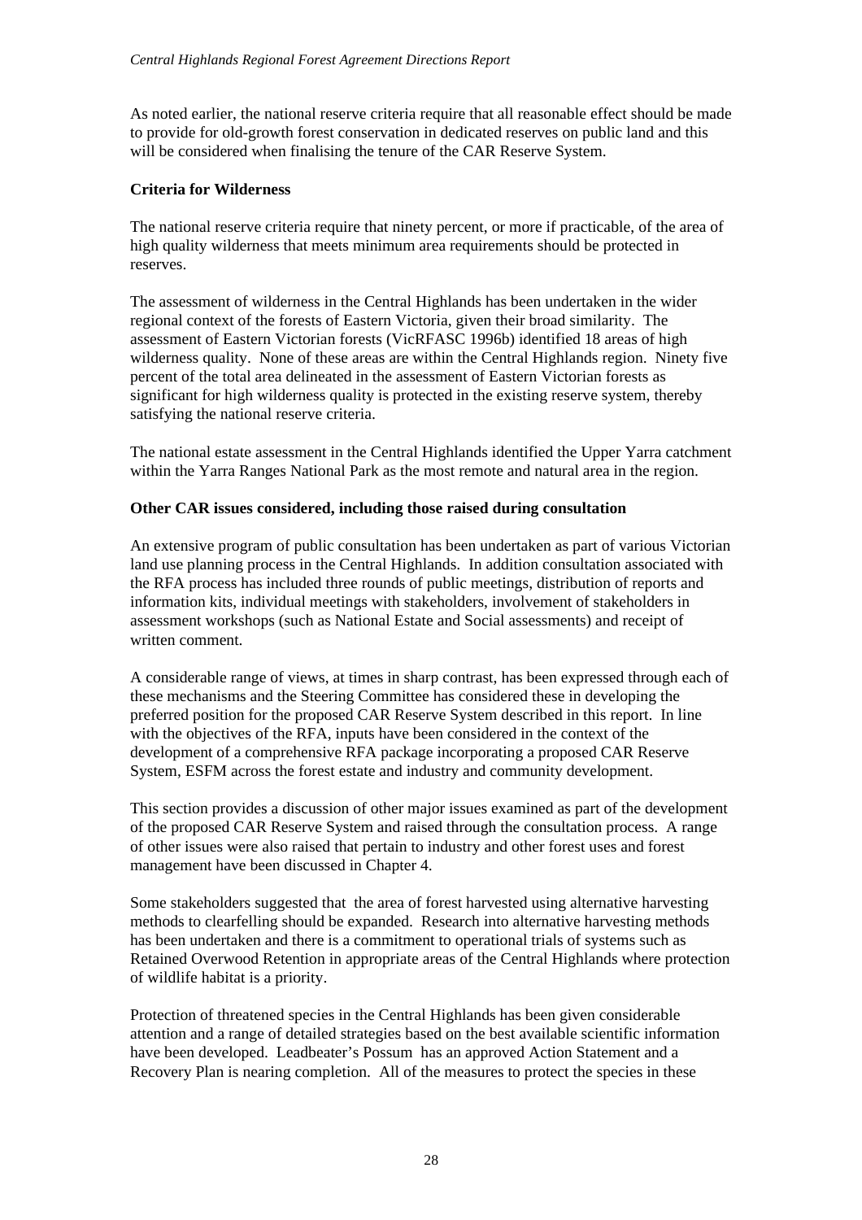As noted earlier, the national reserve criteria require that all reasonable effect should be made to provide for old-growth forest conservation in dedicated reserves on public land and this will be considered when finalising the tenure of the CAR Reserve System.

**Criteria for Wilderness**

The national reserve criteria require that ninety percent, or more if practicable, of the area of high quality wilderness that meets minimum area requirements should be protected in reserves.

The assessment of wilderness in the Central Highlands has been undertaken in the wider regional context of the forests of Eastern Victoria, given their broad similarity. The assessment of Eastern Victorian forests (VicRFASC 1996b) identified 18 areas of high wilderness quality. None of these areas are within the Central Highlands region. Ninety five percent of the total area delineated in the assessment of Eastern Victorian forests as significant for high wilderness quality is protected in the existing reserve system, thereby satisfying the national reserve criteria.

The national estate assessment in the Central Highlands identified the Upper Yarra catchment within the Yarra Ranges National Park as the most remote and natural area in the region.

**Other CAR issues considered, including those raised during consultation**

An extensive program of public consultation has been undertaken as part of various Victorian land use planning process in the Central Highlands. In addition consultation associated with the RFA process has included three rounds of public meetings, distribution of reports and information kits, individual meetings with stakeholders, involvement of stakeholders in assessment workshops (such as National Estate and Social assessments) and receipt of written comment.

A considerable range of views, at times in sharp contrast, has been expressed through each of these mechanisms and the Steering Committee has considered these in developing the preferred position for the proposed CAR Reserve System described in this report. In line with the objectives of the RFA, inputs have been considered in the context of the development of a comprehensive RFA package incorporating a proposed CAR Reserve System, ESFM across the forest estate and industry and community development.

This section provides a discussion of other major issues examined as part of the development of the proposed CAR Reserve System and raised through the consultation process. A range of other issues were also raised that pertain to industry and other forest uses and forest management have been discussed in Chapter 4.

Some stakeholders suggested that the area of forest harvested using alternative harvesting methods to clearfelling should be expanded. Research into alternative harvesting methods has been undertaken and there is a commitment to operational trials of systems such as Retained Overwood Retention in appropriate areas of the Central Highlands where protection of wildlife habitat is a priority.

Protection of threatened species in the Central Highlands has been given considerable attention and a range of detailed strategies based on the best available scientific information have been developed. Leadbeater's Possum has an approved Action Statement and a Recovery Plan is nearing completion. All of the measures to protect the species in these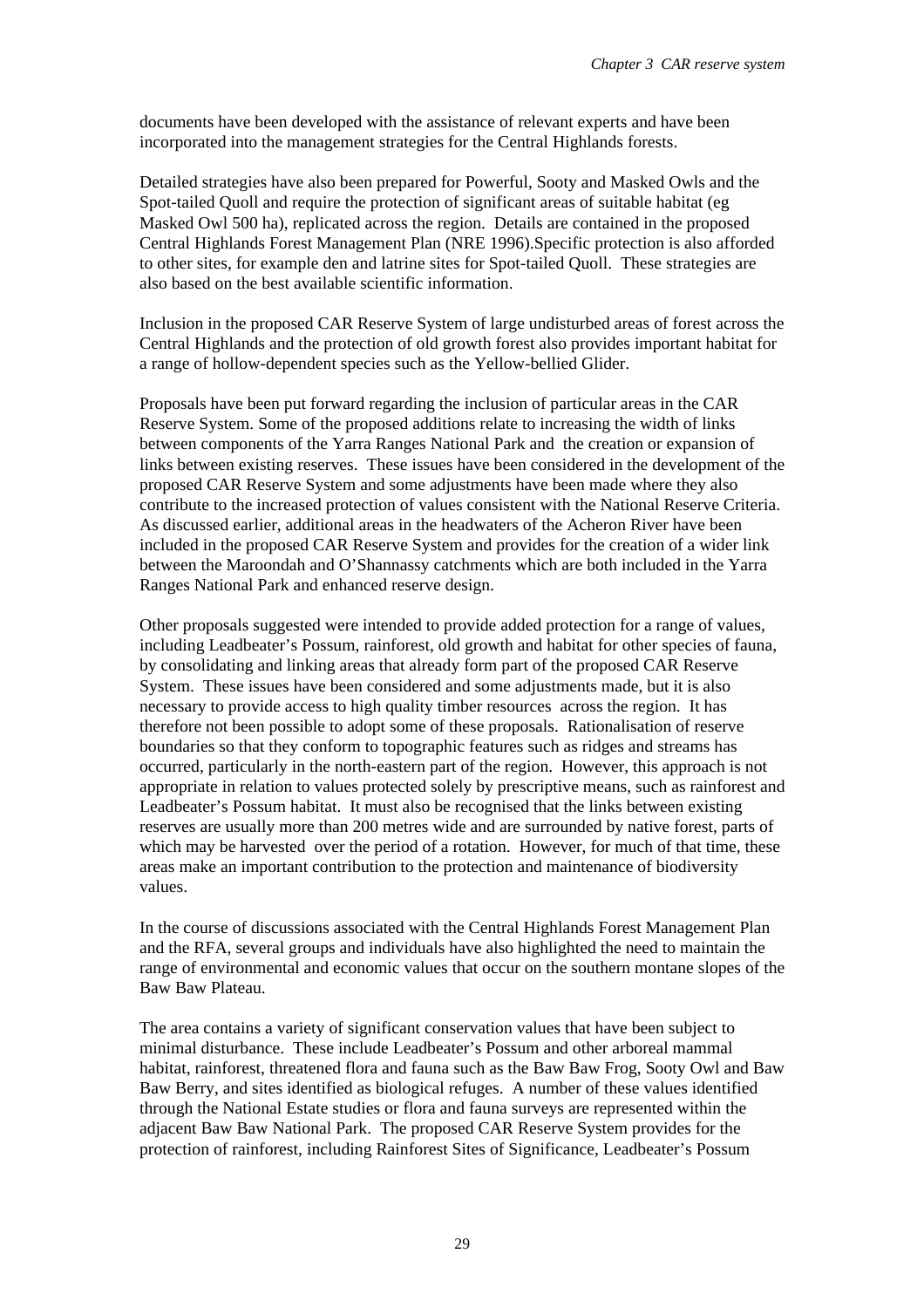documents have been developed with the assistance of relevant experts and have been incorporated into the management strategies for the Central Highlands forests.

Detailed strategies have also been prepared for Powerful, Sooty and Masked Owls and the Spot-tailed Quoll and require the protection of significant areas of suitable habitat (eg Masked Owl 500 ha), replicated across the region. Details are contained in the proposed Central Highlands Forest Management Plan (NRE 1996).Specific protection is also afforded to other sites, for example den and latrine sites for Spot-tailed Quoll. These strategies are also based on the best available scientific information.

Inclusion in the proposed CAR Reserve System of large undisturbed areas of forest across the Central Highlands and the protection of old growth forest also provides important habitat for a range of hollow-dependent species such as the Yellow-bellied Glider.

Proposals have been put forward regarding the inclusion of particular areas in the CAR Reserve System. Some of the proposed additions relate to increasing the width of links between components of the Yarra Ranges National Park and the creation or expansion of links between existing reserves. These issues have been considered in the development of the proposed CAR Reserve System and some adjustments have been made where they also contribute to the increased protection of values consistent with the National Reserve Criteria. As discussed earlier, additional areas in the headwaters of the Acheron River have been included in the proposed CAR Reserve System and provides for the creation of a wider link between the Maroondah and O'Shannassy catchments which are both included in the Yarra Ranges National Park and enhanced reserve design.

Other proposals suggested were intended to provide added protection for a range of values, including Leadbeater's Possum, rainforest, old growth and habitat for other species of fauna, by consolidating and linking areas that already form part of the proposed CAR Reserve System. These issues have been considered and some adjustments made, but it is also necessary to provide access to high quality timber resources across the region. It has therefore not been possible to adopt some of these proposals. Rationalisation of reserve boundaries so that they conform to topographic features such as ridges and streams has occurred, particularly in the north-eastern part of the region. However, this approach is not appropriate in relation to values protected solely by prescriptive means, such as rainforest and Leadbeater's Possum habitat. It must also be recognised that the links between existing reserves are usually more than 200 metres wide and are surrounded by native forest, parts of which may be harvested over the period of a rotation. However, for much of that time, these areas make an important contribution to the protection and maintenance of biodiversity values.

In the course of discussions associated with the Central Highlands Forest Management Plan and the RFA, several groups and individuals have also highlighted the need to maintain the range of environmental and economic values that occur on the southern montane slopes of the Baw Baw Plateau.

The area contains a variety of significant conservation values that have been subject to minimal disturbance. These include Leadbeater's Possum and other arboreal mammal habitat, rainforest, threatened flora and fauna such as the Baw Baw Frog, Sooty Owl and Baw Baw Berry, and sites identified as biological refuges. A number of these values identified through the National Estate studies or flora and fauna surveys are represented within the adjacent Baw Baw National Park. The proposed CAR Reserve System provides for the protection of rainforest, including Rainforest Sites of Significance, Leadbeater's Possum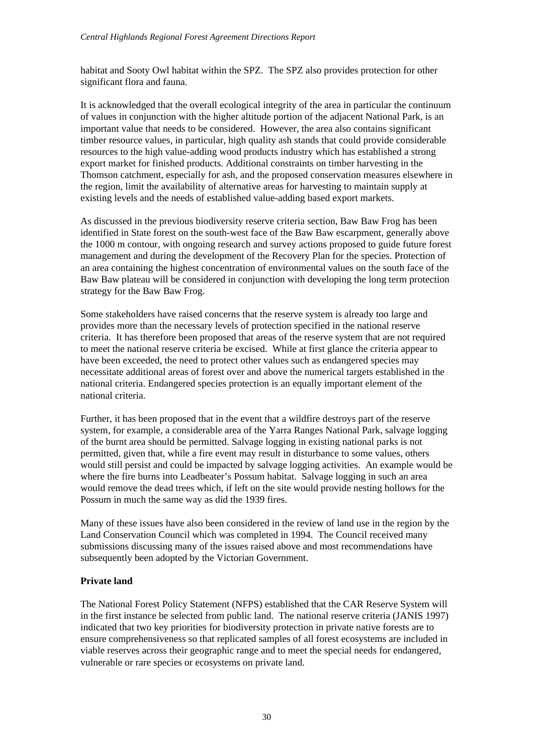habitat and Sooty Owl habitat within the SPZ. The SPZ also provides protection for other significant flora and fauna.

It is acknowledged that the overall ecological integrity of the area in particular the continuum of values in conjunction with the higher altitude portion of the adjacent National Park, is an important value that needs to be considered. However, the area also contains significant timber resource values, in particular, high quality ash stands that could provide considerable resources to the high value-adding wood products industry which has established a strong export market for finished products. Additional constraints on timber harvesting in the Thomson catchment, especially for ash, and the proposed conservation measures elsewhere in the region, limit the availability of alternative areas for harvesting to maintain supply at existing levels and the needs of established value-adding based export markets.

As discussed in the previous biodiversity reserve criteria section, Baw Baw Frog has been identified in State forest on the south-west face of the Baw Baw escarpment, generally above the 1000 m contour, with ongoing research and survey actions proposed to guide future forest management and during the development of the Recovery Plan for the species. Protection of an area containing the highest concentration of environmental values on the south face of the Baw Baw plateau will be considered in conjunction with developing the long term protection strategy for the Baw Baw Frog.

Some stakeholders have raised concerns that the reserve system is already too large and provides more than the necessary levels of protection specified in the national reserve criteria. It has therefore been proposed that areas of the reserve system that are not required to meet the national reserve criteria be excised. While at first glance the criteria appear to have been exceeded, the need to protect other values such as endangered species may necessitate additional areas of forest over and above the numerical targets established in the national criteria. Endangered species protection is an equally important element of the national criteria.

Further, it has been proposed that in the event that a wildfire destroys part of the reserve system, for example, a considerable area of the Yarra Ranges National Park, salvage logging of the burnt area should be permitted. Salvage logging in existing national parks is not permitted, given that, while a fire event may result in disturbance to some values, others would still persist and could be impacted by salvage logging activities. An example would be where the fire burns into Leadbeater's Possum habitat. Salvage logging in such an area would remove the dead trees which, if left on the site would provide nesting hollows for the Possum in much the same way as did the 1939 fires.

Many of these issues have also been considered in the review of land use in the region by the Land Conservation Council which was completed in 1994. The Council received many submissions discussing many of the issues raised above and most recommendations have subsequently been adopted by the Victorian Government.

**Private land**

The National Forest Policy Statement (NFPS) established that the CAR Reserve System will in the first instance be selected from public land. The national reserve criteria (JANIS 1997) indicated that two key priorities for biodiversity protection in private native forests are to ensure comprehensiveness so that replicated samples of all forest ecosystems are included in viable reserves across their geographic range and to meet the special needs for endangered, vulnerable or rare species or ecosystems on private land.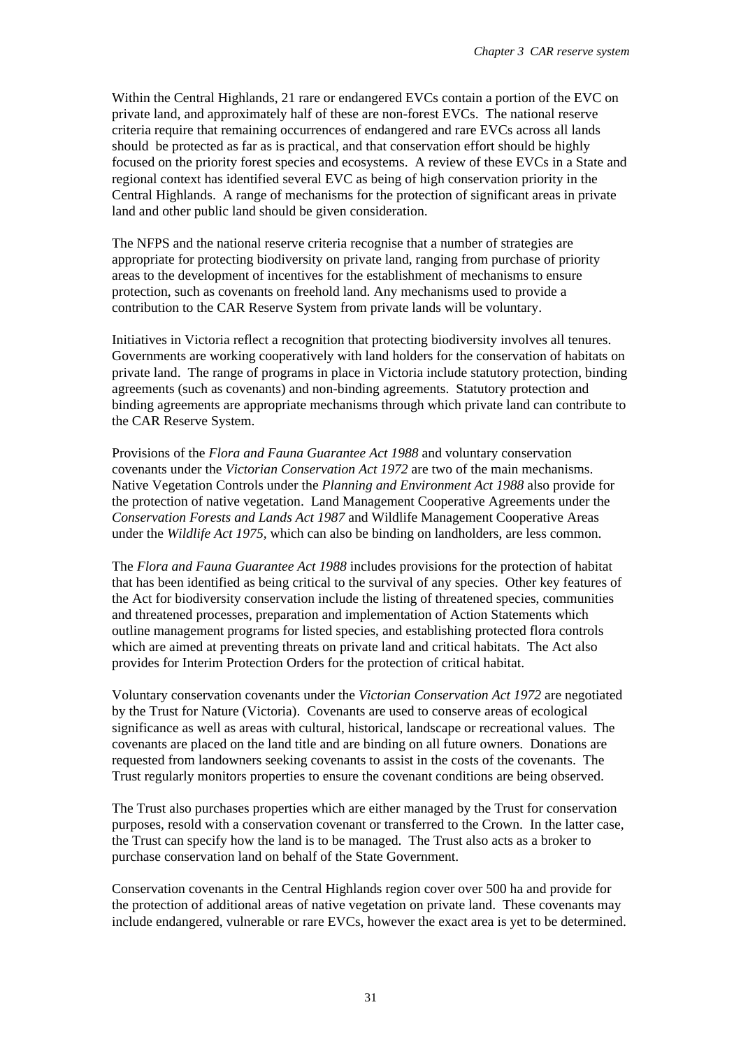Within the Central Highlands, 21 rare or endangered EVCs contain a portion of the EVC on private land, and approximately half of these are non-forest EVCs. The national reserve criteria require that remaining occurrences of endangered and rare EVCs across all lands should be protected as far as is practical, and that conservation effort should be highly focused on the priority forest species and ecosystems. A review of these EVCs in a State and regional context has identified several EVC as being of high conservation priority in the Central Highlands. A range of mechanisms for the protection of significant areas in private land and other public land should be given consideration.

The NFPS and the national reserve criteria recognise that a number of strategies are appropriate for protecting biodiversity on private land, ranging from purchase of priority areas to the development of incentives for the establishment of mechanisms to ensure protection, such as covenants on freehold land. Any mechanisms used to provide a contribution to the CAR Reserve System from private lands will be voluntary.

Initiatives in Victoria reflect a recognition that protecting biodiversity involves all tenures. Governments are working cooperatively with land holders for the conservation of habitats on private land. The range of programs in place in Victoria include statutory protection, binding agreements (such as covenants) and non-binding agreements. Statutory protection and binding agreements are appropriate mechanisms through which private land can contribute to the CAR Reserve System.

Provisions of the *Flora and Fauna Guarantee Act 1988* and voluntary conservation covenants under the *Victorian Conservation Act 1972* are two of the main mechanisms. Native Vegetation Controls under the *Planning and Environment Act 1988* also provide for the protection of native vegetation. Land Management Cooperative Agreements under the *Conservation Forests and Lands Act 1987* and Wildlife Management Cooperative Areas under the *Wildlife Act 1975*, which can also be binding on landholders, are less common.

The *Flora and Fauna Guarantee Act 1988* includes provisions for the protection of habitat that has been identified as being critical to the survival of any species. Other key features of the Act for biodiversity conservation include the listing of threatened species, communities and threatened processes, preparation and implementation of Action Statements which outline management programs for listed species, and establishing protected flora controls which are aimed at preventing threats on private land and critical habitats. The Act also provides for Interim Protection Orders for the protection of critical habitat.

Voluntary conservation covenants under the *Victorian Conservation Act 1972* are negotiated by the Trust for Nature (Victoria). Covenants are used to conserve areas of ecological significance as well as areas with cultural, historical, landscape or recreational values. The covenants are placed on the land title and are binding on all future owners. Donations are requested from landowners seeking covenants to assist in the costs of the covenants. The Trust regularly monitors properties to ensure the covenant conditions are being observed.

The Trust also purchases properties which are either managed by the Trust for conservation purposes, resold with a conservation covenant or transferred to the Crown. In the latter case, the Trust can specify how the land is to be managed. The Trust also acts as a broker to purchase conservation land on behalf of the State Government.

Conservation covenants in the Central Highlands region cover over 500 ha and provide for the protection of additional areas of native vegetation on private land. These covenants may include endangered, vulnerable or rare EVCs, however the exact area is yet to be determined.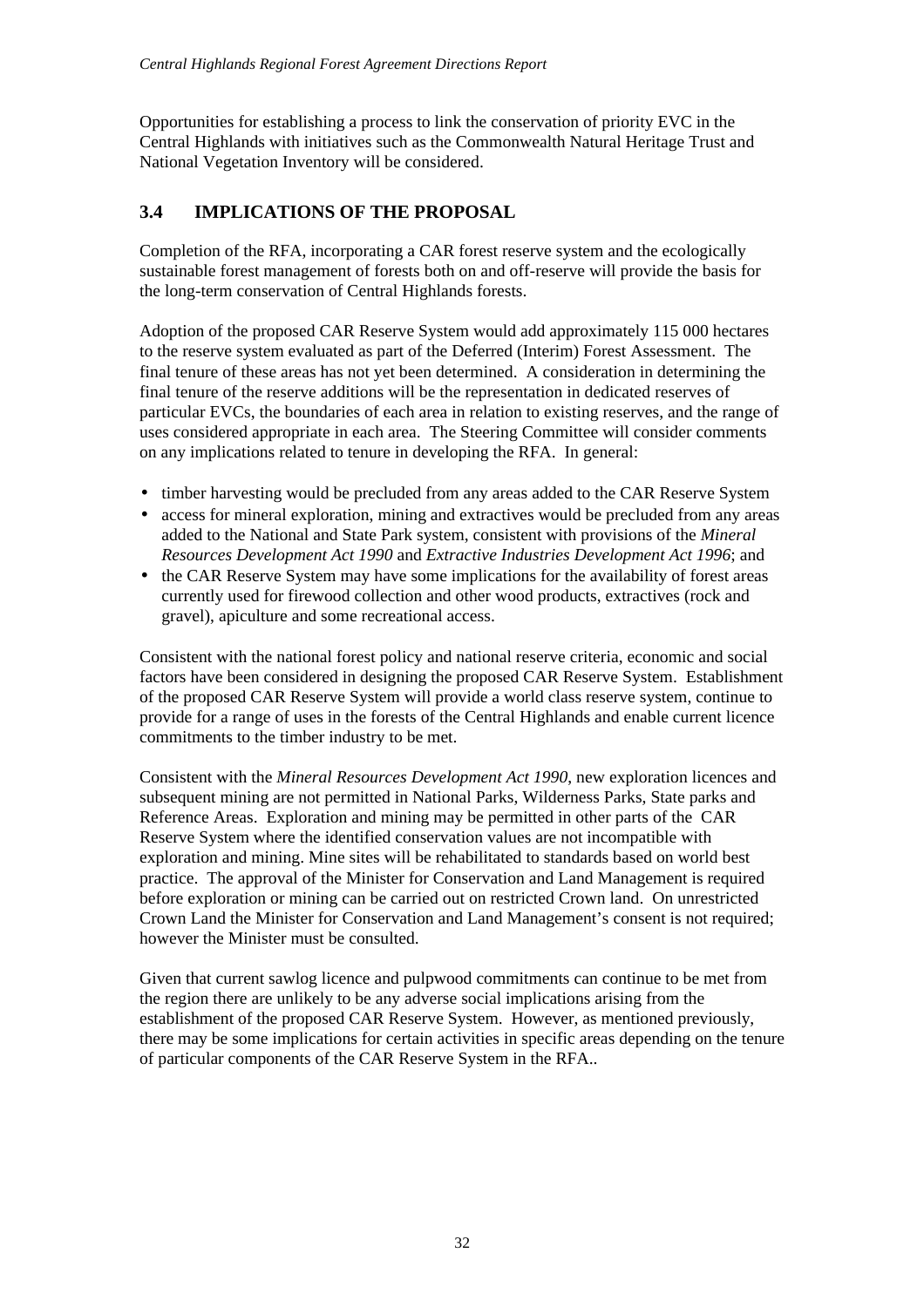Opportunities for establishing a process to link the conservation of priority EVC in the Central Highlands with initiatives such as the Commonwealth Natural Heritage Trust and National Vegetation Inventory will be considered.

## 3.4 IMPLICATIONS OF THE PROPOSAL

Completion of the RFA, incorporating a CAR forest reserve system and the ecologically sustainable forest management of forests both on and off-reserve will provide the basis for the long-term conservation of Central Highlands forests.

Adoption of the proposed CAR Reserve System would add approximately 115 000 hectares to the reserve system evaluated as part of the Deferred (Interim) Forest Assessment. The final tenure of these areas has not yet been determined. A consideration in determining the final tenure of the reserve additions will be the representation in dedicated reserves of particular EVCs, the boundaries of each area in relation to existing reserves, and the range of uses considered appropriate in each area. The Steering Committee will consider comments on any implications related to tenure in developing the RFA. In general:

- timber harvesting would be precluded from any areas added to the CAR Reserve System
- access for mineral exploration, mining and extractives would be precluded from any areas added to the National and State Park system, consistent with provisions of the *Mineral Resources Development Act 1990* and *Extractive Industries Development Act 1996*; and
- the CAR Reserve System may have some implications for the availability of forest areas currently used for firewood collection and other wood products, extractives (rock and gravel), apiculture and some recreational access.

Consistent with the national forest policy and national reserve criteria, economic and social factors have been considered in designing the proposed CAR Reserve System. Establishment of the proposed CAR Reserve System will provide a world class reserve system, continue to provide for a range of uses in the forests of the Central Highlands and enable current licence commitments to the timber industry to be met.

Consistent with the *Mineral Resources Development Act 1990*, new exploration licences and subsequent mining are not permitted in National Parks, Wilderness Parks, State parks and Reference Areas. Exploration and mining may be permitted in other parts of the CAR Reserve System where the identified conservation values are not incompatible with exploration and mining. Mine sites will be rehabilitated to standards based on world best practice. The approval of the Minister for Conservation and Land Management is required before exploration or mining can be carried out on restricted Crown land. On unrestricted Crown Land the Minister for Conservation and Land Management's consent is not required; however the Minister must be consulted.

Given that current sawlog licence and pulpwood commitments can continue to be met from the region there are unlikely to be any adverse social implications arising from the establishment of the proposed CAR Reserve System. However, as mentioned previously, there may be some implications for certain activities in specific areas depending on the tenure of particular components of the CAR Reserve System in the RFA..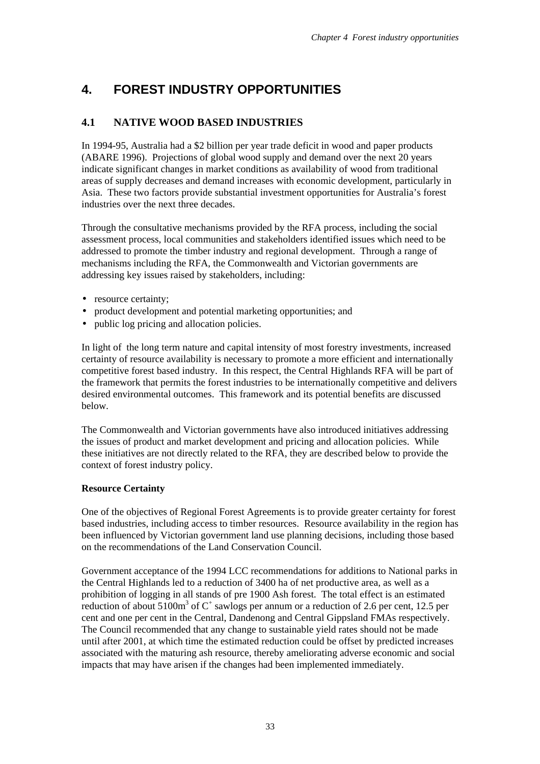# 4. FOREST INDUSTRY OPPORTUNITIES

## 4.1 NATIVE WOOD BASED INDUSTRIES

In 1994-95, Australia had a $2 billion per year trade deficit in wood and paper products (ABARE 1996). Projections of global wood supply and demand over the next 20 years indicate significant changes in market conditions as availability of wood from traditional areas of supply decreases and demand increases with economic development, particularly in Asia. These two factors provide substantial investment opportunities for Australia's forest industries over the next three decades.

Through the consultative mechanisms provided by the RFA process, including the social assessment process, local communities and stakeholders identified issues which need to be addressed to promote the timber industry and regional development. Through a range of mechanisms including the RFA, the Commonwealth and Victorian governments are addressing key issues raised by stakeholders, including:

- resource certainty;
- product development and potential marketing opportunities; and
- public log pricing and allocation policies.

In light of the long term nature and capital intensity of most forestry investments, increased certainty of resource availability is necessary to promote a more efficient and internationally competitive forest based industry. In this respect, the Central Highlands RFA will be part of the framework that permits the forest industries to be internationally competitive and delivers desired environmental outcomes. This framework and its potential benefits are discussed below.

The Commonwealth and Victorian governments have also introduced initiatives addressing the issues of product and market development and pricing and allocation policies. While these initiatives are not directly related to the RFA, they are described below to provide the context of forest industry policy.

**Resource Certainty**

One of the objectives of Regional Forest Agreements is to provide greater certainty for forest based industries, including access to timber resources. Resource availability in the region has been influenced by Victorian government land use planning decisions, including those based on the recommendations of the Land Conservation Council.

Government acceptance of the 1994 LCC recommendations for additions to National parks in the Central Highlands led to a reduction of 3400 ha of net productive area, as well as a prohibition of logging in all stands of pre 1900 Ash forest. The total effect is an estimated reduction of about 5100m$^3$ of C$^+$ sawlogs per annum or a reduction of 2.6 per cent, 12.5 per cent and one per cent in the Central, Dandenong and Central Gippsland FMAs respectively. The Council recommended that any change to sustainable yield rates should not be made until after 2001, at which time the estimated reduction could be offset by predicted increases associated with the maturing ash resource, thereby ameliorating adverse economic and social impacts that may have arisen if the changes had been implemented immediately.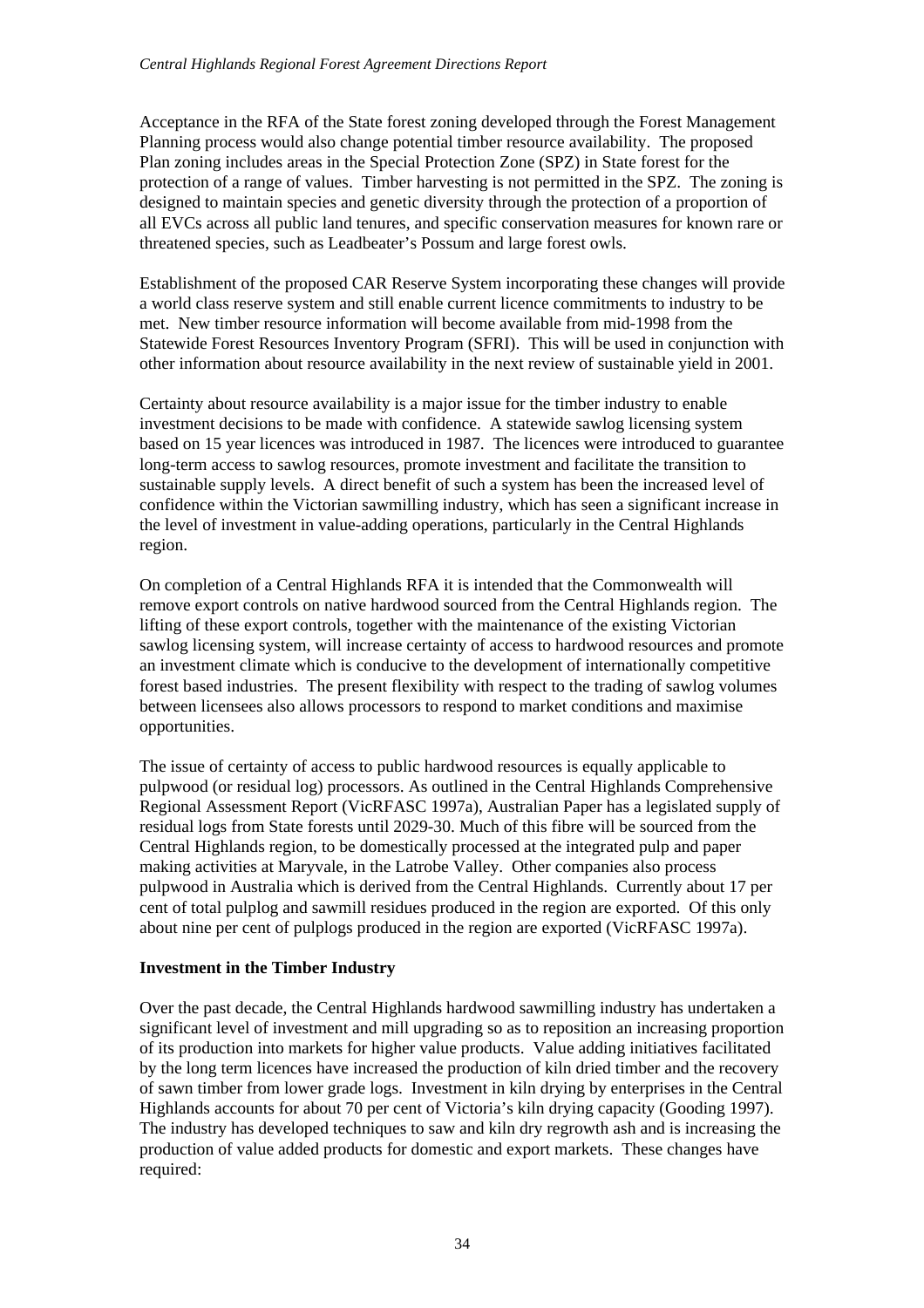Acceptance in the RFA of the State forest zoning developed through the Forest Management Planning process would also change potential timber resource availability. The proposed Plan zoning includes areas in the Special Protection Zone (SPZ) in State forest for the protection of a range of values. Timber harvesting is not permitted in the SPZ. The zoning is designed to maintain species and genetic diversity through the protection of a proportion of all EVCs across all public land tenures, and specific conservation measures for known rare or threatened species, such as Leadbeater's Possum and large forest owls.

Establishment of the proposed CAR Reserve System incorporating these changes will provide a world class reserve system and still enable current licence commitments to industry to be met. New timber resource information will become available from mid-1998 from the Statewide Forest Resources Inventory Program (SFRI). This will be used in conjunction with other information about resource availability in the next review of sustainable yield in 2001.

Certainty about resource availability is a major issue for the timber industry to enable investment decisions to be made with confidence. A statewide sawlog licensing system based on 15 year licences was introduced in 1987. The licences were introduced to guarantee long-term access to sawlog resources, promote investment and facilitate the transition to sustainable supply levels. A direct benefit of such a system has been the increased level of confidence within the Victorian sawmilling industry, which has seen a significant increase in the level of investment in value-adding operations, particularly in the Central Highlands region.

On completion of a Central Highlands RFA it is intended that the Commonwealth will remove export controls on native hardwood sourced from the Central Highlands region. The lifting of these export controls, together with the maintenance of the existing Victorian sawlog licensing system, will increase certainty of access to hardwood resources and promote an investment climate which is conducive to the development of internationally competitive forest based industries. The present flexibility with respect to the trading of sawlog volumes between licensees also allows processors to respond to market conditions and maximise opportunities.

The issue of certainty of access to public hardwood resources is equally applicable to pulpwood (or residual log) processors. As outlined in the Central Highlands Comprehensive Regional Assessment Report (VicRFASC 1997a), Australian Paper has a legislated supply of residual logs from State forests until 2029-30. Much of this fibre will be sourced from the Central Highlands region, to be domestically processed at the integrated pulp and paper making activities at Maryvale, in the Latrobe Valley. Other companies also process pulpwood in Australia which is derived from the Central Highlands. Currently about 17 per cent of total pulplog and sawmill residues produced in the region are exported. Of this only about nine per cent of pulplogs produced in the region are exported (VicRFASC 1997a).

**Investment in the Timber Industry**

Over the past decade, the Central Highlands hardwood sawmilling industry has undertaken a significant level of investment and mill upgrading so as to reposition an increasing proportion of its production into markets for higher value products. Value adding initiatives facilitated by the long term licences have increased the production of kiln dried timber and the recovery of sawn timber from lower grade logs. Investment in kiln drying by enterprises in the Central Highlands accounts for about 70 per cent of Victoria's kiln drying capacity (Gooding 1997). The industry has developed techniques to saw and kiln dry regrowth ash and is increasing the production of value added products for domestic and export markets. These changes have required: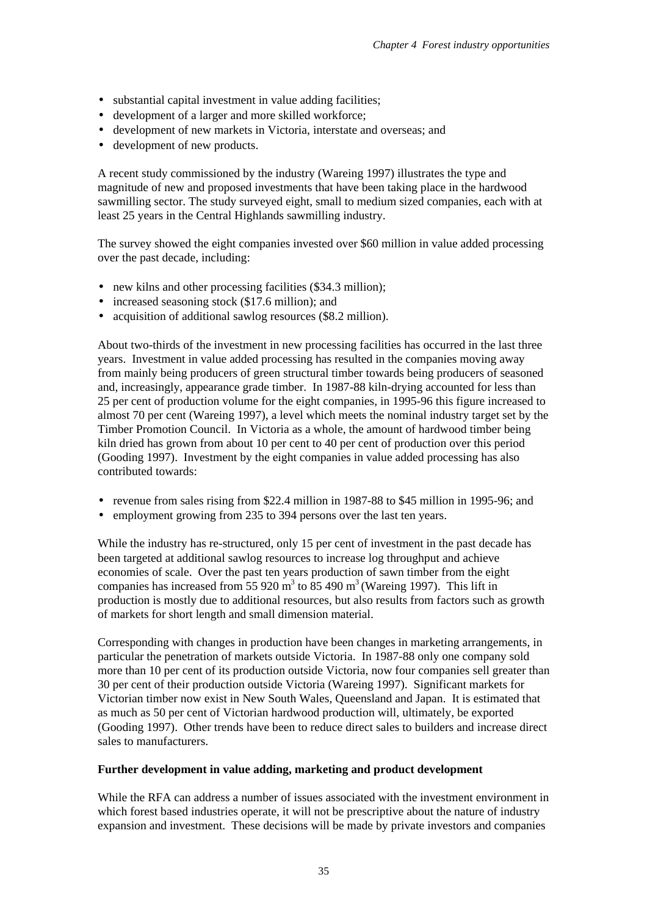- substantial capital investment in value adding facilities;
- development of a larger and more skilled workforce;
- development of new markets in Victoria, interstate and overseas; and
- development of new products.

A recent study commissioned by the industry (Wareing 1997) illustrates the type and magnitude of new and proposed investments that have been taking place in the hardwood sawmilling sector. The study surveyed eight, small to medium sized companies, each with at least 25 years in the Central Highlands sawmilling industry.

The survey showed the eight companies invested over \$60 million in value added processing over the past decade, including:

- new kilns and other processing facilities (\$34.3 million);
- increased seasoning stock (\$17.6 million); and
- acquisition of additional sawlog resources (\$8.2 million).

About two-thirds of the investment in new processing facilities has occurred in the last three years. Investment in value added processing has resulted in the companies moving away from mainly being producers of green structural timber towards being producers of seasoned and, increasingly, appearance grade timber. In 1987-88 kiln-drying accounted for less than 25 per cent of production volume for the eight companies, in 1995-96 this figure increased to almost 70 per cent (Wareing 1997), a level which meets the nominal industry target set by the Timber Promotion Council. In Victoria as a whole, the amount of hardwood timber being kiln dried has grown from about 10 per cent to 40 per cent of production over this period (Gooding 1997). Investment by the eight companies in value added processing has also contributed towards:

- revenue from sales rising from \$22.4 million in 1987-88 to \$45 million in 1995-96; and
- employment growing from 235 to 394 persons over the last ten years.

While the industry has re-structured, only 15 per cent of investment in the past decade has been targeted at additional sawlog resources to increase log throughput and achieve economies of scale. Over the past ten years production of sawn timber from the eight companies has increased from 55 920 $m^3$ to 85 490 $m^3$ (Wareing 1997). This lift in production is mostly due to additional resources, but also results from factors such as growth of markets for short length and small dimension material.

Corresponding with changes in production have been changes in marketing arrangements, in particular the penetration of markets outside Victoria. In 1987-88 only one company sold more than 10 per cent of its production outside Victoria, now four companies sell greater than 30 per cent of their production outside Victoria (Wareing 1997). Significant markets for Victorian timber now exist in New South Wales, Queensland and Japan. It is estimated that as much as 50 per cent of Victorian hardwood production will, ultimately, be exported (Gooding 1997). Other trends have been to reduce direct sales to builders and increase direct sales to manufacturers.

**Further development in value adding, marketing and product development**

While the RFA can address a number of issues associated with the investment environment in which forest based industries operate, it will not be prescriptive about the nature of industry expansion and investment. These decisions will be made by private investors and companies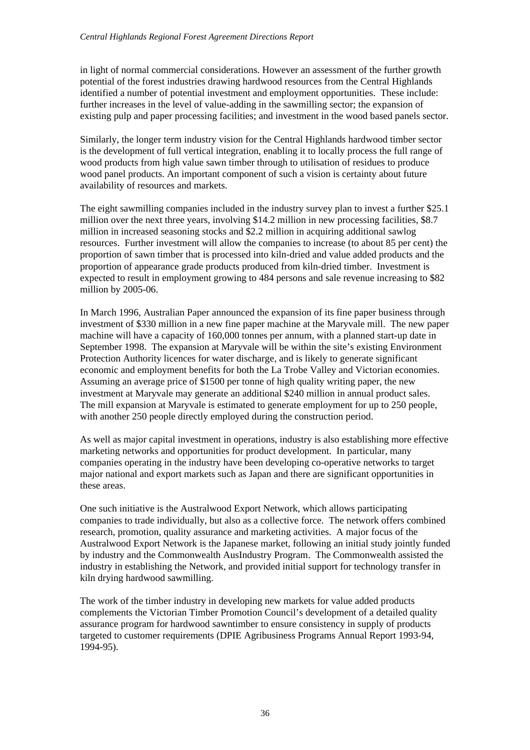in light of normal commercial considerations. However an assessment of the further growth potential of the forest industries drawing hardwood resources from the Central Highlands identified a number of potential investment and employment opportunities. These include: further increases in the level of value-adding in the sawmilling sector; the expansion of existing pulp and paper processing facilities; and investment in the wood based panels sector.

Similarly, the longer term industry vision for the Central Highlands hardwood timber sector is the development of full vertical integration, enabling it to locally process the full range of wood products from high value sawn timber through to utilisation of residues to produce wood panel products. An important component of such a vision is certainty about future availability of resources and markets.

The eight sawmilling companies included in the industry survey plan to invest a further $25.1 million over the next three years, involving $14.2 million in new processing facilities, $8.7 million in increased seasoning stocks and $2.2 million in acquiring additional sawlog resources. Further investment will allow the companies to increase (to about 85 per cent) the proportion of sawn timber that is processed into kiln-dried and value added products and the proportion of appearance grade products produced from kiln-dried timber. Investment is expected to result in employment growing to 484 persons and sale revenue increasing to $82 million by 2005-06.

In March 1996, Australian Paper announced the expansion of its fine paper business through investment of $330 million in a new fine paper machine at the Maryvale mill. The new paper machine will have a capacity of 160,000 tonnes per annum, with a planned start-up date in September 1998. The expansion at Maryvale will be within the site's existing Environment Protection Authority licences for water discharge, and is likely to generate significant economic and employment benefits for both the La Trobe Valley and Victorian economies. Assuming an average price of $1500 per tonne of high quality writing paper, the new investment at Maryvale may generate an additional $240 million in annual product sales. The mill expansion at Maryvale is estimated to generate employment for up to 250 people, with another 250 people directly employed during the construction period.

As well as major capital investment in operations, industry is also establishing more effective marketing networks and opportunities for product development. In particular, many companies operating in the industry have been developing co-operative networks to target major national and export markets such as Japan and there are significant opportunities in these areas.

One such initiative is the Australwood Export Network, which allows participating companies to trade individually, but also as a collective force. The network offers combined research, promotion, quality assurance and marketing activities. A major focus of the Australwood Export Network is the Japanese market, following an initial study jointly funded by industry and the Commonwealth AusIndustry Program. The Commonwealth assisted the industry in establishing the Network, and provided initial support for technology transfer in kiln drying hardwood sawmilling.

The work of the timber industry in developing new markets for value added products complements the Victorian Timber Promotion Council's development of a detailed quality assurance program for hardwood sawntimber to ensure consistency in supply of products targeted to customer requirements (DPIE Agribusiness Programs Annual Report 1993-94, 1994-95).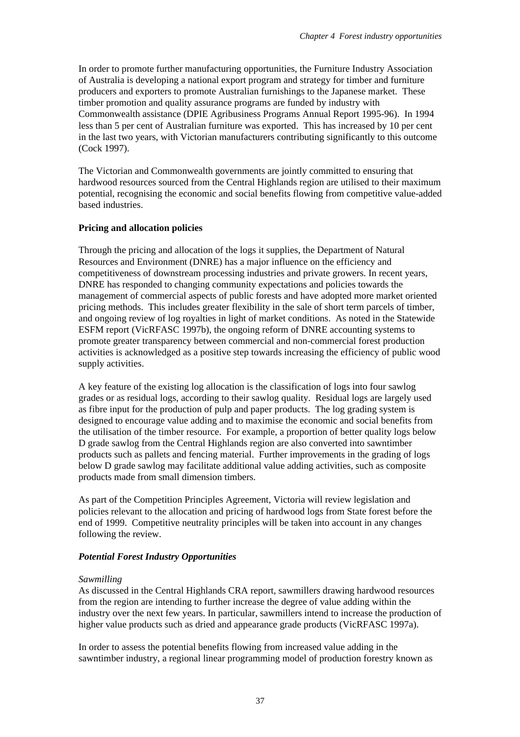In order to promote further manufacturing opportunities, the Furniture Industry Association of Australia is developing a national export program and strategy for timber and furniture producers and exporters to promote Australian furnishings to the Japanese market. These timber promotion and quality assurance programs are funded by industry with Commonwealth assistance (DPIE Agribusiness Programs Annual Report 1995-96). In 1994 less than 5 per cent of Australian furniture was exported. This has increased by 10 per cent in the last two years, with Victorian manufacturers contributing significantly to this outcome (Cock 1997).

The Victorian and Commonwealth governments are jointly committed to ensuring that hardwood resources sourced from the Central Highlands region are utilised to their maximum potential, recognising the economic and social benefits flowing from competitive value-added based industries.

**Pricing and allocation policies**

Through the pricing and allocation of the logs it supplies, the Department of Natural Resources and Environment (DNRE) has a major influence on the efficiency and competitiveness of downstream processing industries and private growers. In recent years, DNRE has responded to changing community expectations and policies towards the management of commercial aspects of public forests and have adopted more market oriented pricing methods. This includes greater flexibility in the sale of short term parcels of timber, and ongoing review of log royalties in light of market conditions. As noted in the Statewide ESFM report (VicRFASC 1997b), the ongoing reform of DNRE accounting systems to promote greater transparency between commercial and non-commercial forest production activities is acknowledged as a positive step towards increasing the efficiency of public wood supply activities.

A key feature of the existing log allocation is the classification of logs into four sawlog grades or as residual logs, according to their sawlog quality. Residual logs are largely used as fibre input for the production of pulp and paper products. The log grading system is designed to encourage value adding and to maximise the economic and social benefits from the utilisation of the timber resource. For example, a proportion of better quality logs below D grade sawlog from the Central Highlands region are also converted into sawntimber products such as pallets and fencing material. Further improvements in the grading of logs below D grade sawlog may facilitate additional value adding activities, such as composite products made from small dimension timbers.

As part of the Competition Principles Agreement, Victoria will review legislation and policies relevant to the allocation and pricing of hardwood logs from State forest before the end of 1999. Competitive neutrality principles will be taken into account in any changes following the review.

***Potential Forest Industry Opportunities***

*Sawmilling*

As discussed in the Central Highlands CRA report, sawmillers drawing hardwood resources from the region are intending to further increase the degree of value adding within the industry over the next few years. In particular, sawmillers intend to increase the production of higher value products such as dried and appearance grade products (VicRFASC 1997a).

In order to assess the potential benefits flowing from increased value adding in the sawntimber industry, a regional linear programming model of production forestry known as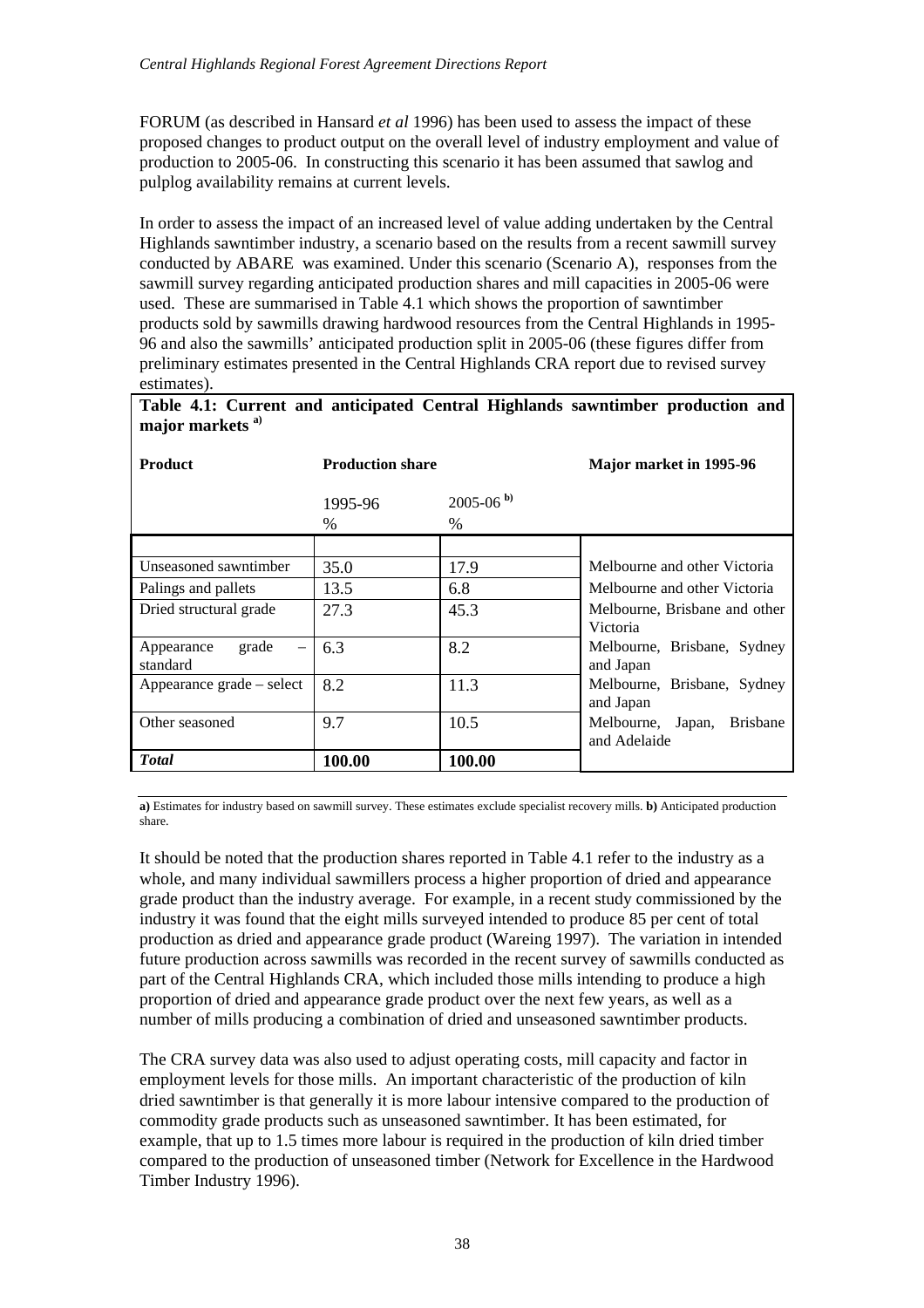FORUM (as described in Hansard *et al* 1996) has been used to assess the impact of these proposed changes to product output on the overall level of industry employment and value of production to 2005-06. In constructing this scenario it has been assumed that sawlog and pulplog availability remains at current levels.

In order to assess the impact of an increased level of value adding undertaken by the Central Highlands sawntimber industry, a scenario based on the results from a recent sawmill survey conducted by ABARE was examined. Under this scenario (Scenario A), responses from the sawmill survey regarding anticipated production shares and mill capacities in 2005-06 were used. These are summarised in Table 4.1 which shows the proportion of sawntimber products sold by sawmills drawing hardwood resources from the Central Highlands in 1995-96 and also the sawmills' anticipated production split in 2005-06 (these figures differ from preliminary estimates presented in the Central Highlands CRA report due to revised survey estimates).

**Table 4.1: Current and anticipated Central Highlands sawntimber production and major markets [a)]**

| Product | Production share | | Major market in 1995-96 |
|---|---|---|---|
| | 1995-96 % | 2005-06 [b)] % | |
| Unseasoned sawntimber | 35.0 | 17.9 | Melbourne and other Victoria |
| Palings and pallets | 13.5 | 6.8 | Melbourne and other Victoria |
| Dried structural grade | 27.3 | 45.3 | Melbourne, Brisbane and other Victoria |
| Appearance grade – standard | 6.3 | 8.2 | Melbourne, Brisbane, Sydney and Japan |
| Appearance grade – select | 8.2 | 11.3 | Melbourne, Brisbane, Sydney and Japan |
| Other seasoned | 9.7 | 10.5 | Melbourne, Japan, Brisbane and Adelaide |
| ***Total*** | **100.00** | **100.00** | |

**a)** Estimates for industry based on sawmill survey. These estimates exclude specialist recovery mills. **b)** Anticipated production share.

It should be noted that the production shares reported in Table 4.1 refer to the industry as a whole, and many individual sawmillers process a higher proportion of dried and appearance grade product than the industry average. For example, in a recent study commissioned by the industry it was found that the eight mills surveyed intended to produce 85 per cent of total production as dried and appearance grade product (Wareing 1997). The variation in intended future production across sawmills was recorded in the recent survey of sawmills conducted as part of the Central Highlands CRA, which included those mills intending to produce a high proportion of dried and appearance grade product over the next few years, as well as a number of mills producing a combination of dried and unseasoned sawntimber products.

The CRA survey data was also used to adjust operating costs, mill capacity and factor in employment levels for those mills. An important characteristic of the production of kiln dried sawntimber is that generally it is more labour intensive compared to the production of commodity grade products such as unseasoned sawntimber. It has been estimated, for example, that up to 1.5 times more labour is required in the production of kiln dried timber compared to the production of unseasoned timber (Network for Excellence in the Hardwood Timber Industry 1996).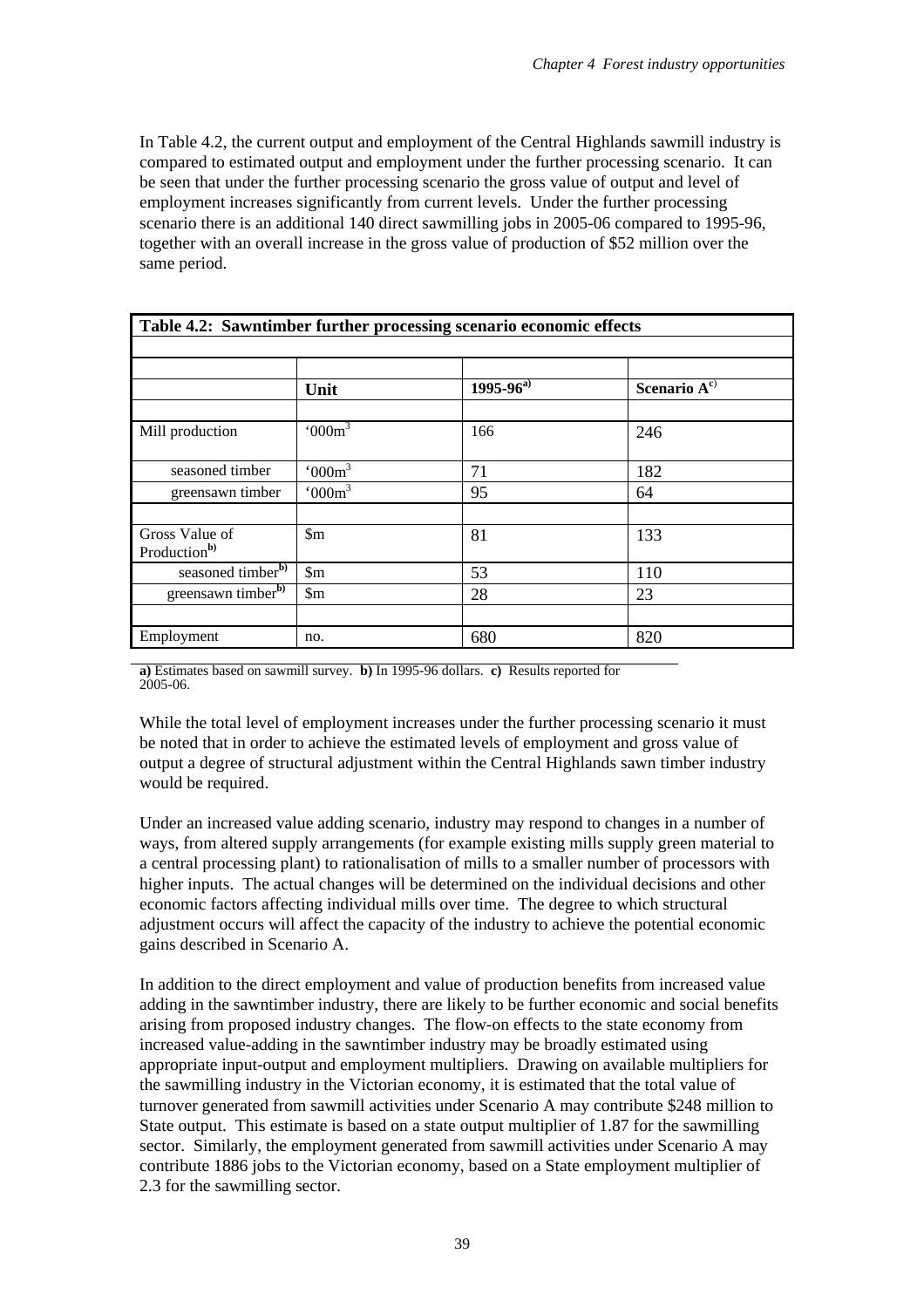In Table 4.2, the current output and employment of the Central Highlands sawmill industry is compared to estimated output and employment under the further processing scenario. It can be seen that under the further processing scenario the gross value of output and level of employment increases significantly from current levels. Under the further processing scenario there is an additional 140 direct sawmilling jobs in 2005-06 compared to 1995-96, together with an overall increase in the gross value of production of $52 million over the same period.

**Table 4.2: Sawntimber further processing scenario economic effects**

| | Unit | 1995-96[a)] | Scenario A[c)] |
|---|---|---|---|
| Mill production | '000$m^3$ | 166 | 246 |
| seasoned timber | '000$m^3$ | 71 | 182 |
| greensawn timber | '000$m^3$ | 95 | 64 |
| Gross Value of Production[b)] | $m | 81 | 133 |
| seasoned timber[b)] | $m | 53 | 110 |
| greensawn timber[b)] | $m | 28 | 23 |
| Employment | no. | 680 | 820 |

**a)** Estimates based on sawmill survey. **b)** In 1995-96 dollars. **c)** Results reported for 2005-06.

While the total level of employment increases under the further processing scenario it must be noted that in order to achieve the estimated levels of employment and gross value of output a degree of structural adjustment within the Central Highlands sawn timber industry would be required.

Under an increased value adding scenario, industry may respond to changes in a number of ways, from altered supply arrangements (for example existing mills supply green material to a central processing plant) to rationalisation of mills to a smaller number of processors with higher inputs. The actual changes will be determined on the individual decisions and other economic factors affecting individual mills over time. The degree to which structural adjustment occurs will affect the capacity of the industry to achieve the potential economic gains described in Scenario A.

In addition to the direct employment and value of production benefits from increased value adding in the sawntimber industry, there are likely to be further economic and social benefits arising from proposed industry changes. The flow-on effects to the state economy from increased value-adding in the sawntimber industry may be broadly estimated using appropriate input-output and employment multipliers. Drawing on available multipliers for the sawmilling industry in the Victorian economy, it is estimated that the total value of turnover generated from sawmill activities under Scenario A may contribute $248 million to State output. This estimate is based on a state output multiplier of 1.87 for the sawmilling sector. Similarly, the employment generated from sawmill activities under Scenario A may contribute 1886 jobs to the Victorian economy, based on a State employment multiplier of 2.3 for the sawmilling sector.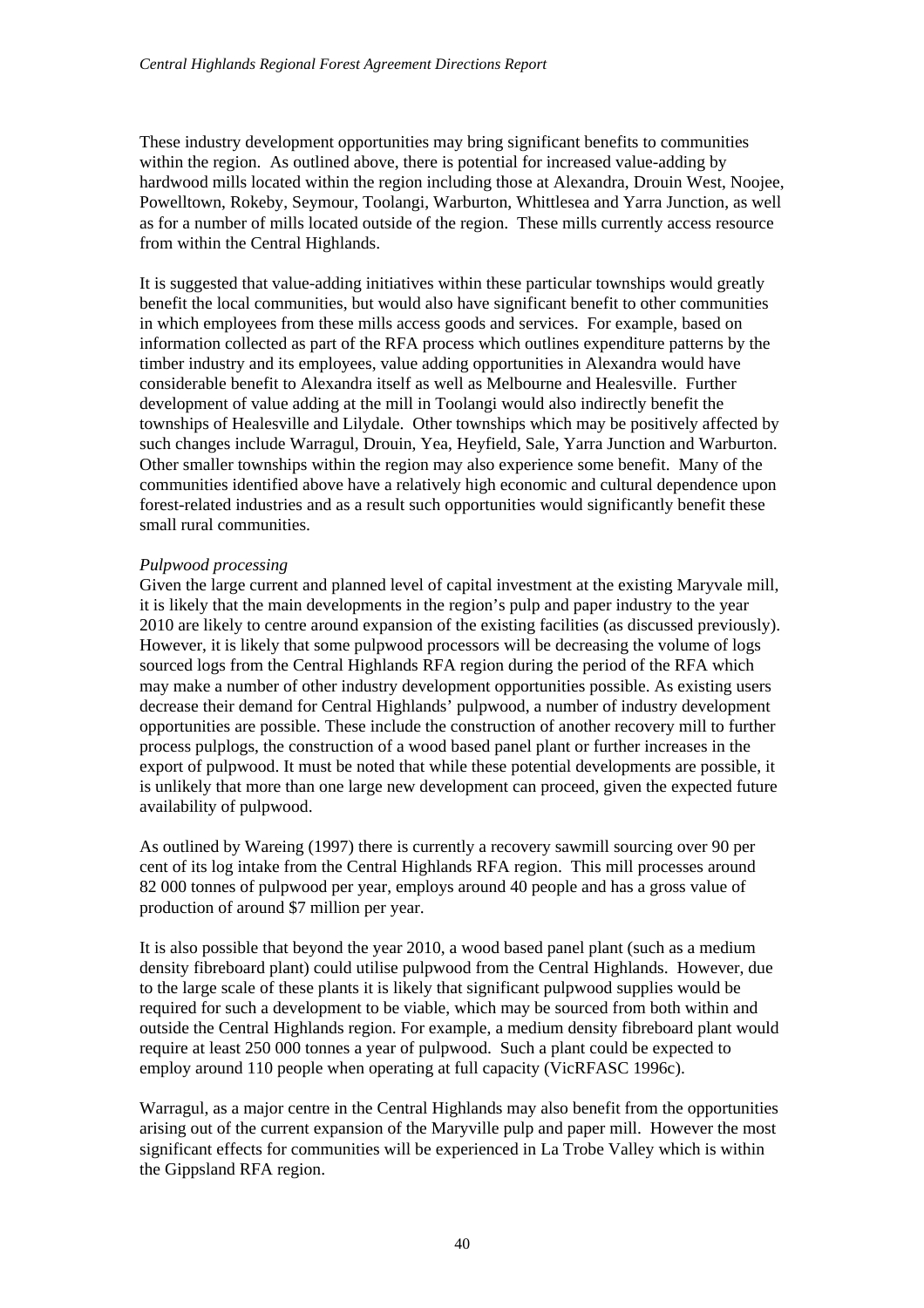These industry development opportunities may bring significant benefits to communities within the region. As outlined above, there is potential for increased value-adding by hardwood mills located within the region including those at Alexandra, Drouin West, Noojee, Powelltown, Rokeby, Seymour, Toolangi, Warburton, Whittlesea and Yarra Junction, as well as for a number of mills located outside of the region. These mills currently access resource from within the Central Highlands.

It is suggested that value-adding initiatives within these particular townships would greatly benefit the local communities, but would also have significant benefit to other communities in which employees from these mills access goods and services. For example, based on information collected as part of the RFA process which outlines expenditure patterns by the timber industry and its employees, value adding opportunities in Alexandra would have considerable benefit to Alexandra itself as well as Melbourne and Healesville. Further development of value adding at the mill in Toolangi would also indirectly benefit the townships of Healesville and Lilydale. Other townships which may be positively affected by such changes include Warragul, Drouin, Yea, Heyfield, Sale, Yarra Junction and Warburton. Other smaller townships within the region may also experience some benefit. Many of the communities identified above have a relatively high economic and cultural dependence upon forest-related industries and as a result such opportunities would significantly benefit these small rural communities.

*Pulpwood processing*

Given the large current and planned level of capital investment at the existing Maryvale mill, it is likely that the main developments in the region's pulp and paper industry to the year 2010 are likely to centre around expansion of the existing facilities (as discussed previously). However, it is likely that some pulpwood processors will be decreasing the volume of logs sourced logs from the Central Highlands RFA region during the period of the RFA which may make a number of other industry development opportunities possible. As existing users decrease their demand for Central Highlands' pulpwood, a number of industry development opportunities are possible. These include the construction of another recovery mill to further process pulplogs, the construction of a wood based panel plant or further increases in the export of pulpwood. It must be noted that while these potential developments are possible, it is unlikely that more than one large new development can proceed, given the expected future availability of pulpwood.

As outlined by Wareing (1997) there is currently a recovery sawmill sourcing over 90 per cent of its log intake from the Central Highlands RFA region. This mill processes around 82 000 tonnes of pulpwood per year, employs around 40 people and has a gross value of production of around $7 million per year.

It is also possible that beyond the year 2010, a wood based panel plant (such as a medium density fibreboard plant) could utilise pulpwood from the Central Highlands. However, due to the large scale of these plants it is likely that significant pulpwood supplies would be required for such a development to be viable, which may be sourced from both within and outside the Central Highlands region. For example, a medium density fibreboard plant would require at least 250 000 tonnes a year of pulpwood. Such a plant could be expected to employ around 110 people when operating at full capacity (VicRFASC 1996c).

Warragul, as a major centre in the Central Highlands may also benefit from the opportunities arising out of the current expansion of the Maryville pulp and paper mill. However the most significant effects for communities will be experienced in La Trobe Valley which is within the Gippsland RFA region.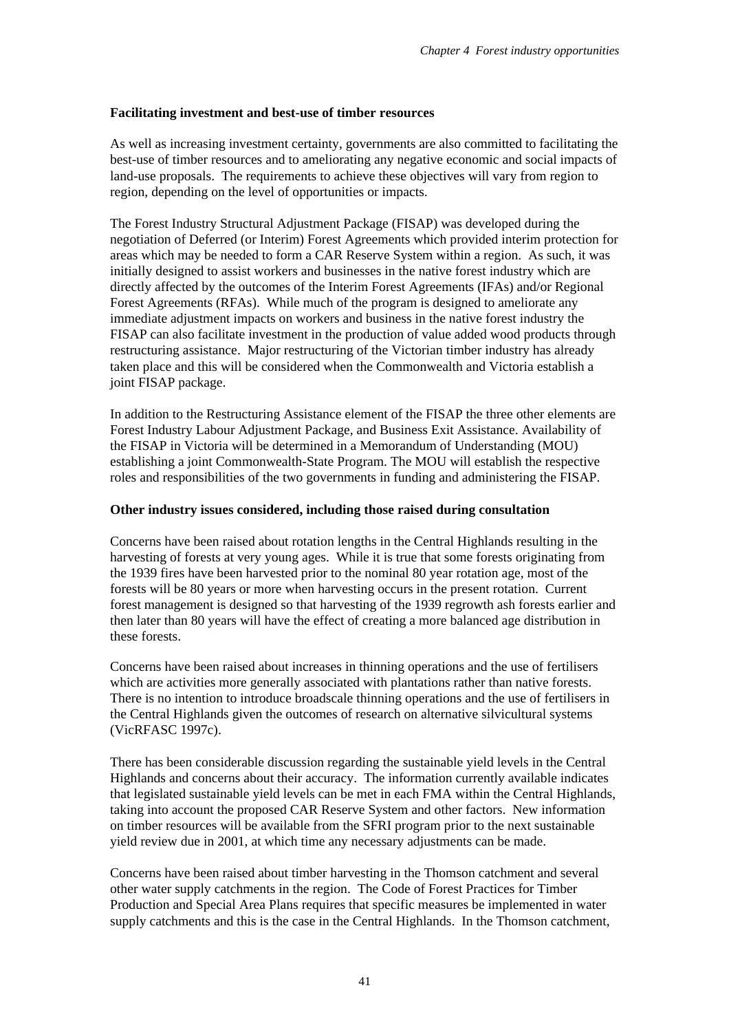### Facilitating investment and best-use of timber resources

As well as increasing investment certainty, governments are also committed to facilitating the best-use of timber resources and to ameliorating any negative economic and social impacts of land-use proposals. The requirements to achieve these objectives will vary from region to region, depending on the level of opportunities or impacts.

The Forest Industry Structural Adjustment Package (FISAP) was developed during the negotiation of Deferred (or Interim) Forest Agreements which provided interim protection for areas which may be needed to form a CAR Reserve System within a region. As such, it was initially designed to assist workers and businesses in the native forest industry which are directly affected by the outcomes of the Interim Forest Agreements (IFAs) and/or Regional Forest Agreements (RFAs). While much of the program is designed to ameliorate any immediate adjustment impacts on workers and business in the native forest industry the FISAP can also facilitate investment in the production of value added wood products through restructuring assistance. Major restructuring of the Victorian timber industry has already taken place and this will be considered when the Commonwealth and Victoria establish a joint FISAP package.

In addition to the Restructuring Assistance element of the FISAP the three other elements are Forest Industry Labour Adjustment Package, and Business Exit Assistance. Availability of the FISAP in Victoria will be determined in a Memorandum of Understanding (MOU) establishing a joint Commonwealth-State Program. The MOU will establish the respective roles and responsibilities of the two governments in funding and administering the FISAP.

### Other industry issues considered, including those raised during consultation

Concerns have been raised about rotation lengths in the Central Highlands resulting in the harvesting of forests at very young ages. While it is true that some forests originating from the 1939 fires have been harvested prior to the nominal 80 year rotation age, most of the forests will be 80 years or more when harvesting occurs in the present rotation. Current forest management is designed so that harvesting of the 1939 regrowth ash forests earlier and then later than 80 years will have the effect of creating a more balanced age distribution in these forests.

Concerns have been raised about increases in thinning operations and the use of fertilisers which are activities more generally associated with plantations rather than native forests. There is no intention to introduce broadscale thinning operations and the use of fertilisers in the Central Highlands given the outcomes of research on alternative silvicultural systems (VicRFASC 1997c).

There has been considerable discussion regarding the sustainable yield levels in the Central Highlands and concerns about their accuracy. The information currently available indicates that legislated sustainable yield levels can be met in each FMA within the Central Highlands, taking into account the proposed CAR Reserve System and other factors. New information on timber resources will be available from the SFRI program prior to the next sustainable yield review due in 2001, at which time any necessary adjustments can be made.

Concerns have been raised about timber harvesting in the Thomson catchment and several other water supply catchments in the region. The Code of Forest Practices for Timber Production and Special Area Plans requires that specific measures be implemented in water supply catchments and this is the case in the Central Highlands. In the Thomson catchment,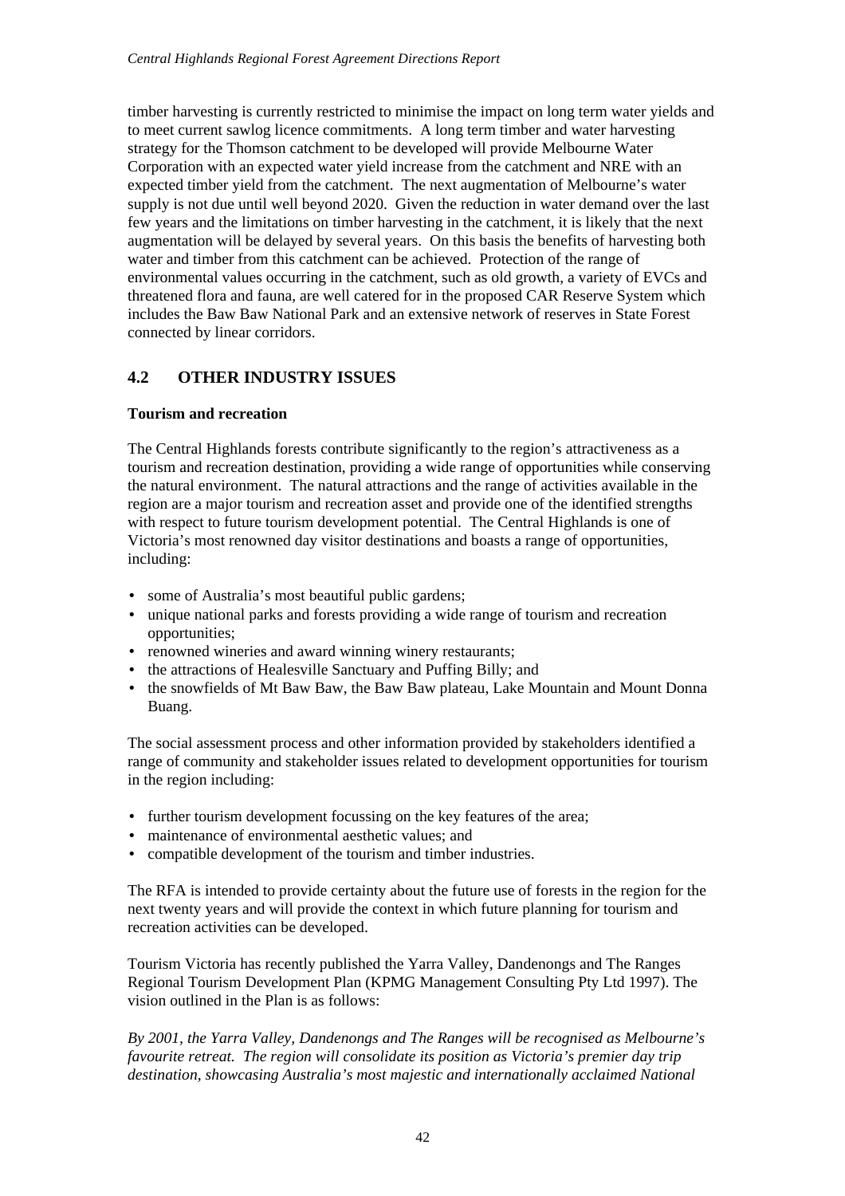timber harvesting is currently restricted to minimise the impact on long term water yields and to meet current sawlog licence commitments. A long term timber and water harvesting strategy for the Thomson catchment to be developed will provide Melbourne Water Corporation with an expected water yield increase from the catchment and NRE with an expected timber yield from the catchment. The next augmentation of Melbourne's water supply is not due until well beyond 2020. Given the reduction in water demand over the last few years and the limitations on timber harvesting in the catchment, it is likely that the next augmentation will be delayed by several years. On this basis the benefits of harvesting both water and timber from this catchment can be achieved. Protection of the range of environmental values occurring in the catchment, such as old growth, a variety of EVCs and threatened flora and fauna, are well catered for in the proposed CAR Reserve System which includes the Baw Baw National Park and an extensive network of reserves in State Forest connected by linear corridors.

## 4.2 OTHER INDUSTRY ISSUES

**Tourism and recreation**

The Central Highlands forests contribute significantly to the region's attractiveness as a tourism and recreation destination, providing a wide range of opportunities while conserving the natural environment. The natural attractions and the range of activities available in the region are a major tourism and recreation asset and provide one of the identified strengths with respect to future tourism development potential. The Central Highlands is one of Victoria's most renowned day visitor destinations and boasts a range of opportunities, including:

- some of Australia's most beautiful public gardens;
- unique national parks and forests providing a wide range of tourism and recreation opportunities;
- renowned wineries and award winning winery restaurants;
- the attractions of Healesville Sanctuary and Puffing Billy; and
- the snowfields of Mt Baw Baw, the Baw Baw plateau, Lake Mountain and Mount Donna Buang.

The social assessment process and other information provided by stakeholders identified a range of community and stakeholder issues related to development opportunities for tourism in the region including:

- further tourism development focussing on the key features of the area;
- maintenance of environmental aesthetic values; and
- compatible development of the tourism and timber industries.

The RFA is intended to provide certainty about the future use of forests in the region for the next twenty years and will provide the context in which future planning for tourism and recreation activities can be developed.

Tourism Victoria has recently published the Yarra Valley, Dandenongs and The Ranges Regional Tourism Development Plan (KPMG Management Consulting Pty Ltd 1997). The vision outlined in the Plan is as follows:

*By 2001, the Yarra Valley, Dandenongs and The Ranges will be recognised as Melbourne's favourite retreat. The region will consolidate its position as Victoria's premier day trip destination, showcasing Australia's most majestic and internationally acclaimed National*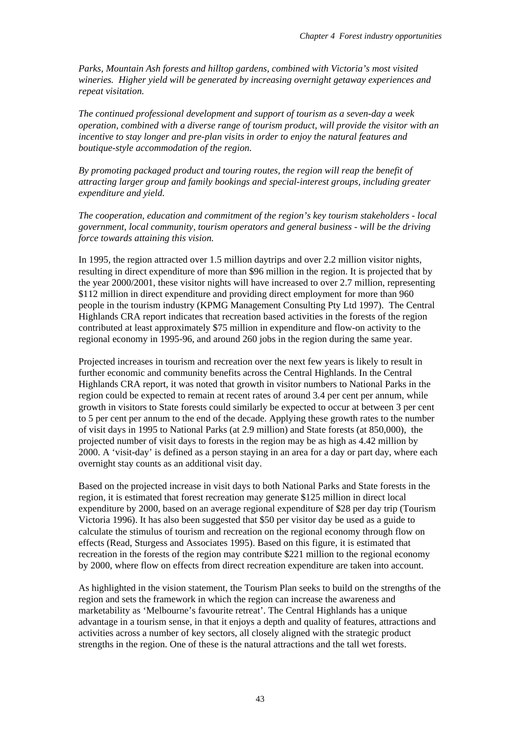*Parks, Mountain Ash forests and hilltop gardens, combined with Victoria's most visited wineries. Higher yield will be generated by increasing overnight getaway experiences and repeat visitation.*

*The continued professional development and support of tourism as a seven-day a week operation, combined with a diverse range of tourism product, will provide the visitor with an incentive to stay longer and pre-plan visits in order to enjoy the natural features and boutique-style accommodation of the region.*

*By promoting packaged product and touring routes, the region will reap the benefit of attracting larger group and family bookings and special-interest groups, including greater expenditure and yield.*

*The cooperation, education and commitment of the region's key tourism stakeholders - local government, local community, tourism operators and general business - will be the driving force towards attaining this vision.*

In 1995, the region attracted over 1.5 million daytrips and over 2.2 million visitor nights, resulting in direct expenditure of more than $96 million in the region. It is projected that by the year 2000/2001, these visitor nights will have increased to over 2.7 million, representing $112 million in direct expenditure and providing direct employment for more than 960 people in the tourism industry (KPMG Management Consulting Pty Ltd 1997). The Central Highlands CRA report indicates that recreation based activities in the forests of the region contributed at least approximately $75 million in expenditure and flow-on activity to the regional economy in 1995-96, and around 260 jobs in the region during the same year.

Projected increases in tourism and recreation over the next few years is likely to result in further economic and community benefits across the Central Highlands. In the Central Highlands CRA report, it was noted that growth in visitor numbers to National Parks in the region could be expected to remain at recent rates of around 3.4 per cent per annum, while growth in visitors to State forests could similarly be expected to occur at between 3 per cent to 5 per cent per annum to the end of the decade. Applying these growth rates to the number of visit days in 1995 to National Parks (at 2.9 million) and State forests (at 850,000), the projected number of visit days to forests in the region may be as high as 4.42 million by 2000. A 'visit-day' is defined as a person staying in an area for a day or part day, where each overnight stay counts as an additional visit day.

Based on the projected increase in visit days to both National Parks and State forests in the region, it is estimated that forest recreation may generate $125 million in direct local expenditure by 2000, based on an average regional expenditure of $28 per day trip (Tourism Victoria 1996). It has also been suggested that $50 per visitor day be used as a guide to calculate the stimulus of tourism and recreation on the regional economy through flow on effects (Read, Sturgess and Associates 1995). Based on this figure, it is estimated that recreation in the forests of the region may contribute $221 million to the regional economy by 2000, where flow on effects from direct recreation expenditure are taken into account.

As highlighted in the vision statement, the Tourism Plan seeks to build on the strengths of the region and sets the framework in which the region can increase the awareness and marketability as 'Melbourne's favourite retreat'. The Central Highlands has a unique advantage in a tourism sense, in that it enjoys a depth and quality of features, attractions and activities across a number of key sectors, all closely aligned with the strategic product strengths in the region. One of these is the natural attractions and the tall wet forests.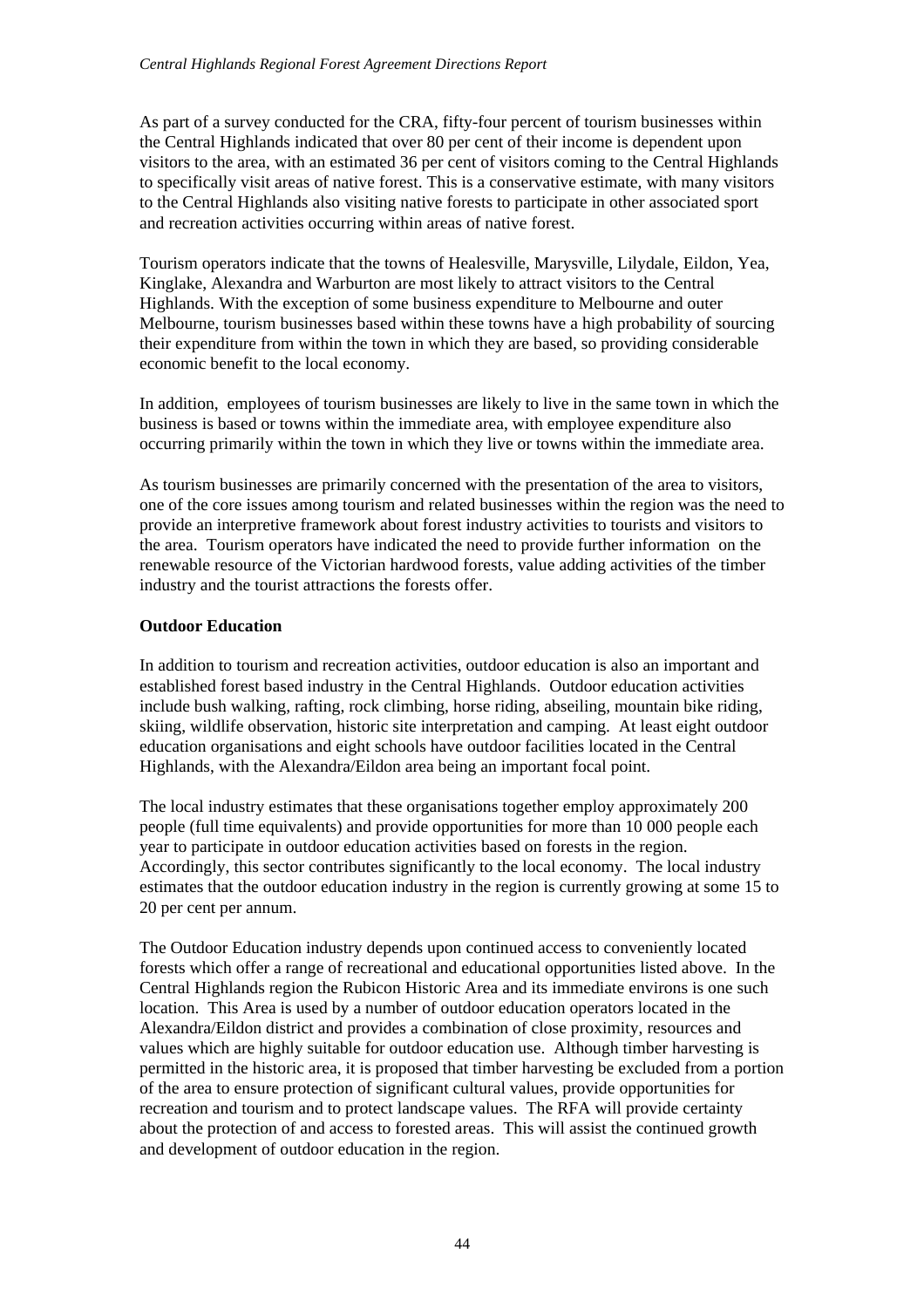As part of a survey conducted for the CRA, fifty-four percent of tourism businesses within the Central Highlands indicated that over 80 per cent of their income is dependent upon visitors to the area, with an estimated 36 per cent of visitors coming to the Central Highlands to specifically visit areas of native forest. This is a conservative estimate, with many visitors to the Central Highlands also visiting native forests to participate in other associated sport and recreation activities occurring within areas of native forest.

Tourism operators indicate that the towns of Healesville, Marysville, Lilydale, Eildon, Yea, Kinglake, Alexandra and Warburton are most likely to attract visitors to the Central Highlands. With the exception of some business expenditure to Melbourne and outer Melbourne, tourism businesses based within these towns have a high probability of sourcing their expenditure from within the town in which they are based, so providing considerable economic benefit to the local economy.

In addition, employees of tourism businesses are likely to live in the same town in which the business is based or towns within the immediate area, with employee expenditure also occurring primarily within the town in which they live or towns within the immediate area.

As tourism businesses are primarily concerned with the presentation of the area to visitors, one of the core issues among tourism and related businesses within the region was the need to provide an interpretive framework about forest industry activities to tourists and visitors to the area. Tourism operators have indicated the need to provide further information on the renewable resource of the Victorian hardwood forests, value adding activities of the timber industry and the tourist attractions the forests offer.

**Outdoor Education**

In addition to tourism and recreation activities, outdoor education is also an important and established forest based industry in the Central Highlands. Outdoor education activities include bush walking, rafting, rock climbing, horse riding, abseiling, mountain bike riding, skiing, wildlife observation, historic site interpretation and camping. At least eight outdoor education organisations and eight schools have outdoor facilities located in the Central Highlands, with the Alexandra/Eildon area being an important focal point.

The local industry estimates that these organisations together employ approximately 200 people (full time equivalents) and provide opportunities for more than 10 000 people each year to participate in outdoor education activities based on forests in the region. Accordingly, this sector contributes significantly to the local economy. The local industry estimates that the outdoor education industry in the region is currently growing at some 15 to 20 per cent per annum.

The Outdoor Education industry depends upon continued access to conveniently located forests which offer a range of recreational and educational opportunities listed above. In the Central Highlands region the Rubicon Historic Area and its immediate environs is one such location. This Area is used by a number of outdoor education operators located in the Alexandra/Eildon district and provides a combination of close proximity, resources and values which are highly suitable for outdoor education use. Although timber harvesting is permitted in the historic area, it is proposed that timber harvesting be excluded from a portion of the area to ensure protection of significant cultural values, provide opportunities for recreation and tourism and to protect landscape values. The RFA will provide certainty about the protection of and access to forested areas. This will assist the continued growth and development of outdoor education in the region.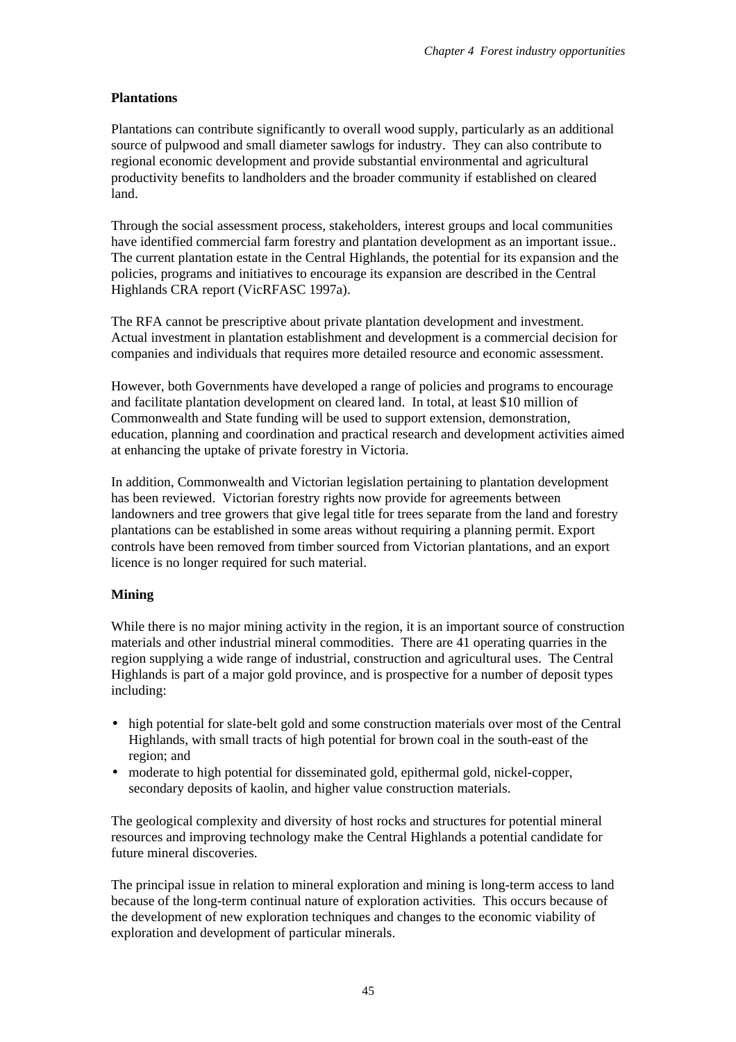## Plantations

Plantations can contribute significantly to overall wood supply, particularly as an additional source of pulpwood and small diameter sawlogs for industry. They can also contribute to regional economic development and provide substantial environmental and agricultural productivity benefits to landholders and the broader community if established on cleared land.

Through the social assessment process, stakeholders, interest groups and local communities have identified commercial farm forestry and plantation development as an important issue.. The current plantation estate in the Central Highlands, the potential for its expansion and the policies, programs and initiatives to encourage its expansion are described in the Central Highlands CRA report (VicRFASC 1997a).

The RFA cannot be prescriptive about private plantation development and investment. Actual investment in plantation establishment and development is a commercial decision for companies and individuals that requires more detailed resource and economic assessment.

However, both Governments have developed a range of policies and programs to encourage and facilitate plantation development on cleared land. In total, at least $10 million of Commonwealth and State funding will be used to support extension, demonstration, education, planning and coordination and practical research and development activities aimed at enhancing the uptake of private forestry in Victoria.

In addition, Commonwealth and Victorian legislation pertaining to plantation development has been reviewed. Victorian forestry rights now provide for agreements between landowners and tree growers that give legal title for trees separate from the land and forestry plantations can be established in some areas without requiring a planning permit. Export controls have been removed from timber sourced from Victorian plantations, and an export licence is no longer required for such material.

## Mining

While there is no major mining activity in the region, it is an important source of construction materials and other industrial mineral commodities. There are 41 operating quarries in the region supplying a wide range of industrial, construction and agricultural uses. The Central Highlands is part of a major gold province, and is prospective for a number of deposit types including:

- high potential for slate-belt gold and some construction materials over most of the Central Highlands, with small tracts of high potential for brown coal in the south-east of the region; and
- moderate to high potential for disseminated gold, epithermal gold, nickel-copper, secondary deposits of kaolin, and higher value construction materials.

The geological complexity and diversity of host rocks and structures for potential mineral resources and improving technology make the Central Highlands a potential candidate for future mineral discoveries.

The principal issue in relation to mineral exploration and mining is long-term access to land because of the long-term continual nature of exploration activities. This occurs because of the development of new exploration techniques and changes to the economic viability of exploration and development of particular minerals.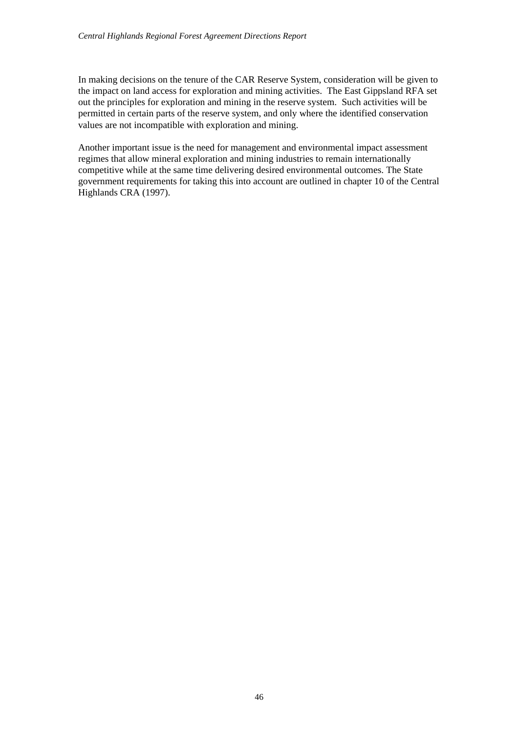In making decisions on the tenure of the CAR Reserve System, consideration will be given to the impact on land access for exploration and mining activities. The East Gippsland RFA set out the principles for exploration and mining in the reserve system. Such activities will be permitted in certain parts of the reserve system, and only where the identified conservation values are not incompatible with exploration and mining.

Another important issue is the need for management and environmental impact assessment regimes that allow mineral exploration and mining industries to remain internationally competitive while at the same time delivering desired environmental outcomes. The State government requirements for taking this into account are outlined in chapter 10 of the Central Highlands CRA (1997).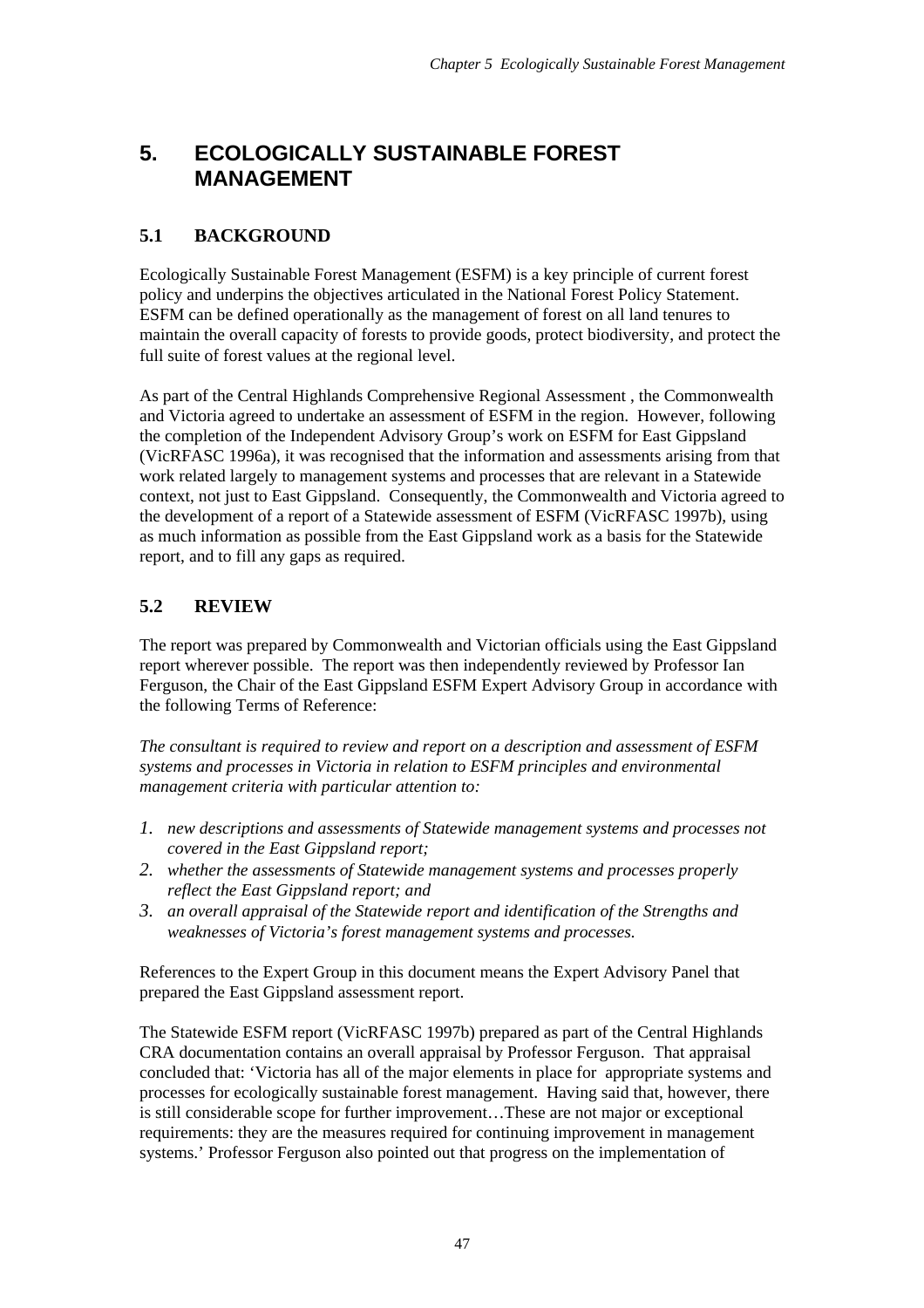# 5. ECOLOGICALLY SUSTAINABLE FOREST MANAGEMENT

## 5.1 BACKGROUND

Ecologically Sustainable Forest Management (ESFM) is a key principle of current forest policy and underpins the objectives articulated in the National Forest Policy Statement. ESFM can be defined operationally as the management of forest on all land tenures to maintain the overall capacity of forests to provide goods, protect biodiversity, and protect the full suite of forest values at the regional level.

As part of the Central Highlands Comprehensive Regional Assessment , the Commonwealth and Victoria agreed to undertake an assessment of ESFM in the region. However, following the completion of the Independent Advisory Group's work on ESFM for East Gippsland (VicRFASC 1996a), it was recognised that the information and assessments arising from that work related largely to management systems and processes that are relevant in a Statewide context, not just to East Gippsland. Consequently, the Commonwealth and Victoria agreed to the development of a report of a Statewide assessment of ESFM (VicRFASC 1997b), using as much information as possible from the East Gippsland work as a basis for the Statewide report, and to fill any gaps as required.

## 5.2 REVIEW

The report was prepared by Commonwealth and Victorian officials using the East Gippsland report wherever possible. The report was then independently reviewed by Professor Ian Ferguson, the Chair of the East Gippsland ESFM Expert Advisory Group in accordance with the following Terms of Reference:

*The consultant is required to review and report on a description and assessment of ESFM systems and processes in Victoria in relation to ESFM principles and environmental management criteria with particular attention to:*

1. *new descriptions and assessments of Statewide management systems and processes not covered in the East Gippsland report;*
2. *whether the assessments of Statewide management systems and processes properly reflect the East Gippsland report; and*
3. *an overall appraisal of the Statewide report and identification of the Strengths and weaknesses of Victoria's forest management systems and processes.*

References to the Expert Group in this document means the Expert Advisory Panel that prepared the East Gippsland assessment report.

The Statewide ESFM report (VicRFASC 1997b) prepared as part of the Central Highlands CRA documentation contains an overall appraisal by Professor Ferguson. That appraisal concluded that: 'Victoria has all of the major elements in place for appropriate systems and processes for ecologically sustainable forest management. Having said that, however, there is still considerable scope for further improvement…These are not major or exceptional requirements: they are the measures required for continuing improvement in management systems.' Professor Ferguson also pointed out that progress on the implementation of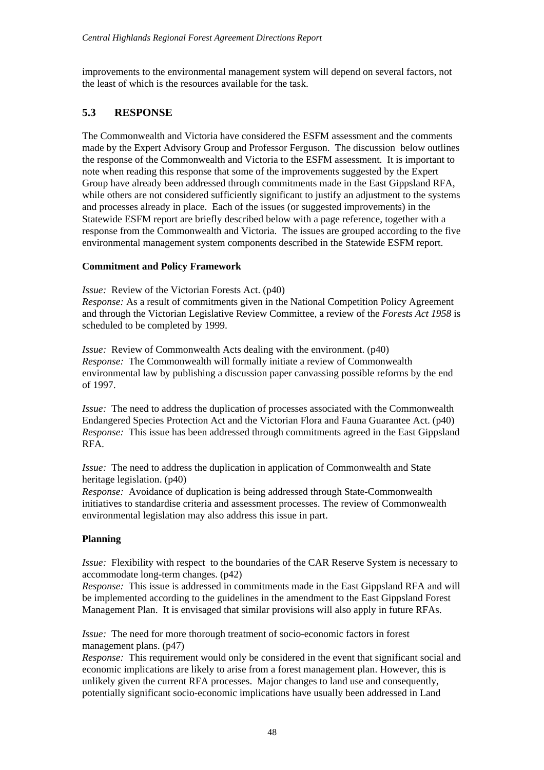improvements to the environmental management system will depend on several factors, not the least of which is the resources available for the task.

## 5.3 RESPONSE

The Commonwealth and Victoria have considered the ESFM assessment and the comments made by the Expert Advisory Group and Professor Ferguson. The discussion below outlines the response of the Commonwealth and Victoria to the ESFM assessment. It is important to note when reading this response that some of the improvements suggested by the Expert Group have already been addressed through commitments made in the East Gippsland RFA, while others are not considered sufficiently significant to justify an adjustment to the systems and processes already in place. Each of the issues (or suggested improvements) in the Statewide ESFM report are briefly described below with a page reference, together with a response from the Commonwealth and Victoria. The issues are grouped according to the five environmental management system components described in the Statewide ESFM report.

**Commitment and Policy Framework**

*Issue:* Review of the Victorian Forests Act. (p40)
*Response:* As a result of commitments given in the National Competition Policy Agreement and through the Victorian Legislative Review Committee, a review of the *Forests Act 1958* is scheduled to be completed by 1999.

*Issue:* Review of Commonwealth Acts dealing with the environment. (p40)
*Response:* The Commonwealth will formally initiate a review of Commonwealth environmental law by publishing a discussion paper canvassing possible reforms by the end of 1997.

*Issue:* The need to address the duplication of processes associated with the Commonwealth Endangered Species Protection Act and the Victorian Flora and Fauna Guarantee Act. (p40)
*Response:* This issue has been addressed through commitments agreed in the East Gippsland RFA.

*Issue:* The need to address the duplication in application of Commonwealth and State heritage legislation. (p40)
*Response:* Avoidance of duplication is being addressed through State-Commonwealth initiatives to standardise criteria and assessment processes. The review of Commonwealth environmental legislation may also address this issue in part.

**Planning**

*Issue:* Flexibility with respect to the boundaries of the CAR Reserve System is necessary to accommodate long-term changes. (p42)
*Response:* This issue is addressed in commitments made in the East Gippsland RFA and will be implemented according to the guidelines in the amendment to the East Gippsland Forest Management Plan. It is envisaged that similar provisions will also apply in future RFAs.

*Issue:* The need for more thorough treatment of socio-economic factors in forest management plans. (p47)
*Response:* This requirement would only be considered in the event that significant social and economic implications are likely to arise from a forest management plan. However, this is unlikely given the current RFA processes. Major changes to land use and consequently, potentially significant socio-economic implications have usually been addressed in Land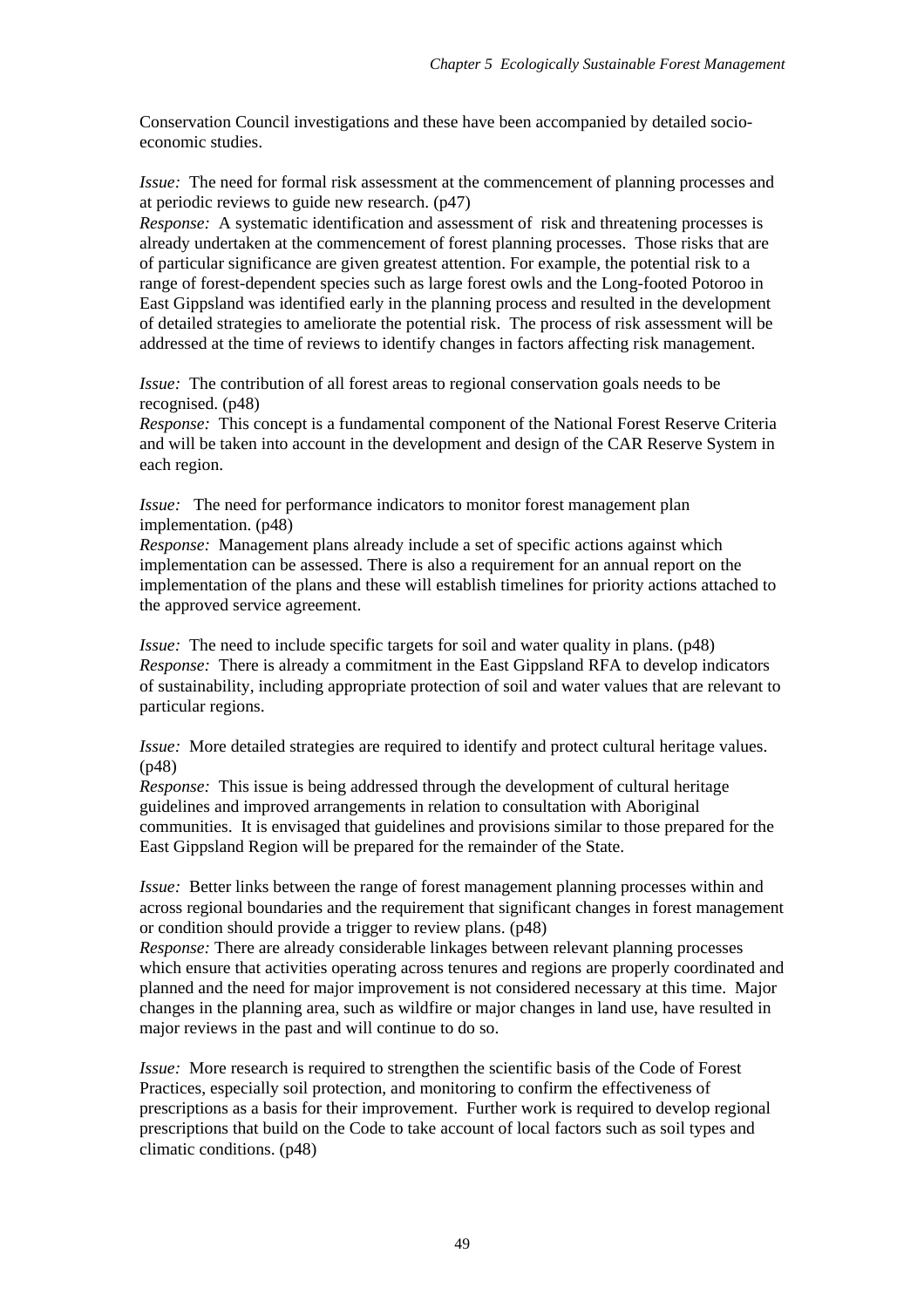Conservation Council investigations and these have been accompanied by detailed socio-economic studies.

*Issue:* The need for formal risk assessment at the commencement of planning processes and at periodic reviews to guide new research. (p47)
*Response:* A systematic identification and assessment of risk and threatening processes is already undertaken at the commencement of forest planning processes. Those risks that are of particular significance are given greatest attention. For example, the potential risk to a range of forest-dependent species such as large forest owls and the Long-footed Potoroo in East Gippsland was identified early in the planning process and resulted in the development of detailed strategies to ameliorate the potential risk. The process of risk assessment will be addressed at the time of reviews to identify changes in factors affecting risk management.

*Issue:* The contribution of all forest areas to regional conservation goals needs to be recognised. (p48)
*Response:* This concept is a fundamental component of the National Forest Reserve Criteria and will be taken into account in the development and design of the CAR Reserve System in each region.

*Issue:* The need for performance indicators to monitor forest management plan implementation. (p48)
*Response:* Management plans already include a set of specific actions against which implementation can be assessed. There is also a requirement for an annual report on the implementation of the plans and these will establish timelines for priority actions attached to the approved service agreement.

*Issue:* The need to include specific targets for soil and water quality in plans. (p48)
*Response:* There is already a commitment in the East Gippsland RFA to develop indicators of sustainability, including appropriate protection of soil and water values that are relevant to particular regions.

*Issue:* More detailed strategies are required to identify and protect cultural heritage values. (p48)
*Response:* This issue is being addressed through the development of cultural heritage guidelines and improved arrangements in relation to consultation with Aboriginal communities. It is envisaged that guidelines and provisions similar to those prepared for the East Gippsland Region will be prepared for the remainder of the State.

*Issue:* Better links between the range of forest management planning processes within and across regional boundaries and the requirement that significant changes in forest management or condition should provide a trigger to review plans. (p48)
*Response:* There are already considerable linkages between relevant planning processes which ensure that activities operating across tenures and regions are properly coordinated and planned and the need for major improvement is not considered necessary at this time. Major changes in the planning area, such as wildfire or major changes in land use, have resulted in major reviews in the past and will continue to do so.

*Issue:* More research is required to strengthen the scientific basis of the Code of Forest Practices, especially soil protection, and monitoring to confirm the effectiveness of prescriptions as a basis for their improvement. Further work is required to develop regional prescriptions that build on the Code to take account of local factors such as soil types and climatic conditions. (p48)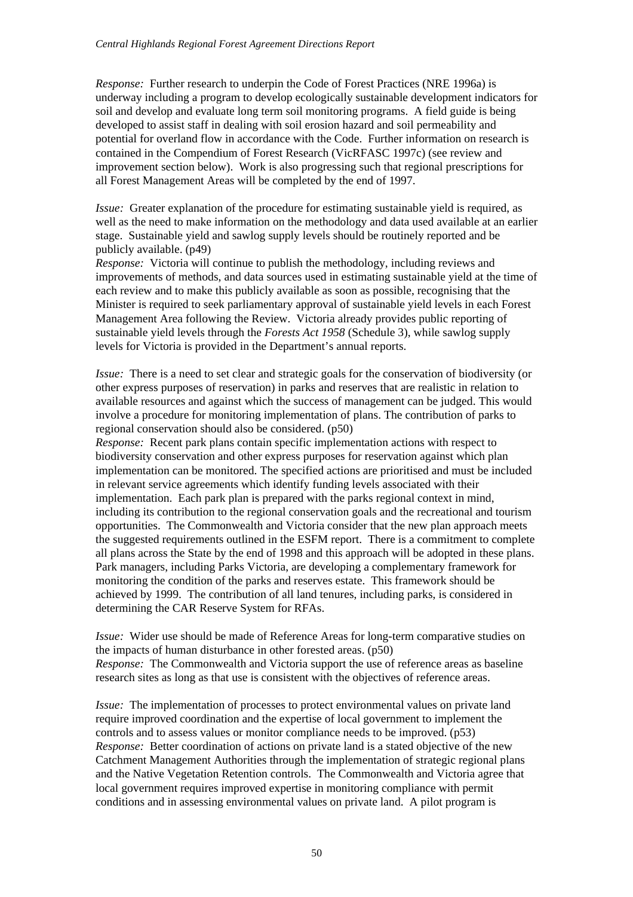*Response:* Further research to underpin the Code of Forest Practices (NRE 1996a) is underway including a program to develop ecologically sustainable development indicators for soil and develop and evaluate long term soil monitoring programs. A field guide is being developed to assist staff in dealing with soil erosion hazard and soil permeability and potential for overland flow in accordance with the Code. Further information on research is contained in the Compendium of Forest Research (VicRFASC 1997c) (see review and improvement section below). Work is also progressing such that regional prescriptions for all Forest Management Areas will be completed by the end of 1997.

*Issue:* Greater explanation of the procedure for estimating sustainable yield is required, as well as the need to make information on the methodology and data used available at an earlier stage. Sustainable yield and sawlog supply levels should be routinely reported and be publicly available. (p49)
*Response:* Victoria will continue to publish the methodology, including reviews and improvements of methods, and data sources used in estimating sustainable yield at the time of each review and to make this publicly available as soon as possible, recognising that the Minister is required to seek parliamentary approval of sustainable yield levels in each Forest Management Area following the Review. Victoria already provides public reporting of sustainable yield levels through the *Forests Act 1958* (Schedule 3), while sawlog supply levels for Victoria is provided in the Department's annual reports.

*Issue:* There is a need to set clear and strategic goals for the conservation of biodiversity (or other express purposes of reservation) in parks and reserves that are realistic in relation to available resources and against which the success of management can be judged. This would involve a procedure for monitoring implementation of plans. The contribution of parks to regional conservation should also be considered. (p50)
*Response:* Recent park plans contain specific implementation actions with respect to biodiversity conservation and other express purposes for reservation against which plan implementation can be monitored. The specified actions are prioritised and must be included in relevant service agreements which identify funding levels associated with their implementation. Each park plan is prepared with the parks regional context in mind, including its contribution to the regional conservation goals and the recreational and tourism opportunities. The Commonwealth and Victoria consider that the new plan approach meets the suggested requirements outlined in the ESFM report. There is a commitment to complete all plans across the State by the end of 1998 and this approach will be adopted in these plans. Park managers, including Parks Victoria, are developing a complementary framework for monitoring the condition of the parks and reserves estate. This framework should be achieved by 1999. The contribution of all land tenures, including parks, is considered in determining the CAR Reserve System for RFAs.

*Issue:* Wider use should be made of Reference Areas for long-term comparative studies on the impacts of human disturbance in other forested areas. (p50)
*Response:* The Commonwealth and Victoria support the use of reference areas as baseline research sites as long as that use is consistent with the objectives of reference areas.

*Issue:* The implementation of processes to protect environmental values on private land require improved coordination and the expertise of local government to implement the controls and to assess values or monitor compliance needs to be improved. (p53)
*Response:* Better coordination of actions on private land is a stated objective of the new Catchment Management Authorities through the implementation of strategic regional plans and the Native Vegetation Retention controls. The Commonwealth and Victoria agree that local government requires improved expertise in monitoring compliance with permit conditions and in assessing environmental values on private land. A pilot program is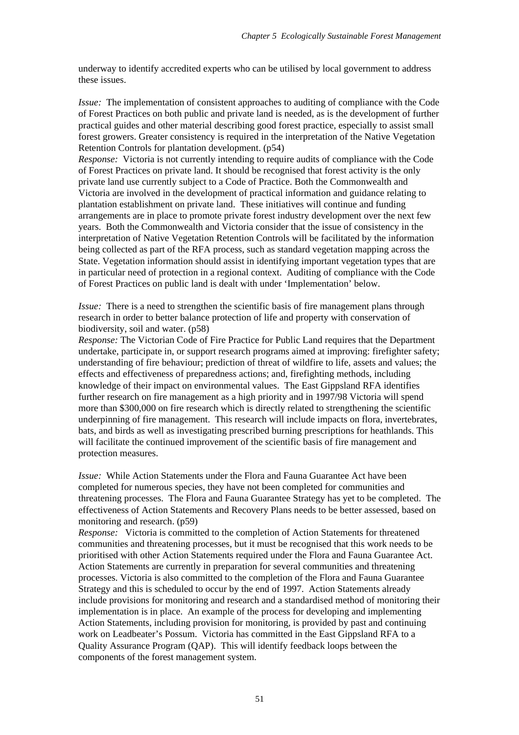underway to identify accredited experts who can be utilised by local government to address these issues.

*Issue:* The implementation of consistent approaches to auditing of compliance with the Code of Forest Practices on both public and private land is needed, as is the development of further practical guides and other material describing good forest practice, especially to assist small forest growers. Greater consistency is required in the interpretation of the Native Vegetation Retention Controls for plantation development. (p54)

*Response:* Victoria is not currently intending to require audits of compliance with the Code of Forest Practices on private land. It should be recognised that forest activity is the only private land use currently subject to a Code of Practice. Both the Commonwealth and Victoria are involved in the development of practical information and guidance relating to plantation establishment on private land. These initiatives will continue and funding arrangements are in place to promote private forest industry development over the next few years. Both the Commonwealth and Victoria consider that the issue of consistency in the interpretation of Native Vegetation Retention Controls will be facilitated by the information being collected as part of the RFA process, such as standard vegetation mapping across the State. Vegetation information should assist in identifying important vegetation types that are in particular need of protection in a regional context. Auditing of compliance with the Code of Forest Practices on public land is dealt with under 'Implementation' below.

*Issue:* There is a need to strengthen the scientific basis of fire management plans through research in order to better balance protection of life and property with conservation of biodiversity, soil and water. (p58)

*Response:* The Victorian Code of Fire Practice for Public Land requires that the Department undertake, participate in, or support research programs aimed at improving: firefighter safety; understanding of fire behaviour; prediction of threat of wildfire to life, assets and values; the effects and effectiveness of preparedness actions; and, firefighting methods, including knowledge of their impact on environmental values. The East Gippsland RFA identifies further research on fire management as a high priority and in 1997/98 Victoria will spend more than $300,000 on fire research which is directly related to strengthening the scientific underpinning of fire management. This research will include impacts on flora, invertebrates, bats, and birds as well as investigating prescribed burning prescriptions for heathlands. This will facilitate the continued improvement of the scientific basis of fire management and protection measures.

*Issue:* While Action Statements under the Flora and Fauna Guarantee Act have been completed for numerous species, they have not been completed for communities and threatening processes. The Flora and Fauna Guarantee Strategy has yet to be completed. The effectiveness of Action Statements and Recovery Plans needs to be better assessed, based on monitoring and research. (p59)

*Response:* Victoria is committed to the completion of Action Statements for threatened communities and threatening processes, but it must be recognised that this work needs to be prioritised with other Action Statements required under the Flora and Fauna Guarantee Act. Action Statements are currently in preparation for several communities and threatening processes. Victoria is also committed to the completion of the Flora and Fauna Guarantee Strategy and this is scheduled to occur by the end of 1997. Action Statements already include provisions for monitoring and research and a standardised method of monitoring their implementation is in place. An example of the process for developing and implementing Action Statements, including provision for monitoring, is provided by past and continuing work on Leadbeater's Possum. Victoria has committed in the East Gippsland RFA to a Quality Assurance Program (QAP). This will identify feedback loops between the components of the forest management system.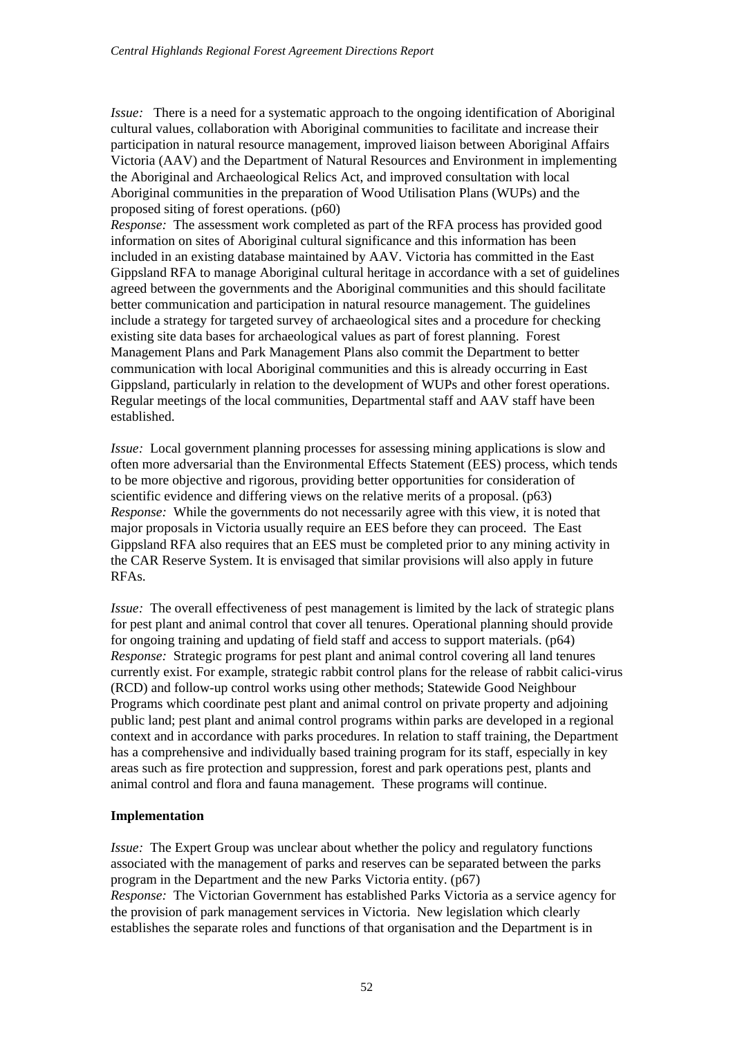*Issue:* There is a need for a systematic approach to the ongoing identification of Aboriginal cultural values, collaboration with Aboriginal communities to facilitate and increase their participation in natural resource management, improved liaison between Aboriginal Affairs Victoria (AAV) and the Department of Natural Resources and Environment in implementing the Aboriginal and Archaeological Relics Act, and improved consultation with local Aboriginal communities in the preparation of Wood Utilisation Plans (WUPs) and the proposed siting of forest operations. (p60)
*Response:* The assessment work completed as part of the RFA process has provided good information on sites of Aboriginal cultural significance and this information has been included in an existing database maintained by AAV. Victoria has committed in the East Gippsland RFA to manage Aboriginal cultural heritage in accordance with a set of guidelines agreed between the governments and the Aboriginal communities and this should facilitate better communication and participation in natural resource management. The guidelines include a strategy for targeted survey of archaeological sites and a procedure for checking existing site data bases for archaeological values as part of forest planning. Forest Management Plans and Park Management Plans also commit the Department to better communication with local Aboriginal communities and this is already occurring in East Gippsland, particularly in relation to the development of WUPs and other forest operations. Regular meetings of the local communities, Departmental staff and AAV staff have been established.

*Issue:* Local government planning processes for assessing mining applications is slow and often more adversarial than the Environmental Effects Statement (EES) process, which tends to be more objective and rigorous, providing better opportunities for consideration of scientific evidence and differing views on the relative merits of a proposal. (p63)
*Response:* While the governments do not necessarily agree with this view, it is noted that major proposals in Victoria usually require an EES before they can proceed. The East Gippsland RFA also requires that an EES must be completed prior to any mining activity in the CAR Reserve System. It is envisaged that similar provisions will also apply in future RFAs.

*Issue:* The overall effectiveness of pest management is limited by the lack of strategic plans for pest plant and animal control that cover all tenures. Operational planning should provide for ongoing training and updating of field staff and access to support materials. (p64)
*Response:* Strategic programs for pest plant and animal control covering all land tenures currently exist. For example, strategic rabbit control plans for the release of rabbit calici-virus (RCD) and follow-up control works using other methods; Statewide Good Neighbour Programs which coordinate pest plant and animal control on private property and adjoining public land; pest plant and animal control programs within parks are developed in a regional context and in accordance with parks procedures. In relation to staff training, the Department has a comprehensive and individually based training program for its staff, especially in key areas such as fire protection and suppression, forest and park operations pest, plants and animal control and flora and fauna management. These programs will continue.

**Implementation**

*Issue:* The Expert Group was unclear about whether the policy and regulatory functions associated with the management of parks and reserves can be separated between the parks program in the Department and the new Parks Victoria entity. (p67)
*Response:* The Victorian Government has established Parks Victoria as a service agency for the provision of park management services in Victoria. New legislation which clearly establishes the separate roles and functions of that organisation and the Department is in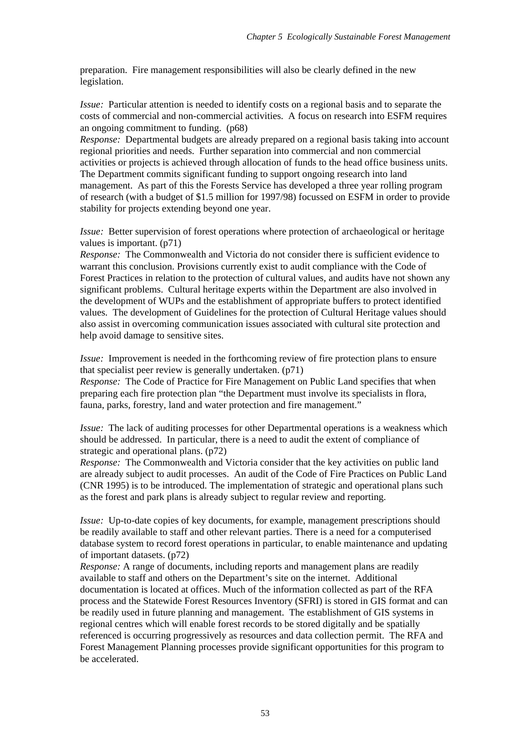preparation. Fire management responsibilities will also be clearly defined in the new legislation.

*Issue:* Particular attention is needed to identify costs on a regional basis and to separate the costs of commercial and non-commercial activities. A focus on research into ESFM requires an ongoing commitment to funding. (p68)
*Response:* Departmental budgets are already prepared on a regional basis taking into account regional priorities and needs. Further separation into commercial and non commercial activities or projects is achieved through allocation of funds to the head office business units. The Department commits significant funding to support ongoing research into land management. As part of this the Forests Service has developed a three year rolling program of research (with a budget of $1.5 million for 1997/98) focussed on ESFM in order to provide stability for projects extending beyond one year.

*Issue:* Better supervision of forest operations where protection of archaeological or heritage values is important. (p71)
*Response:* The Commonwealth and Victoria do not consider there is sufficient evidence to warrant this conclusion. Provisions currently exist to audit compliance with the Code of Forest Practices in relation to the protection of cultural values, and audits have not shown any significant problems. Cultural heritage experts within the Department are also involved in the development of WUPs and the establishment of appropriate buffers to protect identified values. The development of Guidelines for the protection of Cultural Heritage values should also assist in overcoming communication issues associated with cultural site protection and help avoid damage to sensitive sites.

*Issue:* Improvement is needed in the forthcoming review of fire protection plans to ensure that specialist peer review is generally undertaken. (p71)
*Response:* The Code of Practice for Fire Management on Public Land specifies that when preparing each fire protection plan "the Department must involve its specialists in flora, fauna, parks, forestry, land and water protection and fire management."

*Issue:* The lack of auditing processes for other Departmental operations is a weakness which should be addressed. In particular, there is a need to audit the extent of compliance of strategic and operational plans. (p72)
*Response:* The Commonwealth and Victoria consider that the key activities on public land are already subject to audit processes. An audit of the Code of Fire Practices on Public Land (CNR 1995) is to be introduced. The implementation of strategic and operational plans such as the forest and park plans is already subject to regular review and reporting.

*Issue:* Up-to-date copies of key documents, for example, management prescriptions should be readily available to staff and other relevant parties. There is a need for a computerised database system to record forest operations in particular, to enable maintenance and updating of important datasets. (p72)
*Response:* A range of documents, including reports and management plans are readily available to staff and others on the Department's site on the internet. Additional documentation is located at offices. Much of the information collected as part of the RFA process and the Statewide Forest Resources Inventory (SFRI) is stored in GIS format and can be readily used in future planning and management. The establishment of GIS systems in regional centres which will enable forest records to be stored digitally and be spatially referenced is occurring progressively as resources and data collection permit. The RFA and Forest Management Planning processes provide significant opportunities for this program to be accelerated.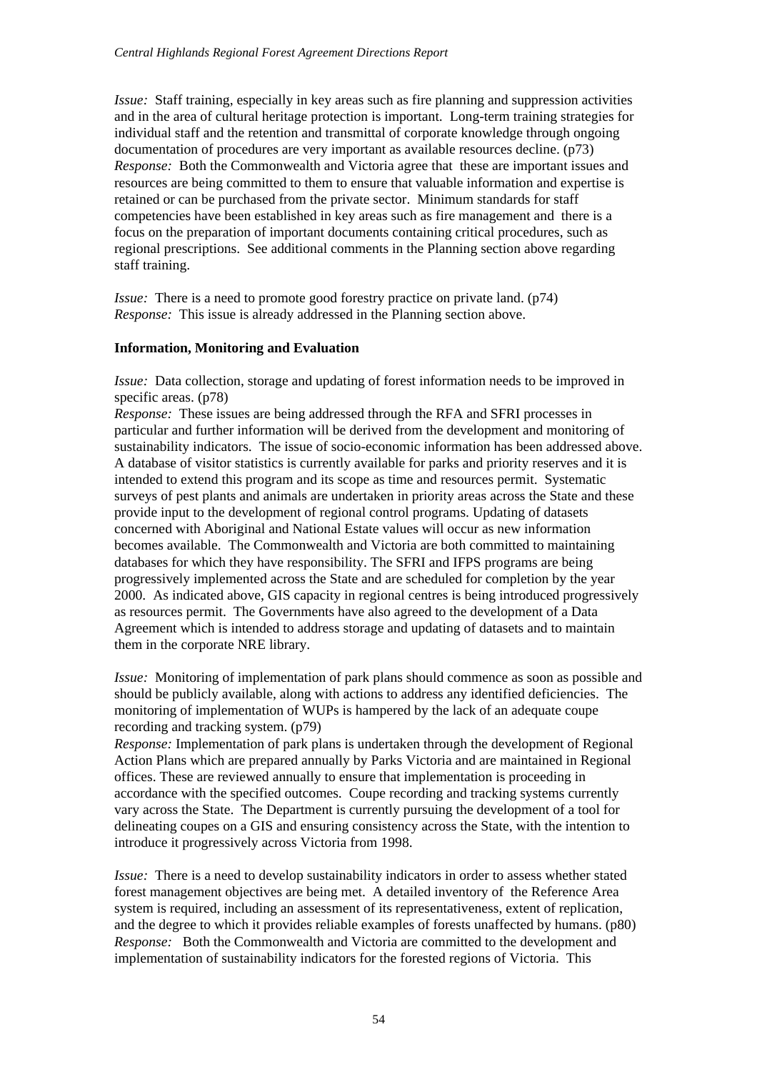*Issue:* Staff training, especially in key areas such as fire planning and suppression activities and in the area of cultural heritage protection is important. Long-term training strategies for individual staff and the retention and transmittal of corporate knowledge through ongoing documentation of procedures are very important as available resources decline. (p73)
*Response:* Both the Commonwealth and Victoria agree that these are important issues and resources are being committed to them to ensure that valuable information and expertise is retained or can be purchased from the private sector. Minimum standards for staff competencies have been established in key areas such as fire management and there is a focus on the preparation of important documents containing critical procedures, such as regional prescriptions. See additional comments in the Planning section above regarding staff training.

*Issue:* There is a need to promote good forestry practice on private land. (p74)
*Response:* This issue is already addressed in the Planning section above.

**Information, Monitoring and Evaluation**

*Issue:* Data collection, storage and updating of forest information needs to be improved in specific areas. (p78)
*Response:* These issues are being addressed through the RFA and SFRI processes in particular and further information will be derived from the development and monitoring of sustainability indicators. The issue of socio-economic information has been addressed above. A database of visitor statistics is currently available for parks and priority reserves and it is intended to extend this program and its scope as time and resources permit. Systematic surveys of pest plants and animals are undertaken in priority areas across the State and these provide input to the development of regional control programs. Updating of datasets concerned with Aboriginal and National Estate values will occur as new information becomes available. The Commonwealth and Victoria are both committed to maintaining databases for which they have responsibility. The SFRI and IFPS programs are being progressively implemented across the State and are scheduled for completion by the year 2000. As indicated above, GIS capacity in regional centres is being introduced progressively as resources permit. The Governments have also agreed to the development of a Data Agreement which is intended to address storage and updating of datasets and to maintain them in the corporate NRE library.

*Issue:* Monitoring of implementation of park plans should commence as soon as possible and should be publicly available, along with actions to address any identified deficiencies. The monitoring of implementation of WUPs is hampered by the lack of an adequate coupe recording and tracking system. (p79)
*Response:* Implementation of park plans is undertaken through the development of Regional Action Plans which are prepared annually by Parks Victoria and are maintained in Regional offices. These are reviewed annually to ensure that implementation is proceeding in accordance with the specified outcomes. Coupe recording and tracking systems currently vary across the State. The Department is currently pursuing the development of a tool for delineating coupes on a GIS and ensuring consistency across the State, with the intention to introduce it progressively across Victoria from 1998.

*Issue:* There is a need to develop sustainability indicators in order to assess whether stated forest management objectives are being met. A detailed inventory of the Reference Area system is required, including an assessment of its representativeness, extent of replication, and the degree to which it provides reliable examples of forests unaffected by humans. (p80)
*Response:* Both the Commonwealth and Victoria are committed to the development and implementation of sustainability indicators for the forested regions of Victoria. This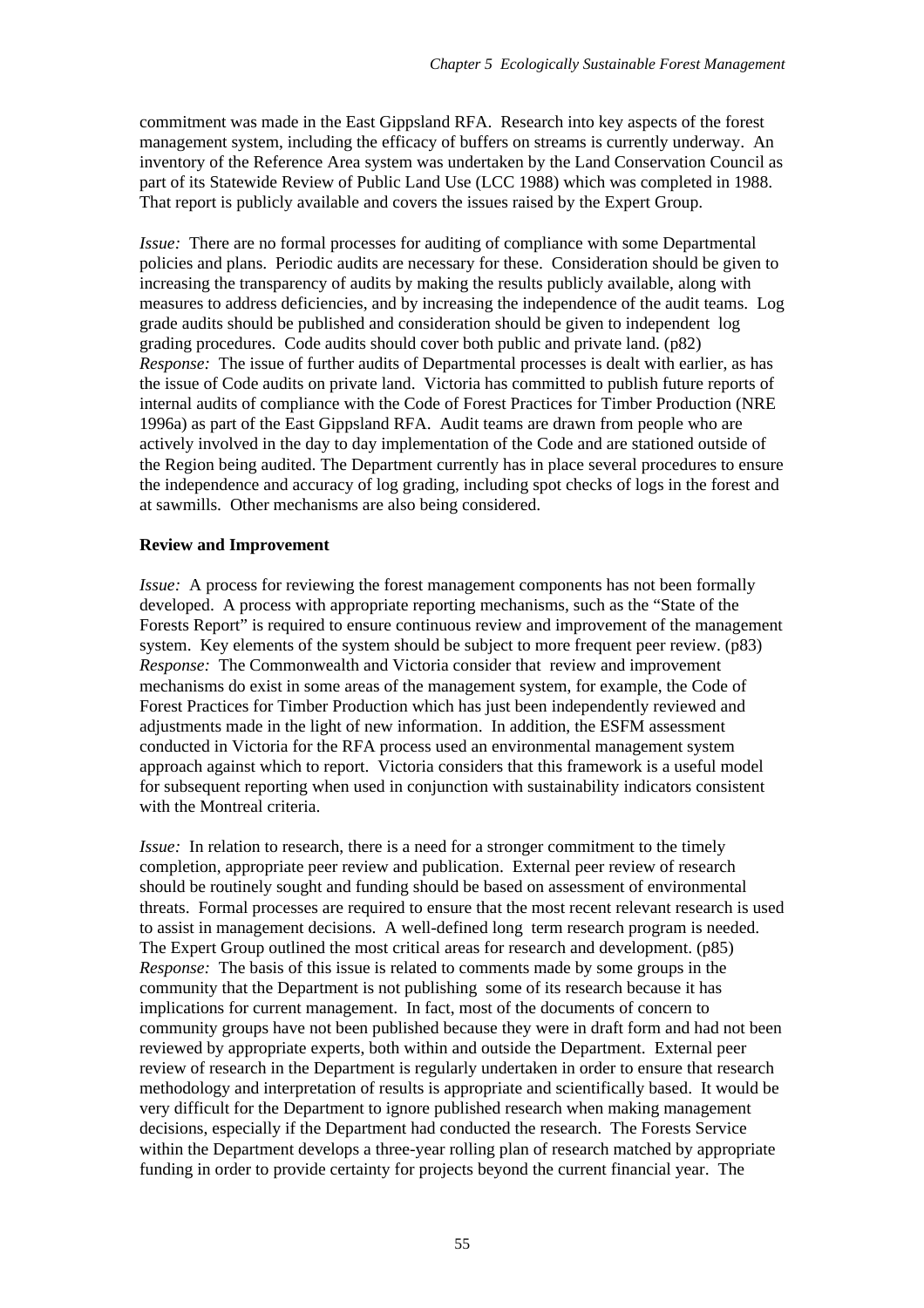commitment was made in the East Gippsland RFA. Research into key aspects of the forest management system, including the efficacy of buffers on streams is currently underway. An inventory of the Reference Area system was undertaken by the Land Conservation Council as part of its Statewide Review of Public Land Use (LCC 1988) which was completed in 1988. That report is publicly available and covers the issues raised by the Expert Group.

*Issue:* There are no formal processes for auditing of compliance with some Departmental policies and plans. Periodic audits are necessary for these. Consideration should be given to increasing the transparency of audits by making the results publicly available, along with measures to address deficiencies, and by increasing the independence of the audit teams. Log grade audits should be published and consideration should be given to independent log grading procedures. Code audits should cover both public and private land. (p82)
*Response:* The issue of further audits of Departmental processes is dealt with earlier, as has the issue of Code audits on private land. Victoria has committed to publish future reports of internal audits of compliance with the Code of Forest Practices for Timber Production (NRE 1996a) as part of the East Gippsland RFA. Audit teams are drawn from people who are actively involved in the day to day implementation of the Code and are stationed outside of the Region being audited. The Department currently has in place several procedures to ensure the independence and accuracy of log grading, including spot checks of logs in the forest and at sawmills. Other mechanisms are also being considered.

**Review and Improvement**

*Issue:* A process for reviewing the forest management components has not been formally developed. A process with appropriate reporting mechanisms, such as the "State of the Forests Report" is required to ensure continuous review and improvement of the management system. Key elements of the system should be subject to more frequent peer review. (p83)
*Response:* The Commonwealth and Victoria consider that review and improvement mechanisms do exist in some areas of the management system, for example, the Code of Forest Practices for Timber Production which has just been independently reviewed and adjustments made in the light of new information. In addition, the ESFM assessment conducted in Victoria for the RFA process used an environmental management system approach against which to report. Victoria considers that this framework is a useful model for subsequent reporting when used in conjunction with sustainability indicators consistent with the Montreal criteria.

*Issue:* In relation to research, there is a need for a stronger commitment to the timely completion, appropriate peer review and publication. External peer review of research should be routinely sought and funding should be based on assessment of environmental threats. Formal processes are required to ensure that the most recent relevant research is used to assist in management decisions. A well-defined long term research program is needed. The Expert Group outlined the most critical areas for research and development. (p85)
*Response:* The basis of this issue is related to comments made by some groups in the community that the Department is not publishing some of its research because it has implications for current management. In fact, most of the documents of concern to community groups have not been published because they were in draft form and had not been reviewed by appropriate experts, both within and outside the Department. External peer review of research in the Department is regularly undertaken in order to ensure that research methodology and interpretation of results is appropriate and scientifically based. It would be very difficult for the Department to ignore published research when making management decisions, especially if the Department had conducted the research. The Forests Service within the Department develops a three-year rolling plan of research matched by appropriate funding in order to provide certainty for projects beyond the current financial year. The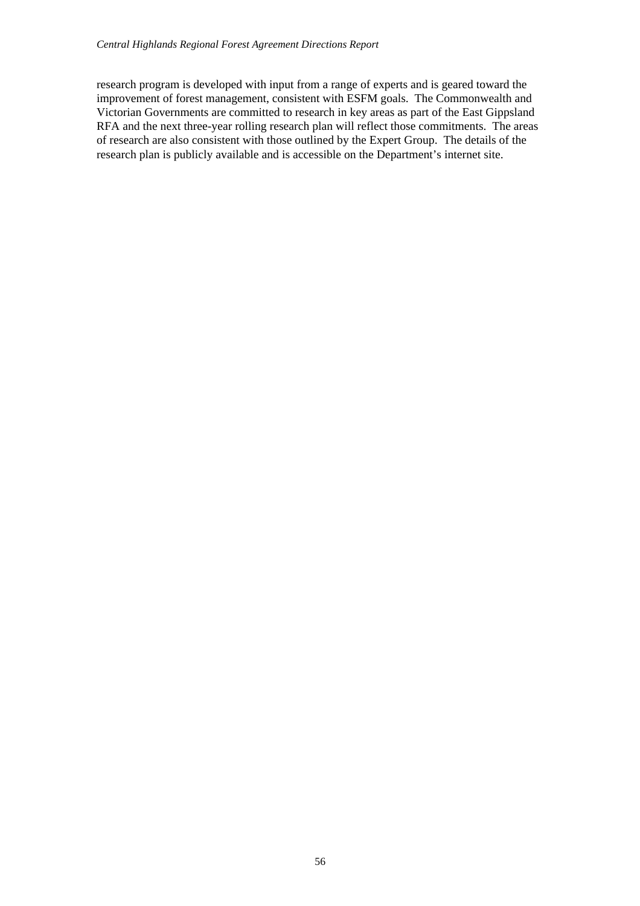research program is developed with input from a range of experts and is geared toward the improvement of forest management, consistent with ESFM goals. The Commonwealth and Victorian Governments are committed to research in key areas as part of the East Gippsland RFA and the next three-year rolling research plan will reflect those commitments. The areas of research are also consistent with those outlined by the Expert Group. The details of the research plan is publicly available and is accessible on the Department's internet site.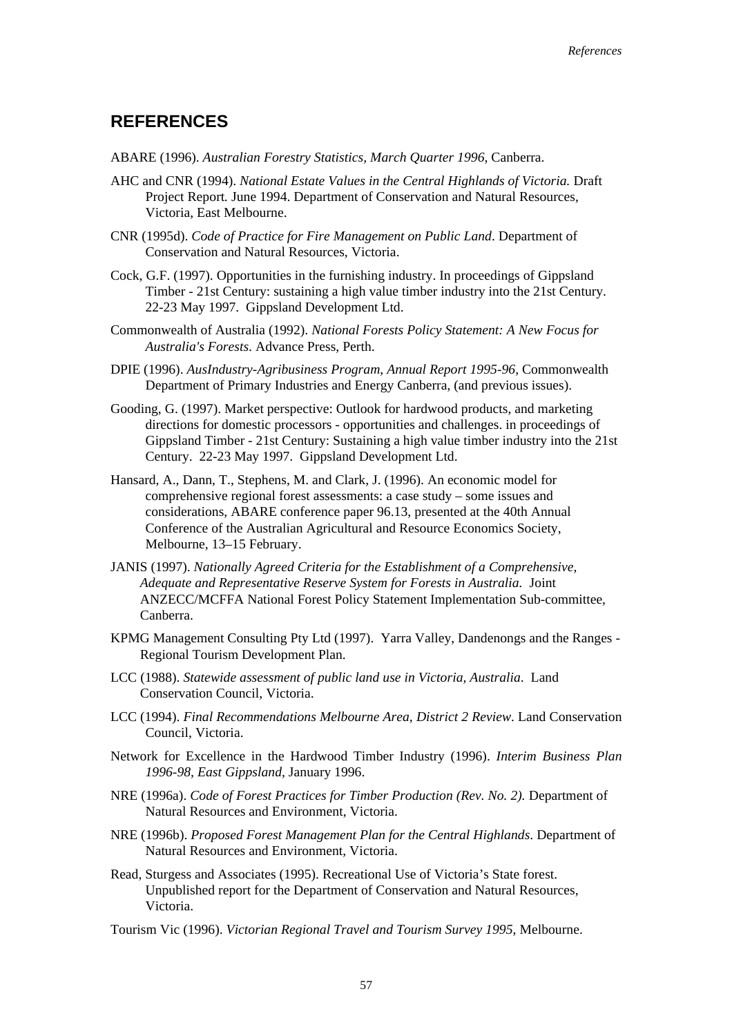## REFERENCES

ABARE (1996). *Australian Forestry Statistics, March Quarter 1996*, Canberra.

AHC and CNR (1994). *National Estate Values in the Central Highlands of Victoria.* Draft Project Report. June 1994. Department of Conservation and Natural Resources, Victoria, East Melbourne.

CNR (1995d). *Code of Practice for Fire Management on Public Land*. Department of Conservation and Natural Resources, Victoria.

Cock, G.F. (1997). Opportunities in the furnishing industry. In proceedings of Gippsland Timber - 21st Century: sustaining a high value timber industry into the 21st Century. 22-23 May 1997. Gippsland Development Ltd.

Commonwealth of Australia (1992). *National Forests Policy Statement: A New Focus for Australia's Forests.* Advance Press, Perth.

DPIE (1996). *AusIndustry-Agribusiness Program, Annual Report 1995-96*, Commonwealth Department of Primary Industries and Energy Canberra, (and previous issues).

Gooding, G. (1997). Market perspective: Outlook for hardwood products, and marketing directions for domestic processors - opportunities and challenges. in proceedings of Gippsland Timber - 21st Century: Sustaining a high value timber industry into the 21st Century. 22-23 May 1997. Gippsland Development Ltd.

Hansard, A., Dann, T., Stephens, M. and Clark, J. (1996). An economic model for comprehensive regional forest assessments: a case study – some issues and considerations, ABARE conference paper 96.13, presented at the 40th Annual Conference of the Australian Agricultural and Resource Economics Society, Melbourne, 13–15 February.

JANIS (1997). *Nationally Agreed Criteria for the Establishment of a Comprehensive, Adequate and Representative Reserve System for Forests in Australia.* Joint ANZECC/MCFFA National Forest Policy Statement Implementation Sub-committee, Canberra.

KPMG Management Consulting Pty Ltd (1997). Yarra Valley, Dandenongs and the Ranges - Regional Tourism Development Plan.

LCC (1988). *Statewide assessment of public land use in Victoria, Australia.* Land Conservation Council, Victoria.

LCC (1994). *Final Recommendations Melbourne Area, District 2 Review*. Land Conservation Council, Victoria.

Network for Excellence in the Hardwood Timber Industry (1996). *Interim Business Plan 1996-98, East Gippsland*, January 1996.

NRE (1996a). *Code of Forest Practices for Timber Production (Rev. No. 2).* Department of Natural Resources and Environment, Victoria.

NRE (1996b). *Proposed Forest Management Plan for the Central Highlands*. Department of Natural Resources and Environment, Victoria.

Read, Sturgess and Associates (1995). Recreational Use of Victoria's State forest. Unpublished report for the Department of Conservation and Natural Resources, Victoria.

Tourism Vic (1996). *Victorian Regional Travel and Tourism Survey 1995*, Melbourne.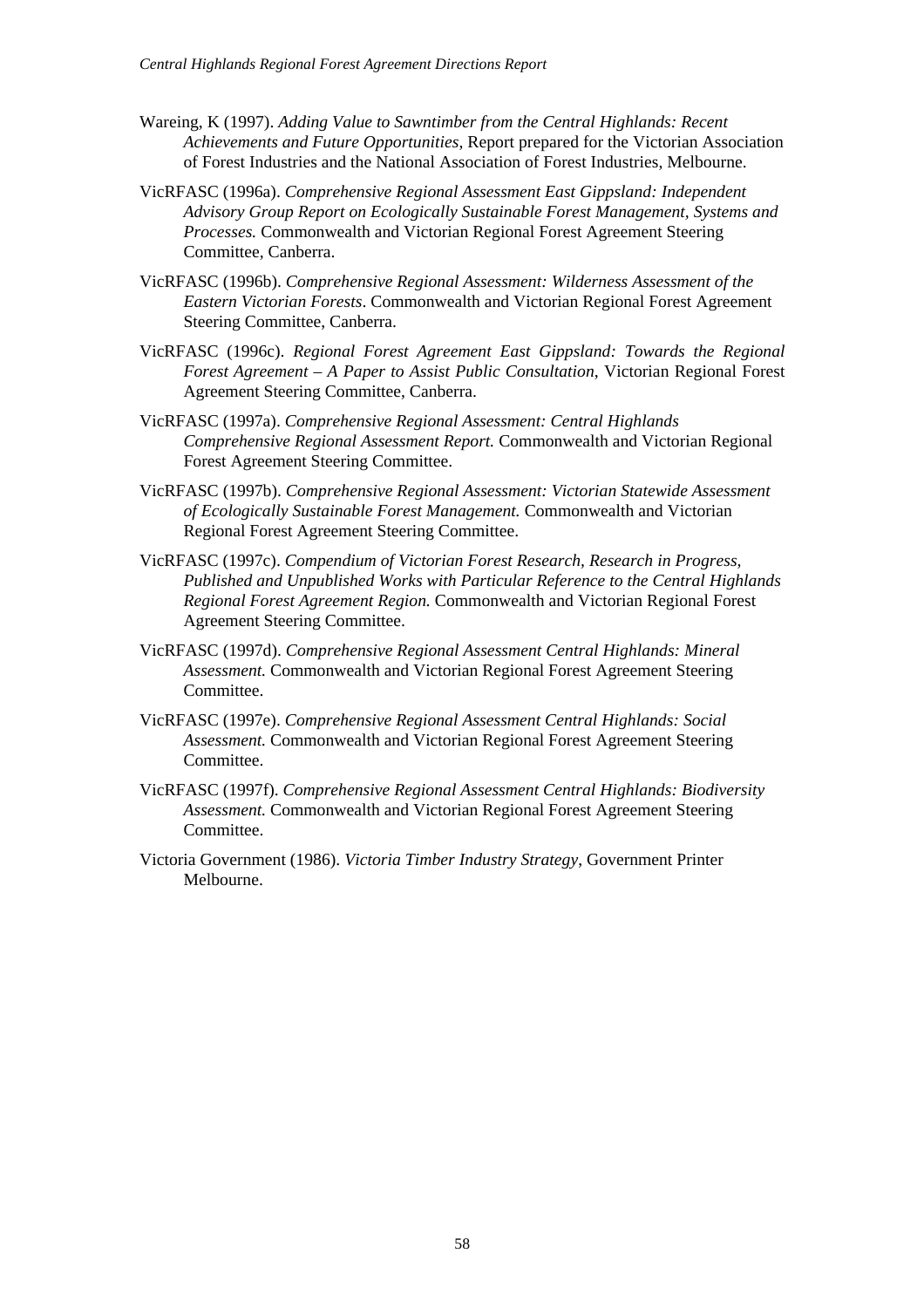Wareing, K (1997). *Adding Value to Sawntimber from the Central Highlands: Recent Achievements and Future Opportunities*, Report prepared for the Victorian Association of Forest Industries and the National Association of Forest Industries, Melbourne.

VicRFASC (1996a). *Comprehensive Regional Assessment East Gippsland: Independent Advisory Group Report on Ecologically Sustainable Forest Management, Systems and Processes.* Commonwealth and Victorian Regional Forest Agreement Steering Committee, Canberra.

VicRFASC (1996b). *Comprehensive Regional Assessment: Wilderness Assessment of the Eastern Victorian Forests*. Commonwealth and Victorian Regional Forest Agreement Steering Committee, Canberra.

VicRFASC (1996c). *Regional Forest Agreement East Gippsland: Towards the Regional Forest Agreement – A Paper to Assist Public Consultation*, Victorian Regional Forest Agreement Steering Committee, Canberra.

VicRFASC (1997a). *Comprehensive Regional Assessment: Central Highlands Comprehensive Regional Assessment Report.* Commonwealth and Victorian Regional Forest Agreement Steering Committee.

VicRFASC (1997b). *Comprehensive Regional Assessment: Victorian Statewide Assessment of Ecologically Sustainable Forest Management.* Commonwealth and Victorian Regional Forest Agreement Steering Committee.

VicRFASC (1997c). *Compendium of Victorian Forest Research, Research in Progress, Published and Unpublished Works with Particular Reference to the Central Highlands Regional Forest Agreement Region.* Commonwealth and Victorian Regional Forest Agreement Steering Committee.

VicRFASC (1997d). *Comprehensive Regional Assessment Central Highlands: Mineral Assessment.* Commonwealth and Victorian Regional Forest Agreement Steering Committee.

VicRFASC (1997e). *Comprehensive Regional Assessment Central Highlands: Social Assessment.* Commonwealth and Victorian Regional Forest Agreement Steering Committee.

VicRFASC (1997f). *Comprehensive Regional Assessment Central Highlands: Biodiversity Assessment.* Commonwealth and Victorian Regional Forest Agreement Steering Committee.

Victoria Government (1986). *Victoria Timber Industry Strategy*, Government Printer Melbourne.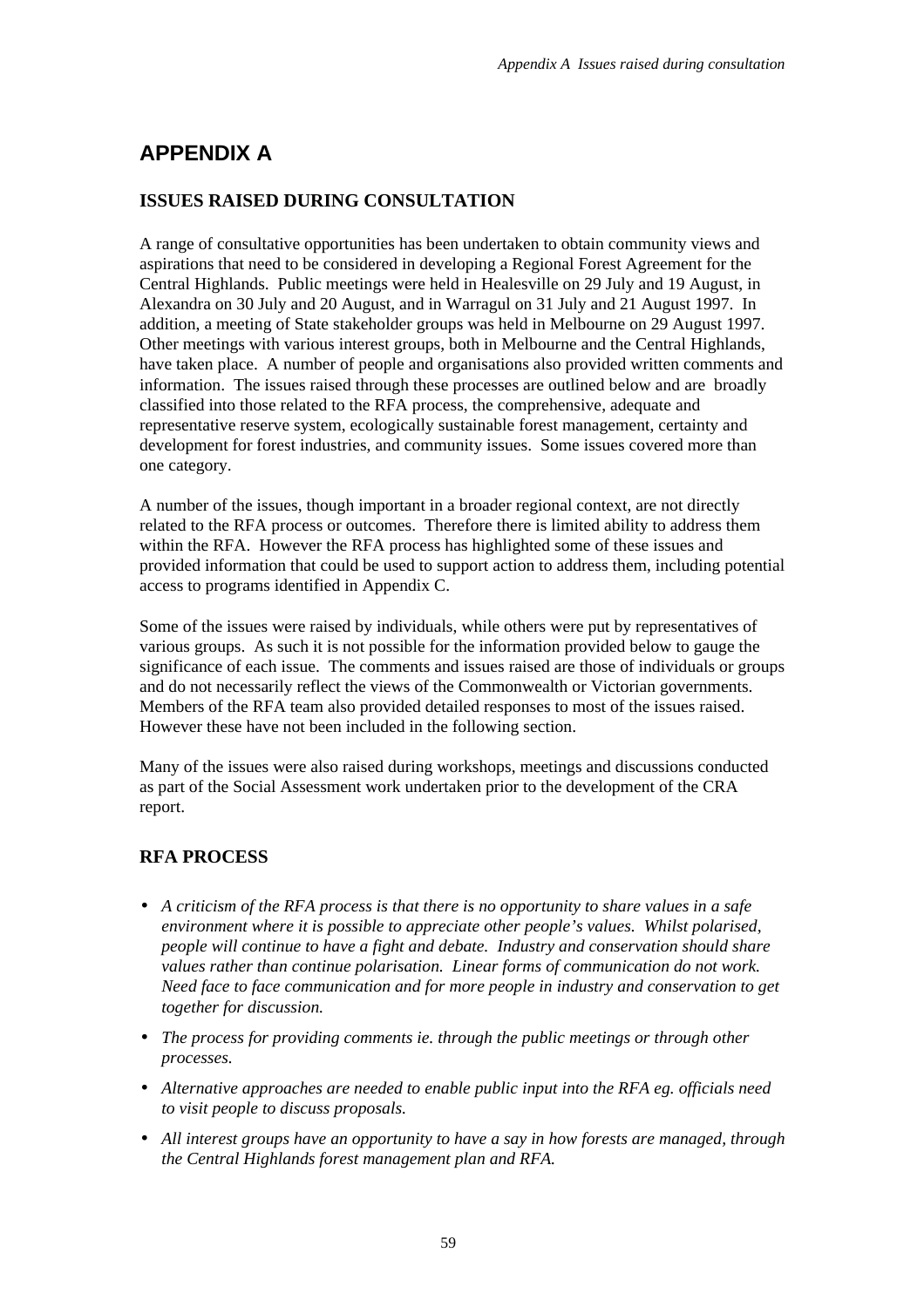# APPENDIX A

## ISSUES RAISED DURING CONSULTATION

A range of consultative opportunities has been undertaken to obtain community views and aspirations that need to be considered in developing a Regional Forest Agreement for the Central Highlands. Public meetings were held in Healesville on 29 July and 19 August, in Alexandra on 30 July and 20 August, and in Warragul on 31 July and 21 August 1997. In addition, a meeting of State stakeholder groups was held in Melbourne on 29 August 1997. Other meetings with various interest groups, both in Melbourne and the Central Highlands, have taken place. A number of people and organisations also provided written comments and information. The issues raised through these processes are outlined below and are broadly classified into those related to the RFA process, the comprehensive, adequate and representative reserve system, ecologically sustainable forest management, certainty and development for forest industries, and community issues. Some issues covered more than one category.

A number of the issues, though important in a broader regional context, are not directly related to the RFA process or outcomes. Therefore there is limited ability to address them within the RFA. However the RFA process has highlighted some of these issues and provided information that could be used to support action to address them, including potential access to programs identified in Appendix C.

Some of the issues were raised by individuals, while others were put by representatives of various groups. As such it is not possible for the information provided below to gauge the significance of each issue. The comments and issues raised are those of individuals or groups and do not necessarily reflect the views of the Commonwealth or Victorian governments. Members of the RFA team also provided detailed responses to most of the issues raised. However these have not been included in the following section.

Many of the issues were also raised during workshops, meetings and discussions conducted as part of the Social Assessment work undertaken prior to the development of the CRA report.

## RFA PROCESS

- *A criticism of the RFA process is that there is no opportunity to share values in a safe environment where it is possible to appreciate other people's values. Whilst polarised, people will continue to have a fight and debate. Industry and conservation should share values rather than continue polarisation. Linear forms of communication do not work. Need face to face communication and for more people in industry and conservation to get together for discussion.*
- *The process for providing comments ie. through the public meetings or through other processes.*
- *Alternative approaches are needed to enable public input into the RFA eg. officials need to visit people to discuss proposals.*
- *All interest groups have an opportunity to have a say in how forests are managed, through the Central Highlands forest management plan and RFA.*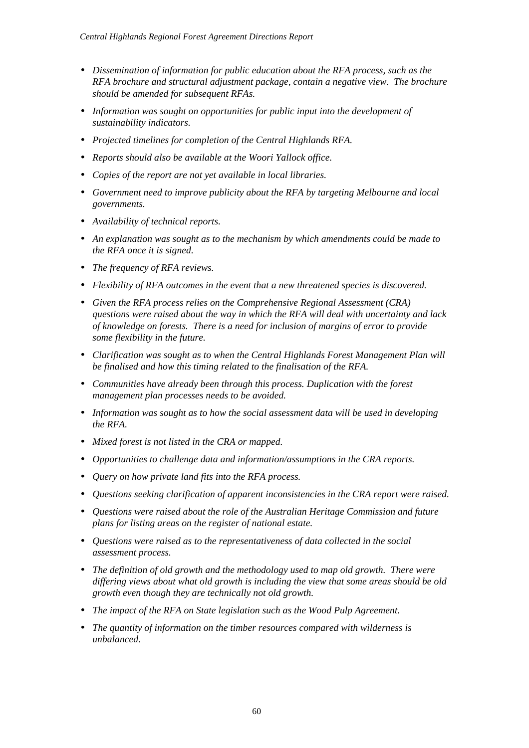- *Dissemination of information for public education about the RFA process, such as the RFA brochure and structural adjustment package, contain a negative view. The brochure should be amended for subsequent RFAs.*
- *Information was sought on opportunities for public input into the development of sustainability indicators.*
- *Projected timelines for completion of the Central Highlands RFA.*
- *Reports should also be available at the Woori Yallock office.*
- *Copies of the report are not yet available in local libraries.*
- *Government need to improve publicity about the RFA by targeting Melbourne and local governments.*
- *Availability of technical reports.*
- *An explanation was sought as to the mechanism by which amendments could be made to the RFA once it is signed.*
- *The frequency of RFA reviews.*
- *Flexibility of RFA outcomes in the event that a new threatened species is discovered.*
- *Given the RFA process relies on the Comprehensive Regional Assessment (CRA) questions were raised about the way in which the RFA will deal with uncertainty and lack of knowledge on forests. There is a need for inclusion of margins of error to provide some flexibility in the future.*
- *Clarification was sought as to when the Central Highlands Forest Management Plan will be finalised and how this timing related to the finalisation of the RFA.*
- *Communities have already been through this process. Duplication with the forest management plan processes needs to be avoided.*
- *Information was sought as to how the social assessment data will be used in developing the RFA.*
- *Mixed forest is not listed in the CRA or mapped.*
- *Opportunities to challenge data and information/assumptions in the CRA reports.*
- *Query on how private land fits into the RFA process.*
- *Questions seeking clarification of apparent inconsistencies in the CRA report were raised.*
- *Questions were raised about the role of the Australian Heritage Commission and future plans for listing areas on the register of national estate.*
- *Questions were raised as to the representativeness of data collected in the social assessment process.*
- *The definition of old growth and the methodology used to map old growth. There were differing views about what old growth is including the view that some areas should be old growth even though they are technically not old growth.*
- *The impact of the RFA on State legislation such as the Wood Pulp Agreement.*
- *The quantity of information on the timber resources compared with wilderness is unbalanced.*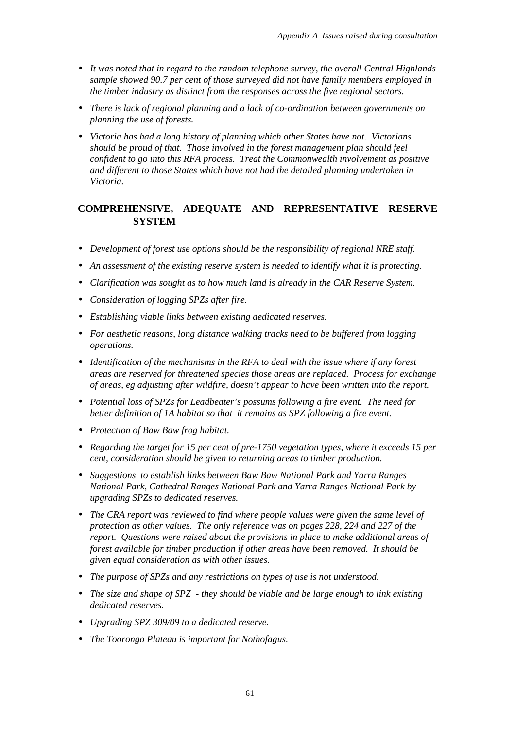- *It was noted that in regard to the random telephone survey, the overall Central Highlands sample showed 90.7 per cent of those surveyed did not have family members employed in the timber industry as distinct from the responses across the five regional sectors.*
- *There is lack of regional planning and a lack of co-ordination between governments on planning the use of forests.*
- *Victoria has had a long history of planning which other States have not. Victorians should be proud of that. Those involved in the forest management plan should feel confident to go into this RFA process. Treat the Commonwealth involvement as positive and different to those States which have not had the detailed planning undertaken in Victoria.*

## COMPREHENSIVE, ADEQUATE AND REPRESENTATIVE RESERVE SYSTEM

- *Development of forest use options should be the responsibility of regional NRE staff.*
- *An assessment of the existing reserve system is needed to identify what it is protecting.*
- *Clarification was sought as to how much land is already in the CAR Reserve System.*
- *Consideration of logging SPZs after fire.*
- *Establishing viable links between existing dedicated reserves.*
- *For aesthetic reasons, long distance walking tracks need to be buffered from logging operations.*
- *Identification of the mechanisms in the RFA to deal with the issue where if any forest areas are reserved for threatened species those areas are replaced. Process for exchange of areas, eg adjusting after wildfire, doesn't appear to have been written into the report.*
- *Potential loss of SPZs for Leadbeater's possums following a fire event. The need for better definition of 1A habitat so that it remains as SPZ following a fire event.*
- *Protection of Baw Baw frog habitat.*
- *Regarding the target for 15 per cent of pre-1750 vegetation types, where it exceeds 15 per cent, consideration should be given to returning areas to timber production.*
- *Suggestions to establish links between Baw Baw National Park and Yarra Ranges National Park, Cathedral Ranges National Park and Yarra Ranges National Park by upgrading SPZs to dedicated reserves.*
- *The CRA report was reviewed to find where people values were given the same level of protection as other values. The only reference was on pages 228, 224 and 227 of the report. Questions were raised about the provisions in place to make additional areas of forest available for timber production if other areas have been removed. It should be given equal consideration as with other issues.*
- *The purpose of SPZs and any restrictions on types of use is not understood.*
- *The size and shape of SPZ - they should be viable and be large enough to link existing dedicated reserves.*
- *Upgrading SPZ 309/09 to a dedicated reserve.*
- *The Toorongo Plateau is important for Nothofagus.*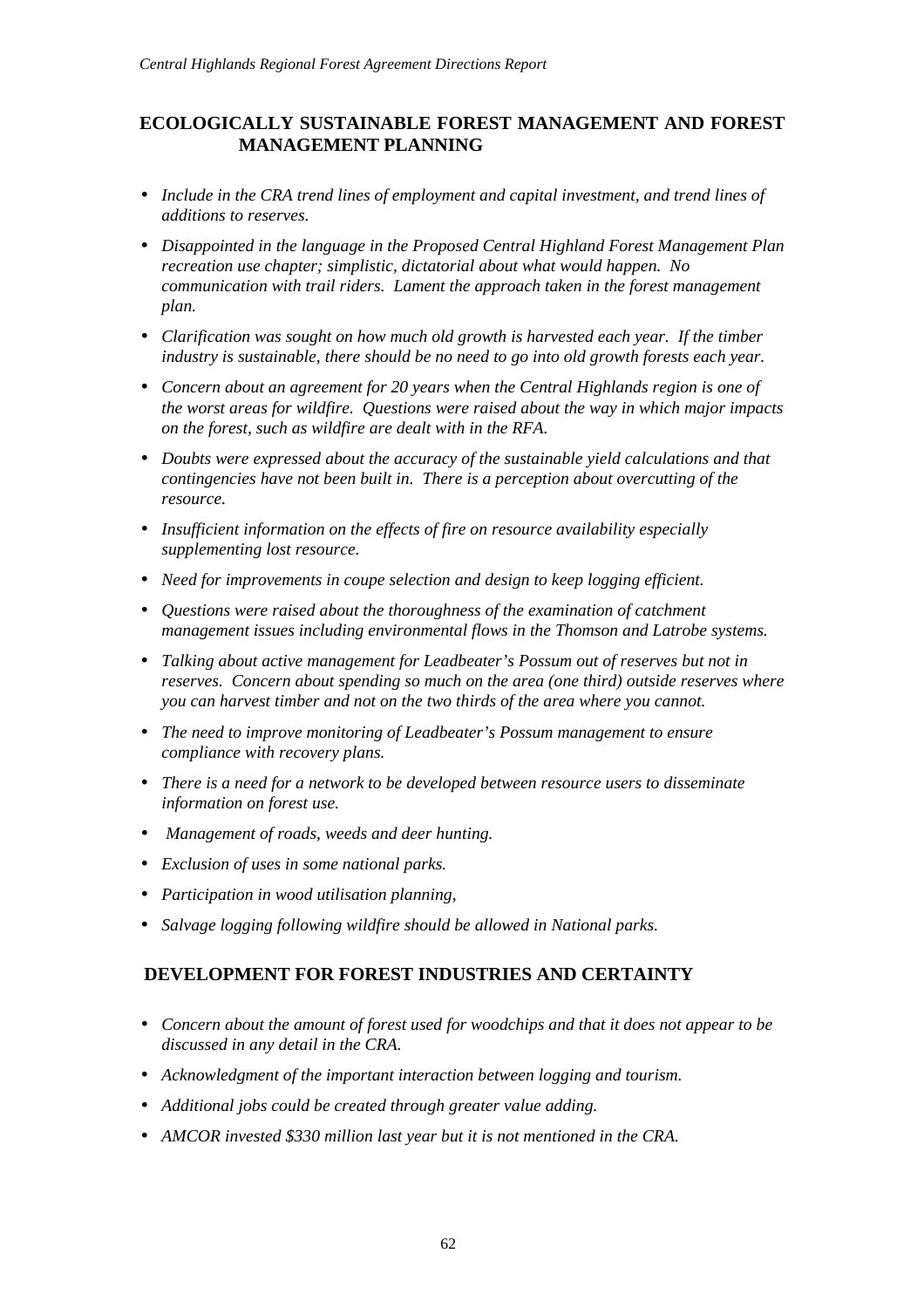## ECOLOGICALLY SUSTAINABLE FOREST MANAGEMENT AND FOREST MANAGEMENT PLANNING

- *Include in the CRA trend lines of employment and capital investment, and trend lines of additions to reserves.*
- *Disappointed in the language in the Proposed Central Highland Forest Management Plan recreation use chapter; simplistic, dictatorial about what would happen. No communication with trail riders. Lament the approach taken in the forest management plan.*
- *Clarification was sought on how much old growth is harvested each year. If the timber industry is sustainable, there should be no need to go into old growth forests each year.*
- *Concern about an agreement for 20 years when the Central Highlands region is one of the worst areas for wildfire. Questions were raised about the way in which major impacts on the forest, such as wildfire are dealt with in the RFA.*
- *Doubts were expressed about the accuracy of the sustainable yield calculations and that contingencies have not been built in. There is a perception about overcutting of the resource.*
- *Insufficient information on the effects of fire on resource availability especially supplementing lost resource.*
- *Need for improvements in coupe selection and design to keep logging efficient.*
- *Questions were raised about the thoroughness of the examination of catchment management issues including environmental flows in the Thomson and Latrobe systems.*
- *Talking about active management for Leadbeater's Possum out of reserves but not in reserves. Concern about spending so much on the area (one third) outside reserves where you can harvest timber and not on the two thirds of the area where you cannot.*
- *The need to improve monitoring of Leadbeater's Possum management to ensure compliance with recovery plans.*
- *There is a need for a network to be developed between resource users to disseminate information on forest use.*
- *Management of roads, weeds and deer hunting.*
- *Exclusion of uses in some national parks.*
- *Participation in wood utilisation planning,*
- *Salvage logging following wildfire should be allowed in National parks.*

## DEVELOPMENT FOR FOREST INDUSTRIES AND CERTAINTY

- *Concern about the amount of forest used for woodchips and that it does not appear to be discussed in any detail in the CRA.*
- *Acknowledgment of the important interaction between logging and tourism.*
- *Additional jobs could be created through greater value adding.*
- *AMCOR invested $330 million last year but it is not mentioned in the CRA.*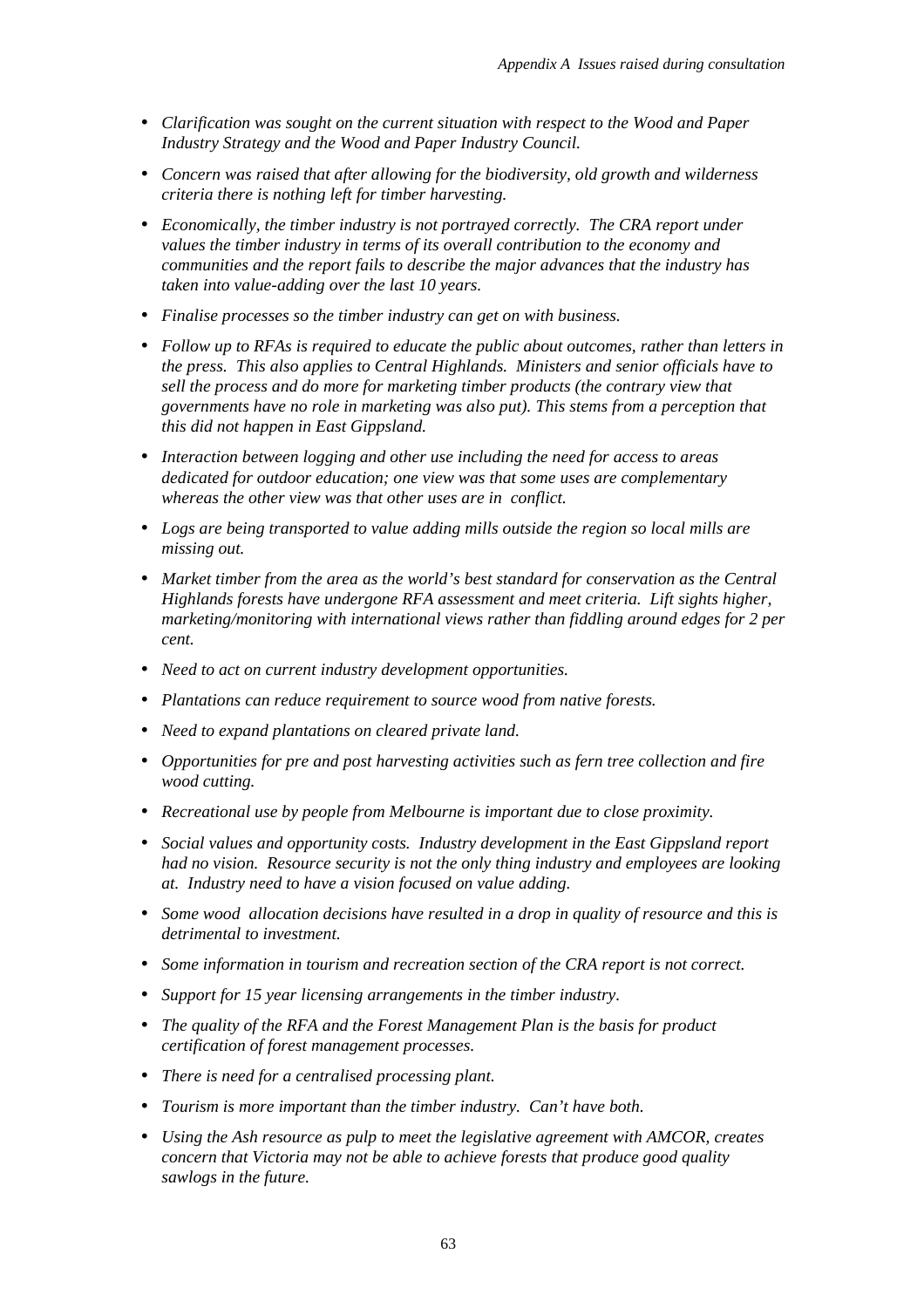- *Clarification was sought on the current situation with respect to the Wood and Paper Industry Strategy and the Wood and Paper Industry Council.*
- *Concern was raised that after allowing for the biodiversity, old growth and wilderness criteria there is nothing left for timber harvesting.*
- *Economically, the timber industry is not portrayed correctly. The CRA report under values the timber industry in terms of its overall contribution to the economy and communities and the report fails to describe the major advances that the industry has taken into value-adding over the last 10 years.*
- *Finalise processes so the timber industry can get on with business.*
- *Follow up to RFAs is required to educate the public about outcomes, rather than letters in the press. This also applies to Central Highlands. Ministers and senior officials have to sell the process and do more for marketing timber products (the contrary view that governments have no role in marketing was also put). This stems from a perception that this did not happen in East Gippsland.*
- *Interaction between logging and other use including the need for access to areas dedicated for outdoor education; one view was that some uses are complementary whereas the other view was that other uses are in conflict.*
- *Logs are being transported to value adding mills outside the region so local mills are missing out.*
- *Market timber from the area as the world's best standard for conservation as the Central Highlands forests have undergone RFA assessment and meet criteria. Lift sights higher, marketing/monitoring with international views rather than fiddling around edges for 2 per cent.*
- *Need to act on current industry development opportunities.*
- *Plantations can reduce requirement to source wood from native forests.*
- *Need to expand plantations on cleared private land.*
- *Opportunities for pre and post harvesting activities such as fern tree collection and fire wood cutting.*
- *Recreational use by people from Melbourne is important due to close proximity.*
- *Social values and opportunity costs. Industry development in the East Gippsland report had no vision. Resource security is not the only thing industry and employees are looking at. Industry need to have a vision focused on value adding.*
- *Some wood allocation decisions have resulted in a drop in quality of resource and this is detrimental to investment.*
- *Some information in tourism and recreation section of the CRA report is not correct.*
- *Support for 15 year licensing arrangements in the timber industry.*
- *The quality of the RFA and the Forest Management Plan is the basis for product certification of forest management processes.*
- *There is need for a centralised processing plant.*
- *Tourism is more important than the timber industry. Can't have both.*
- *Using the Ash resource as pulp to meet the legislative agreement with AMCOR, creates concern that Victoria may not be able to achieve forests that produce good quality sawlogs in the future.*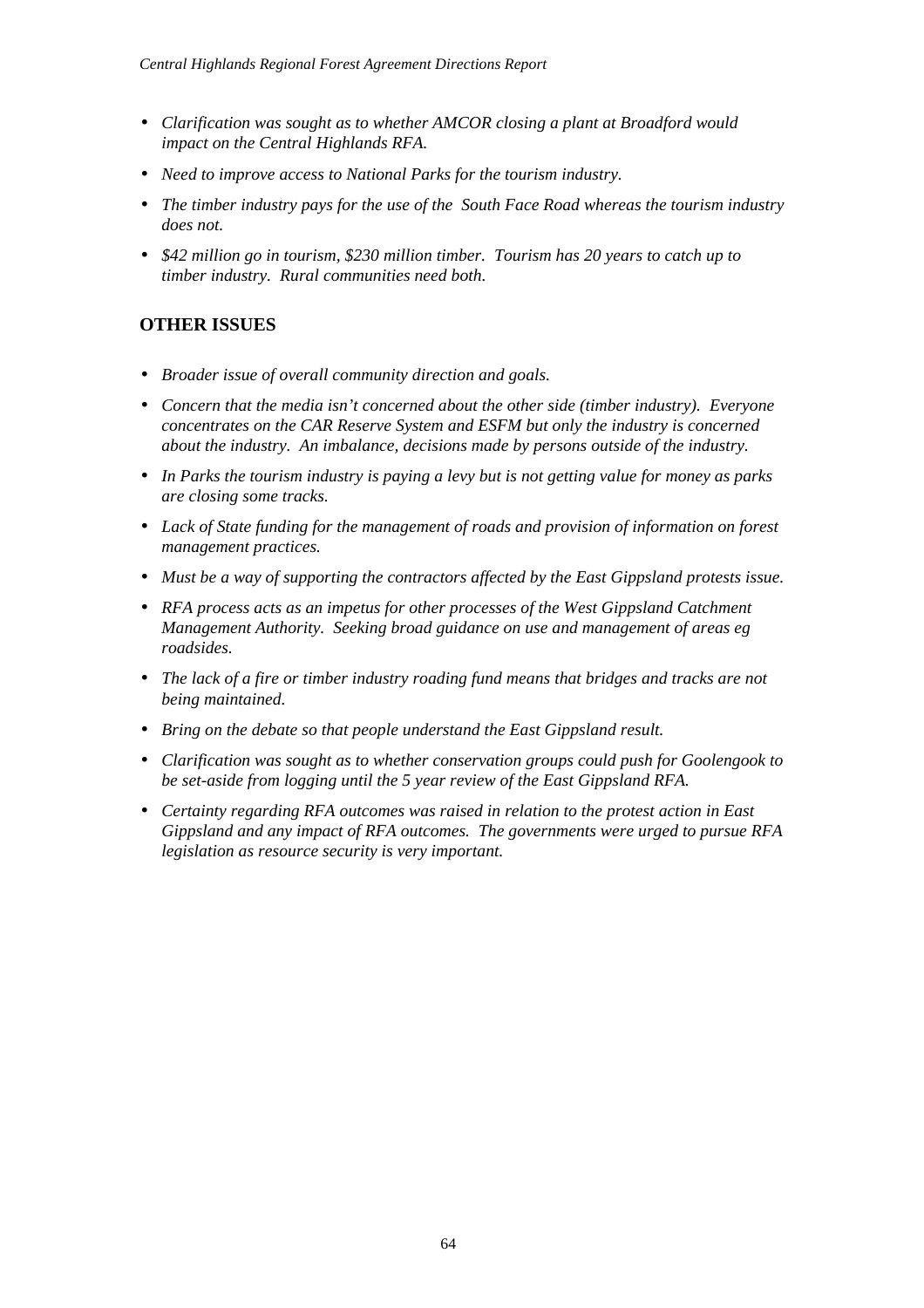- *Clarification was sought as to whether AMCOR closing a plant at Broadford would impact on the Central Highlands RFA.*
- *Need to improve access to National Parks for the tourism industry.*
- *The timber industry pays for the use of the South Face Road whereas the tourism industry does not.*
- *$42 million go in tourism, $230 million timber. Tourism has 20 years to catch up to timber industry. Rural communities need both.*

## OTHER ISSUES

- *Broader issue of overall community direction and goals.*
- *Concern that the media isn't concerned about the other side (timber industry). Everyone concentrates on the CAR Reserve System and ESFM but only the industry is concerned about the industry. An imbalance, decisions made by persons outside of the industry.*
- *In Parks the tourism industry is paying a levy but is not getting value for money as parks are closing some tracks.*
- *Lack of State funding for the management of roads and provision of information on forest management practices.*
- *Must be a way of supporting the contractors affected by the East Gippsland protests issue.*
- *RFA process acts as an impetus for other processes of the West Gippsland Catchment Management Authority. Seeking broad guidance on use and management of areas eg roadsides.*
- *The lack of a fire or timber industry roading fund means that bridges and tracks are not being maintained.*
- *Bring on the debate so that people understand the East Gippsland result.*
- *Clarification was sought as to whether conservation groups could push for Goolengook to be set-aside from logging until the 5 year review of the East Gippsland RFA.*
- *Certainty regarding RFA outcomes was raised in relation to the protest action in East Gippsland and any impact of RFA outcomes. The governments were urged to pursue RFA legislation as resource security is very important.*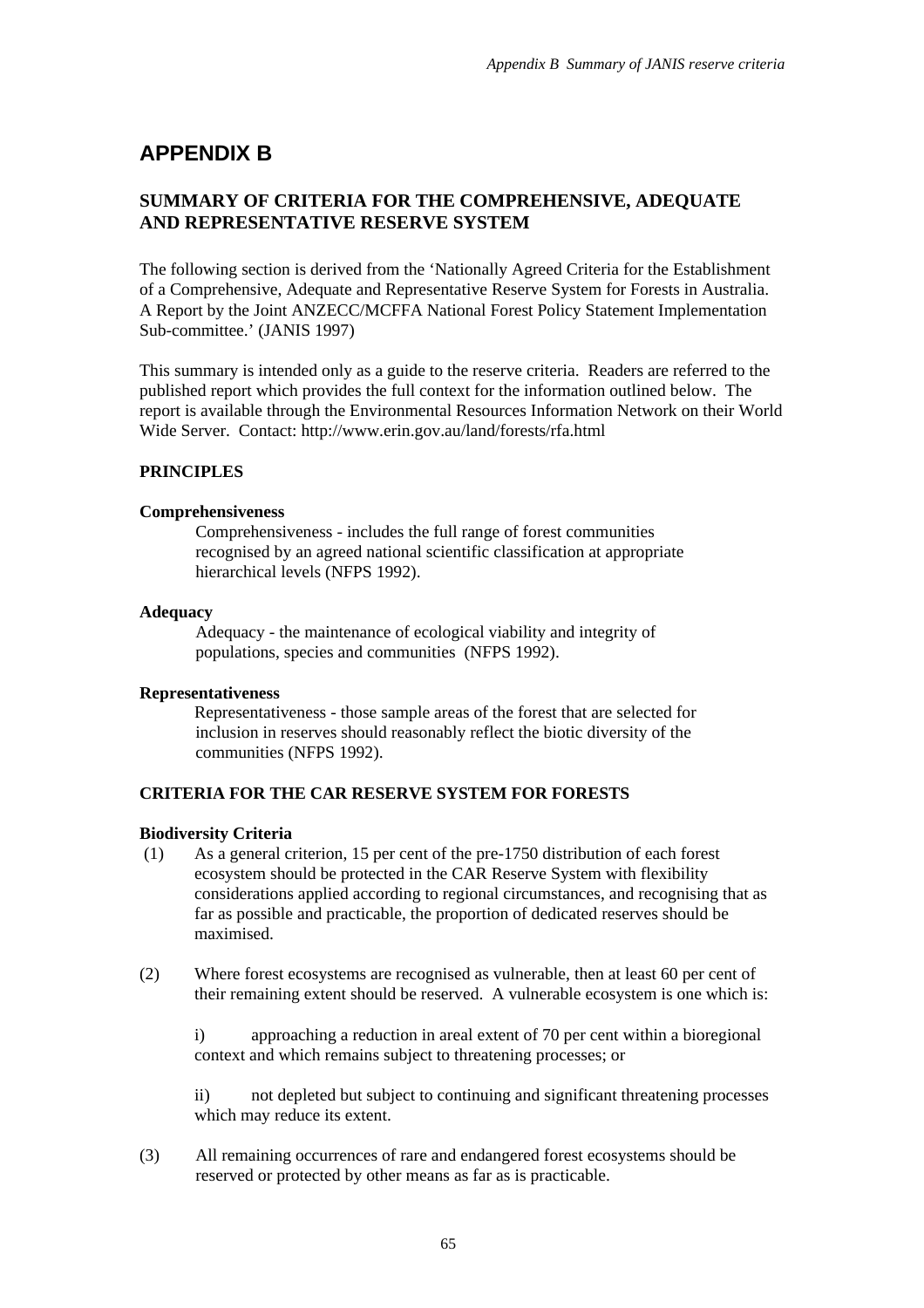# APPENDIX B

## SUMMARY OF CRITERIA FOR THE COMPREHENSIVE, ADEQUATE AND REPRESENTATIVE RESERVE SYSTEM

The following section is derived from the 'Nationally Agreed Criteria for the Establishment of a Comprehensive, Adequate and Representative Reserve System for Forests in Australia. A Report by the Joint ANZECC/MCFFA National Forest Policy Statement Implementation Sub-committee.' (JANIS 1997)

This summary is intended only as a guide to the reserve criteria. Readers are referred to the published report which provides the full context for the information outlined below. The report is available through the Environmental Resources Information Network on their World Wide Server. Contact: http://www.erin.gov.au/land/forests/rfa.html

### PRINCIPLES

**Comprehensiveness**

Comprehensiveness - includes the full range of forest communities recognised by an agreed national scientific classification at appropriate hierarchical levels (NFPS 1992).

**Adequacy**

Adequacy - the maintenance of ecological viability and integrity of populations, species and communities (NFPS 1992).

**Representativeness**

Representativeness - those sample areas of the forest that are selected for inclusion in reserves should reasonably reflect the biotic diversity of the communities (NFPS 1992).

### CRITERIA FOR THE CAR RESERVE SYSTEM FOR FORESTS

**Biodiversity Criteria**

(1) As a general criterion, 15 per cent of the pre-1750 distribution of each forest ecosystem should be protected in the CAR Reserve System with flexibility considerations applied according to regional circumstances, and recognising that as far as possible and practicable, the proportion of dedicated reserves should be maximised.

(2) Where forest ecosystems are recognised as vulnerable, then at least 60 per cent of their remaining extent should be reserved. A vulnerable ecosystem is one which is:

i) approaching a reduction in areal extent of 70 per cent within a bioregional context and which remains subject to threatening processes; or

ii) not depleted but subject to continuing and significant threatening processes which may reduce its extent.

(3) All remaining occurrences of rare and endangered forest ecosystems should be reserved or protected by other means as far as is practicable.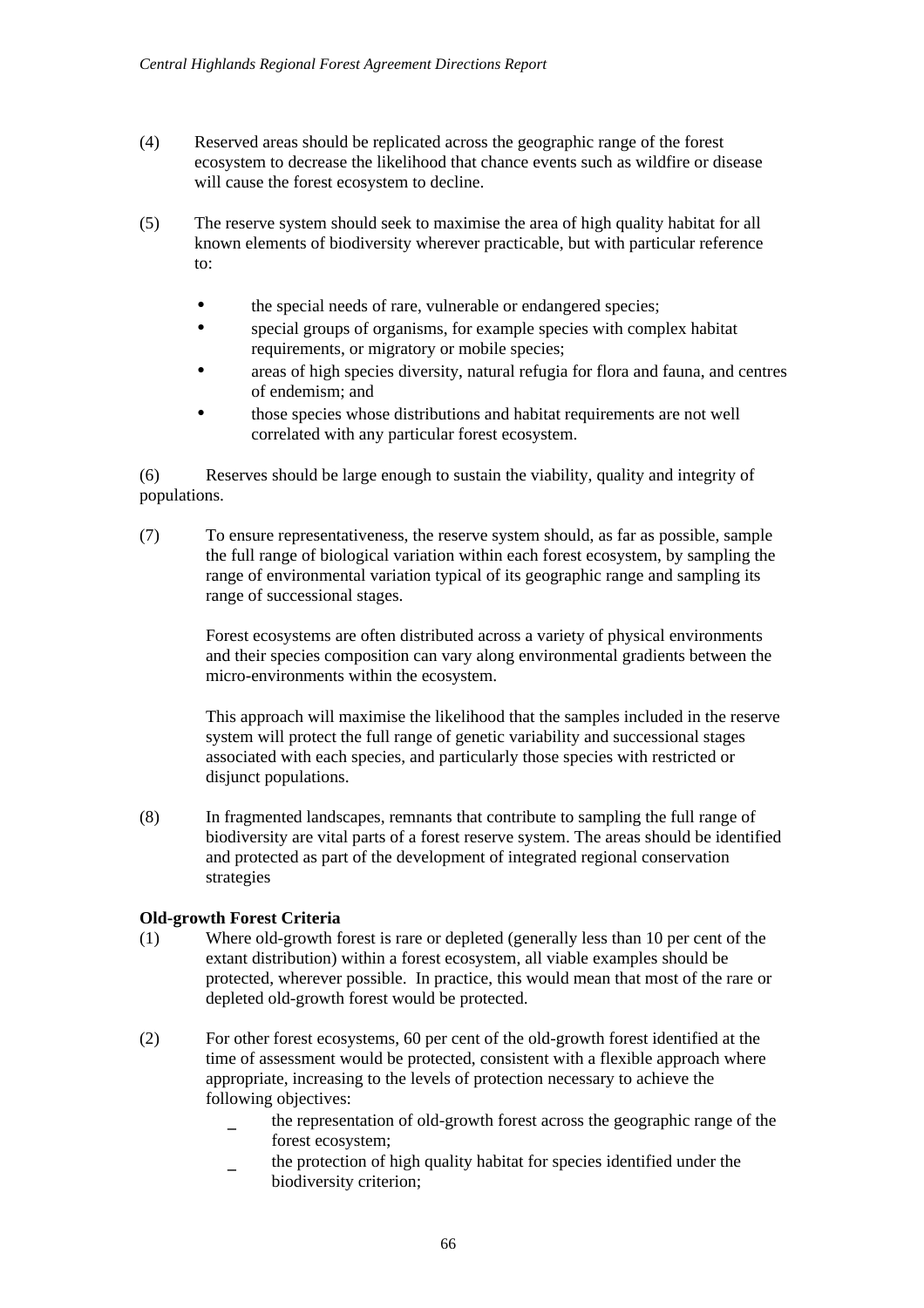(4) Reserved areas should be replicated across the geographic range of the forest ecosystem to decrease the likelihood that chance events such as wildfire or disease will cause the forest ecosystem to decline.

(5) The reserve system should seek to maximise the area of high quality habitat for all known elements of biodiversity wherever practicable, but with particular reference to:

- the special needs of rare, vulnerable or endangered species;
- special groups of organisms, for example species with complex habitat requirements, or migratory or mobile species;
- areas of high species diversity, natural refugia for flora and fauna, and centres of endemism; and
- those species whose distributions and habitat requirements are not well correlated with any particular forest ecosystem.

(6) Reserves should be large enough to sustain the viability, quality and integrity of populations.

(7) To ensure representativeness, the reserve system should, as far as possible, sample the full range of biological variation within each forest ecosystem, by sampling the range of environmental variation typical of its geographic range and sampling its range of successional stages.

Forest ecosystems are often distributed across a variety of physical environments and their species composition can vary along environmental gradients between the micro-environments within the ecosystem.

This approach will maximise the likelihood that the samples included in the reserve system will protect the full range of genetic variability and successional stages associated with each species, and particularly those species with restricted or disjunct populations.

(8) In fragmented landscapes, remnants that contribute to sampling the full range of biodiversity are vital parts of a forest reserve system. The areas should be identified and protected as part of the development of integrated regional conservation strategies

**Old-growth Forest Criteria**

(1) Where old-growth forest is rare or depleted (generally less than 10 per cent of the extant distribution) within a forest ecosystem, all viable examples should be protected, wherever possible. In practice, this would mean that most of the rare or depleted old-growth forest would be protected.

(2) For other forest ecosystems, 60 per cent of the old-growth forest identified at the time of assessment would be protected, consistent with a flexible approach where appropriate, increasing to the levels of protection necessary to achieve the following objectives:

- the representation of old-growth forest across the geographic range of the forest ecosystem;
- the protection of high quality habitat for species identified under the biodiversity criterion;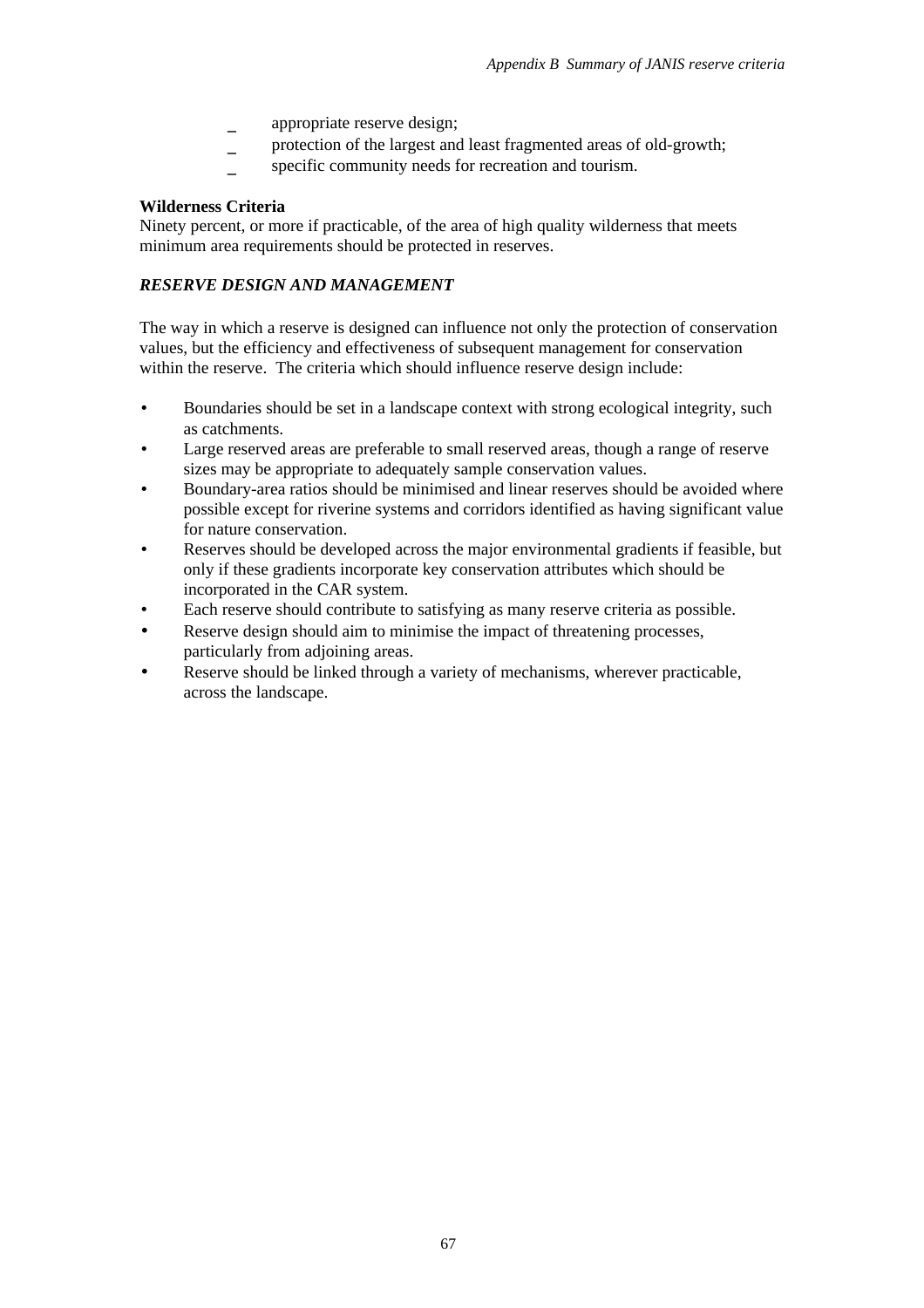- appropriate reserve design;
- protection of the largest and least fragmented areas of old-growth;
- specific community needs for recreation and tourism.

**Wilderness Criteria**
Ninety percent, or more if practicable, of the area of high quality wilderness that meets minimum area requirements should be protected in reserves.

***RESERVE DESIGN AND MANAGEMENT***

The way in which a reserve is designed can influence not only the protection of conservation values, but the efficiency and effectiveness of subsequent management for conservation within the reserve. The criteria which should influence reserve design include:

- Boundaries should be set in a landscape context with strong ecological integrity, such as catchments.
- Large reserved areas are preferable to small reserved areas, though a range of reserve sizes may be appropriate to adequately sample conservation values.
- Boundary-area ratios should be minimised and linear reserves should be avoided where possible except for riverine systems and corridors identified as having significant value for nature conservation.
- Reserves should be developed across the major environmental gradients if feasible, but only if these gradients incorporate key conservation attributes which should be incorporated in the CAR system.
- Each reserve should contribute to satisfying as many reserve criteria as possible.
- Reserve design should aim to minimise the impact of threatening processes, particularly from adjoining areas.
- Reserve should be linked through a variety of mechanisms, wherever practicable, across the landscape.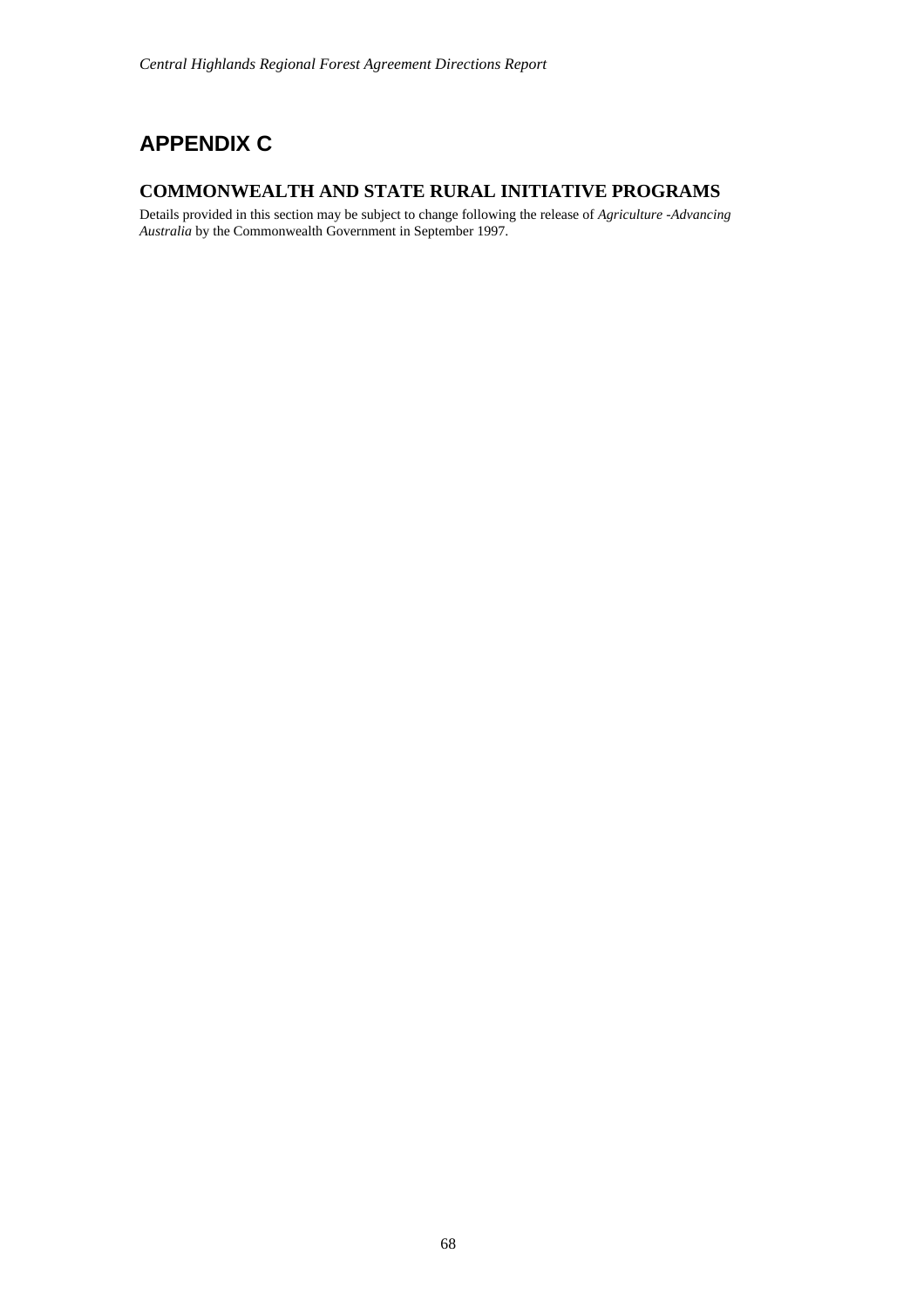# APPENDIX C

## COMMONWEALTH AND STATE RURAL INITIATIVE PROGRAMS

Details provided in this section may be subject to change following the release of *Agriculture -Advancing Australia* by the Commonwealth Government in September 1997.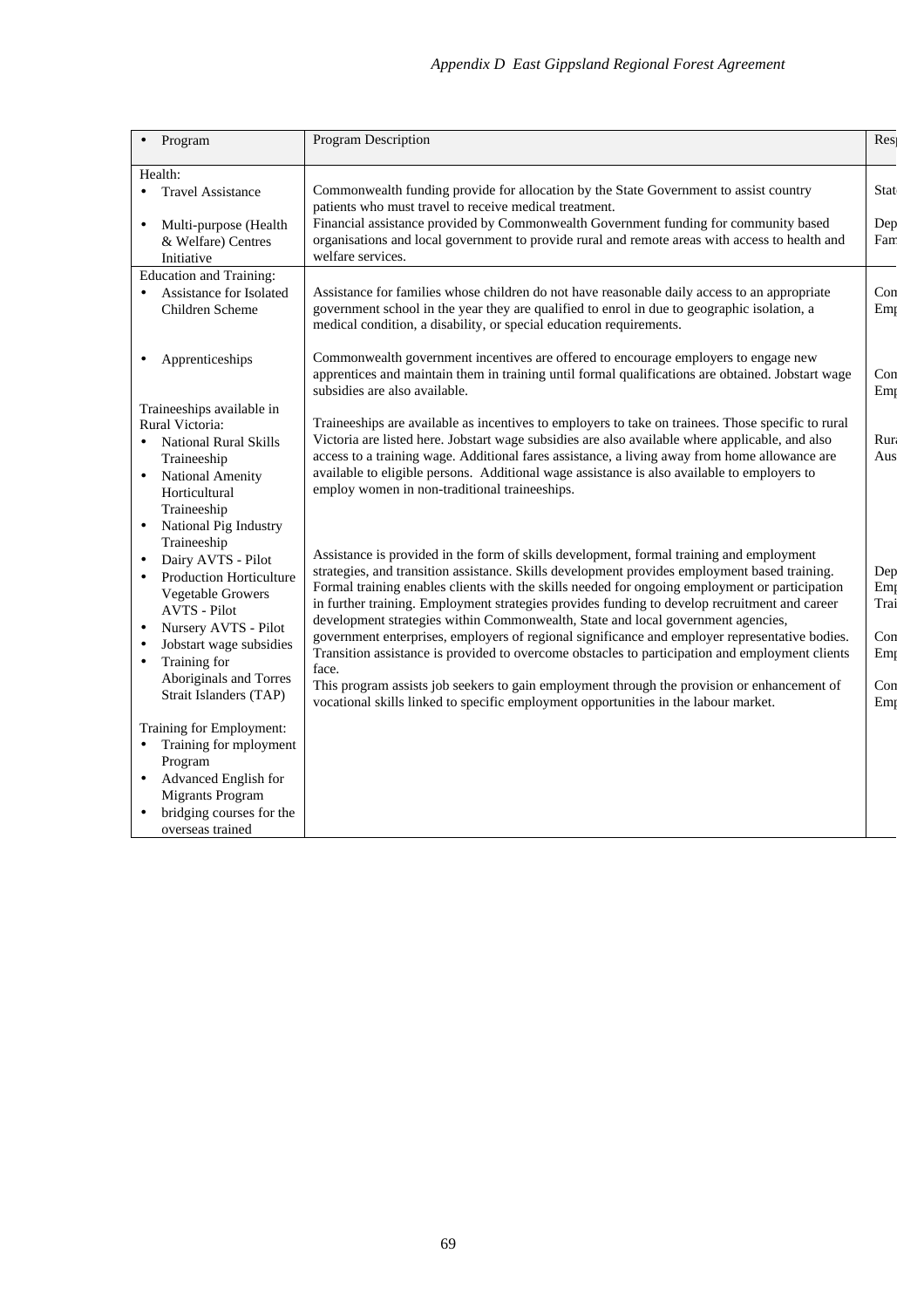| • Program | Program Description | Res |
|---|---|---|
| Health:<br>• Travel Assistance<br>• Multi-purpose (Health & Welfare) Centres Initiative | Commonwealth funding provide for allocation by the State Government to assist country patients who must travel to receive medical treatment.<br>Financial assistance provided by Commonwealth Government funding for community based organisations and local government to provide rural and remote areas with access to health and welfare services. | Stat<br>Dep Fam |
| Education and Training:<br>• Assistance for Isolated Children Scheme<br>• Apprenticeships | Assistance for families whose children do not have reasonable daily access to an appropriate government school in the year they are qualified to enrol in due to geographic isolation, a medical condition, a disability, or special education requirements.<br>Commonwealth government incentives are offered to encourage employers to engage new apprentices and maintain them in training until formal qualifications are obtained. Jobstart wage subsidies are also available. | Con Emp<br>Con Emp |
| Traineeships available in Rural Victoria:<br>• National Rural Skills Traineeship<br>• National Amenity Horticultural Traineeship<br>• National Pig Industry Traineeship<br>• Dairy AVTS - Pilot<br>• Production Horticulture Vegetable Growers AVTS - Pilot<br>• Nursery AVTS - Pilot<br>• Jobstart wage subsidies<br>• Training for Aboriginals and Torres Strait Islanders (TAP)<br><br>Training for Employment:<br>• Training for mployment Program<br>• Advanced English for Migrants Program<br>• bridging courses for the overseas trained | Traineeships are available as incentives to employers to take on trainees. Those specific to rural Victoria are listed here. Jobstart wage subsidies are also available where applicable, and also access to a training wage. Additional fares assistance, a living away from home allowance are available to eligible persons. Additional wage assistance is also available to employers to employ women in non-traditional traineeships.<br><br>Assistance is provided in the form of skills development, formal training and employment strategies, and transition assistance. Skills development provides employment based training. Formal training enables clients with the skills needed for ongoing employment or participation in further training. Employment strategies provides funding to develop recruitment and career development strategies within Commonwealth, State and local government agencies, government enterprises, employers of regional significance and employer representative bodies. Transition assistance is provided to overcome obstacles to participation and employment clients face.<br>This program assists job seekers to gain employment through the provision or enhancement of vocational skills linked to specific employment opportunities in the labour market. | Rura Aus<br><br>Dep Emp Trai<br>Con Emp<br>Con Emp |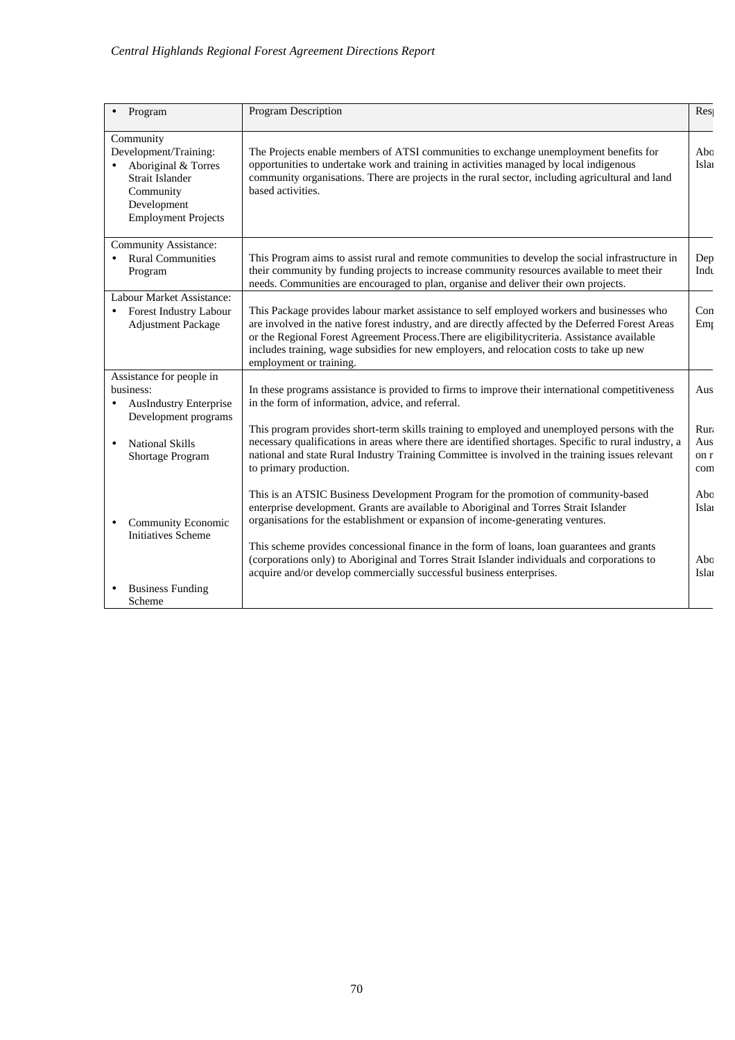| • Program | Program Description | Res |
|---|---|---|
| Community Development/Training:<br>• Aboriginal & Torres Strait Islander Community Development Employment Projects | The Projects enable members of ATSI communities to exchange unemployment benefits for opportunities to undertake work and training in activities managed by local indigenous community organisations. There are projects in the rural sector, including agricultural and land based activities. | Abo Islan |
| Community Assistance:<br>• Rural Communities Program | This Program aims to assist rural and remote communities to develop the social infrastructure in their community by funding projects to increase community resources available to meet their needs. Communities are encouraged to plan, organise and deliver their own projects. | Dep Indu |
| Labour Market Assistance:<br>• Forest Industry Labour Adjustment Package | This Package provides labour market assistance to self employed workers and businesses who are involved in the native forest industry, and are directly affected by the Deferred Forest Areas or the Regional Forest Agreement Process.There are eligibilitycriteria. Assistance available includes training, wage subsidies for new employers, and relocation costs to take up new employment or training. | Con Emp |
| Assistance for people in business:<br>• AusIndustry Enterprise Development programs | In these programs assistance is provided to firms to improve their international competitiveness in the form of information, advice, and referral. | Aus |
| • National Skills Shortage Program | This program provides short-term skills training to employed and unemployed persons with the necessary qualifications in areas where there are identified shortages. Specific to rural industry, a national and state Rural Industry Training Committee is involved in the training issues relevant to primary production. | Rura Aus on r com |
| • Community Economic Initiatives Scheme | This is an ATSIC Business Development Program for the promotion of community-based enterprise development. Grants are available to Aboriginal and Torres Strait Islander organisations for the establishment or expansion of income-generating ventures. | Abo Islan |
| • Business Funding Scheme | This scheme provides concessional finance in the form of loans, loan guarantees and grants (corporations only) to Aboriginal and Torres Strait Islander individuals and corporations to acquire and/or develop commercially successful business enterprises. | Abo Islan |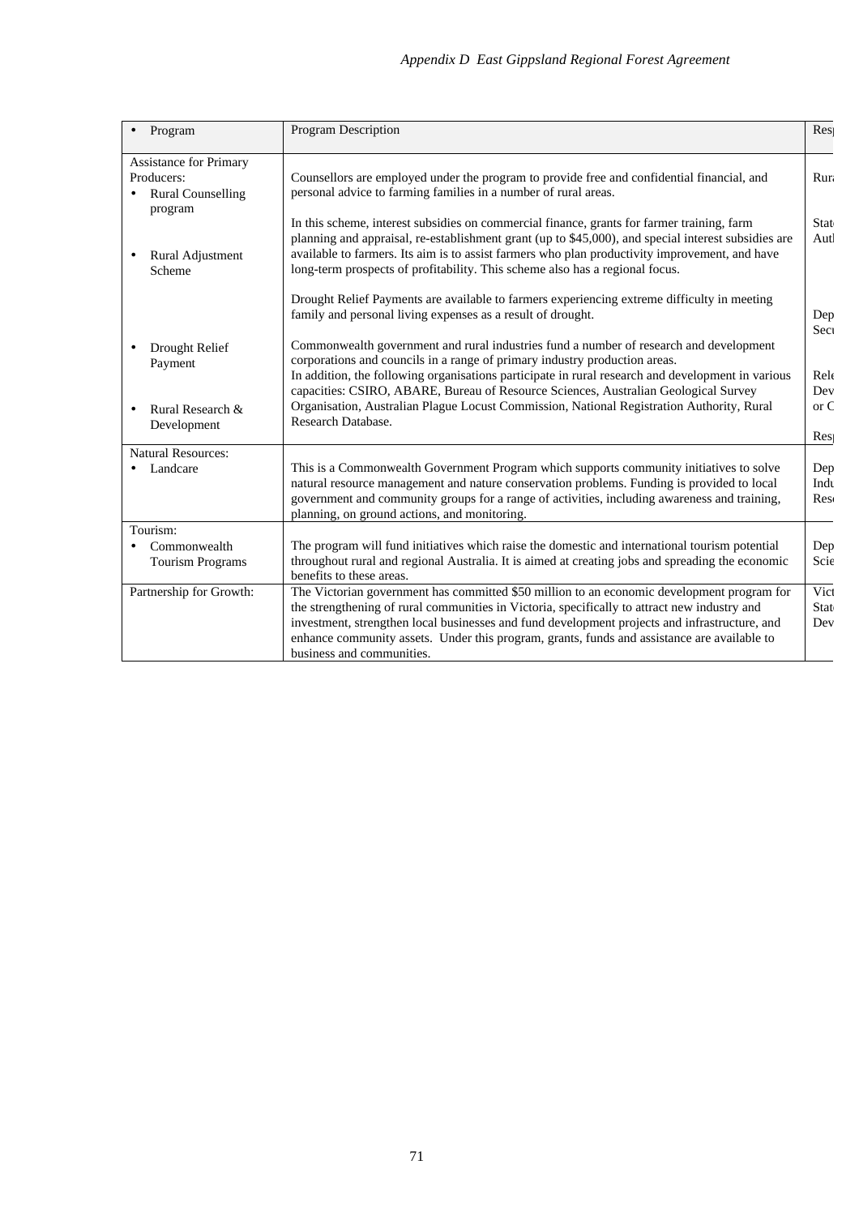| • Program | Program Description | Res |
|---|---|---|
| Assistance for Primary Producers:<br>• Rural Counselling program<br><br>• Rural Adjustment Scheme<br><br>• Drought Relief Payment<br><br>• Rural Research & Development | Counsellors are employed under the program to provide free and confidential financial, and personal advice to farming families in a number of rural areas.<br><br>In this scheme, interest subsidies on commercial finance, grants for farmer training, farm planning and appraisal, re-establishment grant (up to $45,000), and special interest subsidies are available to farmers. Its aim is to assist farmers who plan productivity improvement, and have long-term prospects of profitability. This scheme also has a regional focus.<br><br>Drought Relief Payments are available to farmers experiencing extreme difficulty in meeting family and personal living expenses as a result of drought.<br><br>Commonwealth government and rural industries fund a number of research and development corporations and councils in a range of primary industry production areas.<br>In addition, the following organisations participate in rural research and development in various capacities: CSIRO, ABARE, Bureau of Resource Sciences, Australian Geological Survey Organisation, Australian Plague Locust Commission, National Registration Authority, Rural Research Database. | Rur<br><br>Stat Aut<br><br>Dep Sec<br><br>Rel Dev or C<br><br>Res |
| Natural Resources:<br>• Landcare | This is a Commonwealth Government Program which supports community initiatives to solve natural resource management and nature conservation problems. Funding is provided to local government and community groups for a range of activities, including awareness and training, planning, on ground actions, and monitoring. | Dep Indu Res |
| Tourism:<br>• Commonwealth Tourism Programs | The program will fund initiatives which raise the domestic and international tourism potential throughout rural and regional Australia. It is aimed at creating jobs and spreading the economic benefits to these areas. | Dep Scie |
| Partnership for Growth: | The Victorian government has committed $50 million to an economic development program for the strengthening of rural communities in Victoria, specifically to attract new industry and investment, strengthen local businesses and fund development projects and infrastructure, and enhance community assets. Under this program, grants, funds and assistance are available to business and communities. | Vict Stat Dev |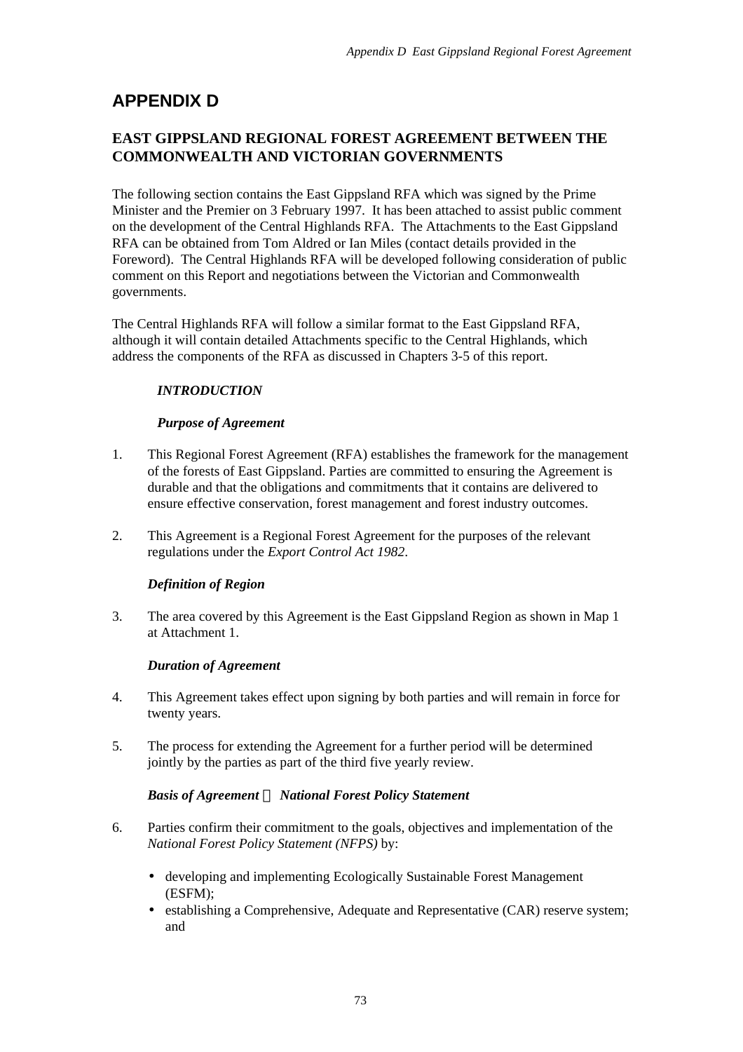# APPENDIX D

## EAST GIPPSLAND REGIONAL FOREST AGREEMENT BETWEEN THE COMMONWEALTH AND VICTORIAN GOVERNMENTS

The following section contains the East Gippsland RFA which was signed by the Prime Minister and the Premier on 3 February 1997. It has been attached to assist public comment on the development of the Central Highlands RFA. The Attachments to the East Gippsland RFA can be obtained from Tom Aldred or Ian Miles (contact details provided in the Foreword). The Central Highlands RFA will be developed following consideration of public comment on this Report and negotiations between the Victorian and Commonwealth governments.

The Central Highlands RFA will follow a similar format to the East Gippsland RFA, although it will contain detailed Attachments specific to the Central Highlands, which address the components of the RFA as discussed in Chapters 3-5 of this report.

***INTRODUCTION***

***Purpose of Agreement***

1. This Regional Forest Agreement (RFA) establishes the framework for the management of the forests of East Gippsland. Parties are committed to ensuring the Agreement is durable and that the obligations and commitments that it contains are delivered to ensure effective conservation, forest management and forest industry outcomes.

2. This Agreement is a Regional Forest Agreement for the purposes of the relevant regulations under the *Export Control Act 1982*.

***Definition of Region***

3. The area covered by this Agreement is the East Gippsland Region as shown in Map 1 at Attachment 1.

***Duration of Agreement***

4. This Agreement takes effect upon signing by both parties and will remain in force for twenty years.

5. The process for extending the Agreement for a further period will be determined jointly by the parties as part of the third five yearly review.

***Basis of Agreement — National Forest Policy Statement***

6. Parties confirm their commitment to the goals, objectives and implementation of the *National Forest Policy Statement (NFPS)* by:

   - developing and implementing Ecologically Sustainable Forest Management (ESFM);
   - establishing a Comprehensive, Adequate and Representative (CAR) reserve system; and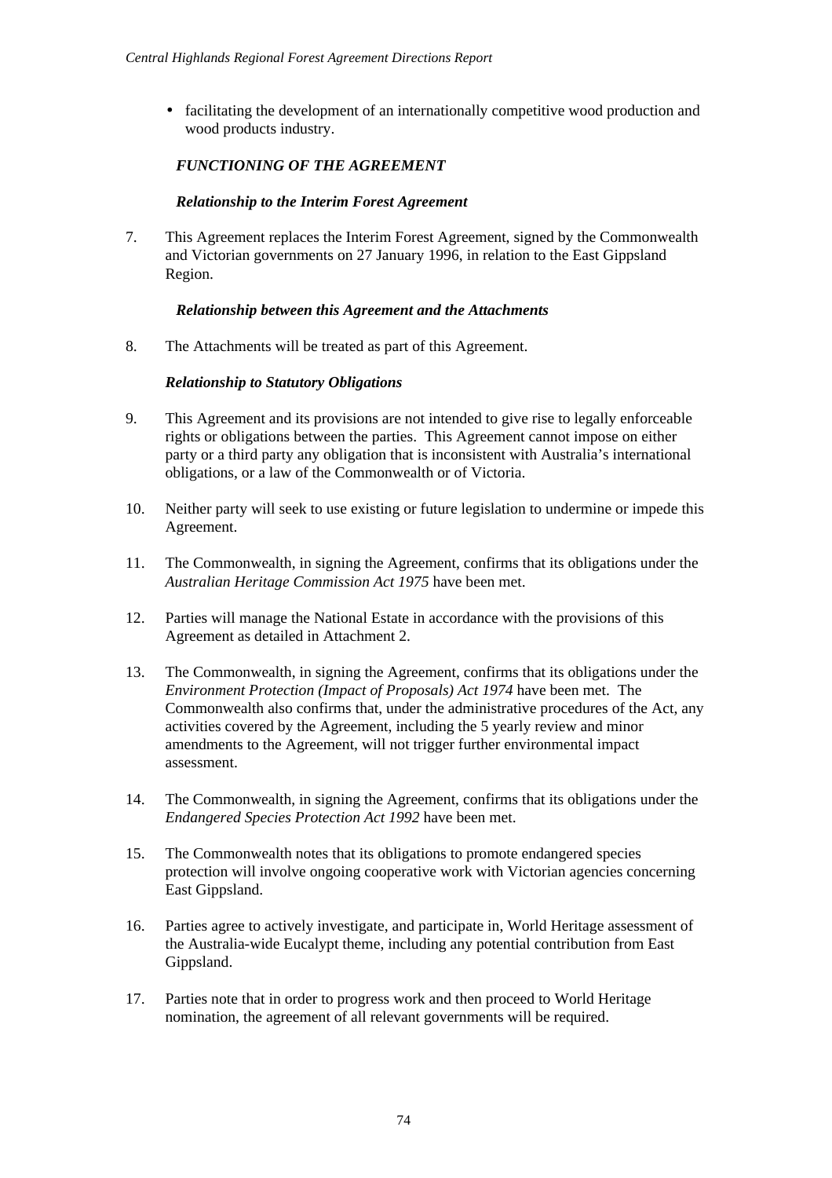- facilitating the development of an internationally competitive wood production and wood products industry.

### *FUNCTIONING OF THE AGREEMENT*

#### *Relationship to the Interim Forest Agreement*

7. This Agreement replaces the Interim Forest Agreement, signed by the Commonwealth and Victorian governments on 27 January 1996, in relation to the East Gippsland Region.

#### *Relationship between this Agreement and the Attachments*

8. The Attachments will be treated as part of this Agreement.

#### *Relationship to Statutory Obligations*

9. This Agreement and its provisions are not intended to give rise to legally enforceable rights or obligations between the parties. This Agreement cannot impose on either party or a third party any obligation that is inconsistent with Australia's international obligations, or a law of the Commonwealth or of Victoria.

10. Neither party will seek to use existing or future legislation to undermine or impede this Agreement.

11. The Commonwealth, in signing the Agreement, confirms that its obligations under the *Australian Heritage Commission Act 1975* have been met.

12. Parties will manage the National Estate in accordance with the provisions of this Agreement as detailed in Attachment 2.

13. The Commonwealth, in signing the Agreement, confirms that its obligations under the *Environment Protection (Impact of Proposals) Act 1974* have been met. The Commonwealth also confirms that, under the administrative procedures of the Act, any activities covered by the Agreement, including the 5 yearly review and minor amendments to the Agreement, will not trigger further environmental impact assessment.

14. The Commonwealth, in signing the Agreement, confirms that its obligations under the *Endangered Species Protection Act 1992* have been met.

15. The Commonwealth notes that its obligations to promote endangered species protection will involve ongoing cooperative work with Victorian agencies concerning East Gippsland.

16. Parties agree to actively investigate, and participate in, World Heritage assessment of the Australia-wide Eucalypt theme, including any potential contribution from East Gippsland.

17. Parties note that in order to progress work and then proceed to World Heritage nomination, the agreement of all relevant governments will be required.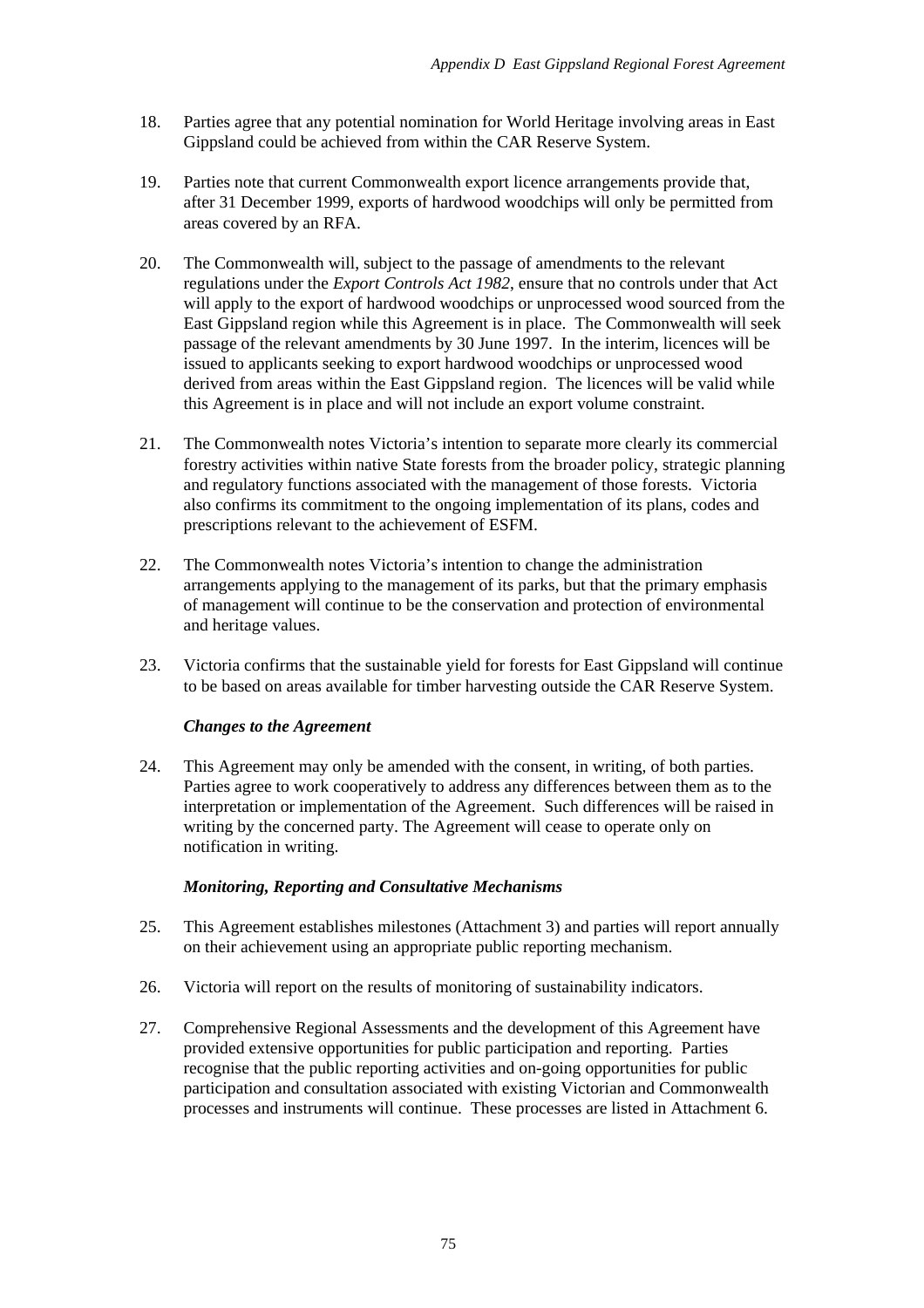18. Parties agree that any potential nomination for World Heritage involving areas in East Gippsland could be achieved from within the CAR Reserve System.

19. Parties note that current Commonwealth export licence arrangements provide that, after 31 December 1999, exports of hardwood woodchips will only be permitted from areas covered by an RFA.

20. The Commonwealth will, subject to the passage of amendments to the relevant regulations under the *Export Controls Act 1982*, ensure that no controls under that Act will apply to the export of hardwood woodchips or unprocessed wood sourced from the East Gippsland region while this Agreement is in place. The Commonwealth will seek passage of the relevant amendments by 30 June 1997. In the interim, licences will be issued to applicants seeking to export hardwood woodchips or unprocessed wood derived from areas within the East Gippsland region. The licences will be valid while this Agreement is in place and will not include an export volume constraint.

21. The Commonwealth notes Victoria's intention to separate more clearly its commercial forestry activities within native State forests from the broader policy, strategic planning and regulatory functions associated with the management of those forests. Victoria also confirms its commitment to the ongoing implementation of its plans, codes and prescriptions relevant to the achievement of ESFM.

22. The Commonwealth notes Victoria's intention to change the administration arrangements applying to the management of its parks, but that the primary emphasis of management will continue to be the conservation and protection of environmental and heritage values.

23. Victoria confirms that the sustainable yield for forests for East Gippsland will continue to be based on areas available for timber harvesting outside the CAR Reserve System.

***Changes to the Agreement***

24. This Agreement may only be amended with the consent, in writing, of both parties. Parties agree to work cooperatively to address any differences between them as to the interpretation or implementation of the Agreement. Such differences will be raised in writing by the concerned party. The Agreement will cease to operate only on notification in writing.

***Monitoring, Reporting and Consultative Mechanisms***

25. This Agreement establishes milestones (Attachment 3) and parties will report annually on their achievement using an appropriate public reporting mechanism.

26. Victoria will report on the results of monitoring of sustainability indicators.

27. Comprehensive Regional Assessments and the development of this Agreement have provided extensive opportunities for public participation and reporting. Parties recognise that the public reporting activities and on-going opportunities for public participation and consultation associated with existing Victorian and Commonwealth processes and instruments will continue. These processes are listed in Attachment 6.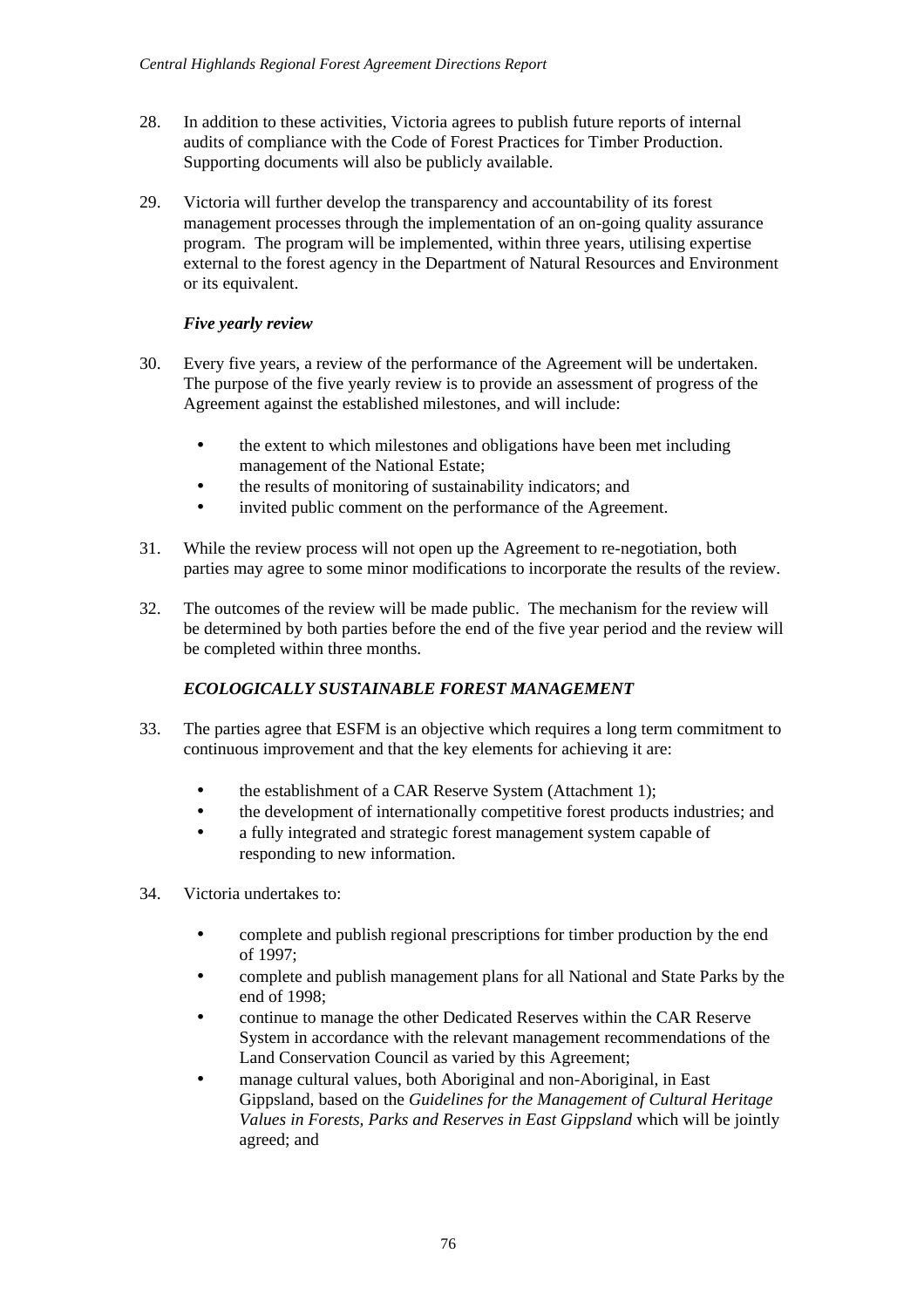28. In addition to these activities, Victoria agrees to publish future reports of internal audits of compliance with the Code of Forest Practices for Timber Production. Supporting documents will also be publicly available.

29. Victoria will further develop the transparency and accountability of its forest management processes through the implementation of an on-going quality assurance program. The program will be implemented, within three years, utilising expertise external to the forest agency in the Department of Natural Resources and Environment or its equivalent.

***Five yearly review***

30. Every five years, a review of the performance of the Agreement will be undertaken. The purpose of the five yearly review is to provide an assessment of progress of the Agreement against the established milestones, and will include:

    - the extent to which milestones and obligations have been met including management of the National Estate;
    - the results of monitoring of sustainability indicators; and
    - invited public comment on the performance of the Agreement.

31. While the review process will not open up the Agreement to re-negotiation, both parties may agree to some minor modifications to incorporate the results of the review.

32. The outcomes of the review will be made public. The mechanism for the review will be determined by both parties before the end of the five year period and the review will be completed within three months.

***ECOLOGICALLY SUSTAINABLE FOREST MANAGEMENT***

33. The parties agree that ESFM is an objective which requires a long term commitment to continuous improvement and that the key elements for achieving it are:

    - the establishment of a CAR Reserve System (Attachment 1);
    - the development of internationally competitive forest products industries; and
    - a fully integrated and strategic forest management system capable of responding to new information.

34. Victoria undertakes to:

    - complete and publish regional prescriptions for timber production by the end of 1997;
    - complete and publish management plans for all National and State Parks by the end of 1998;
    - continue to manage the other Dedicated Reserves within the CAR Reserve System in accordance with the relevant management recommendations of the Land Conservation Council as varied by this Agreement;
    - manage cultural values, both Aboriginal and non-Aboriginal, in East Gippsland, based on the *Guidelines for the Management of Cultural Heritage Values in Forests, Parks and Reserves in East Gippsland* which will be jointly agreed; and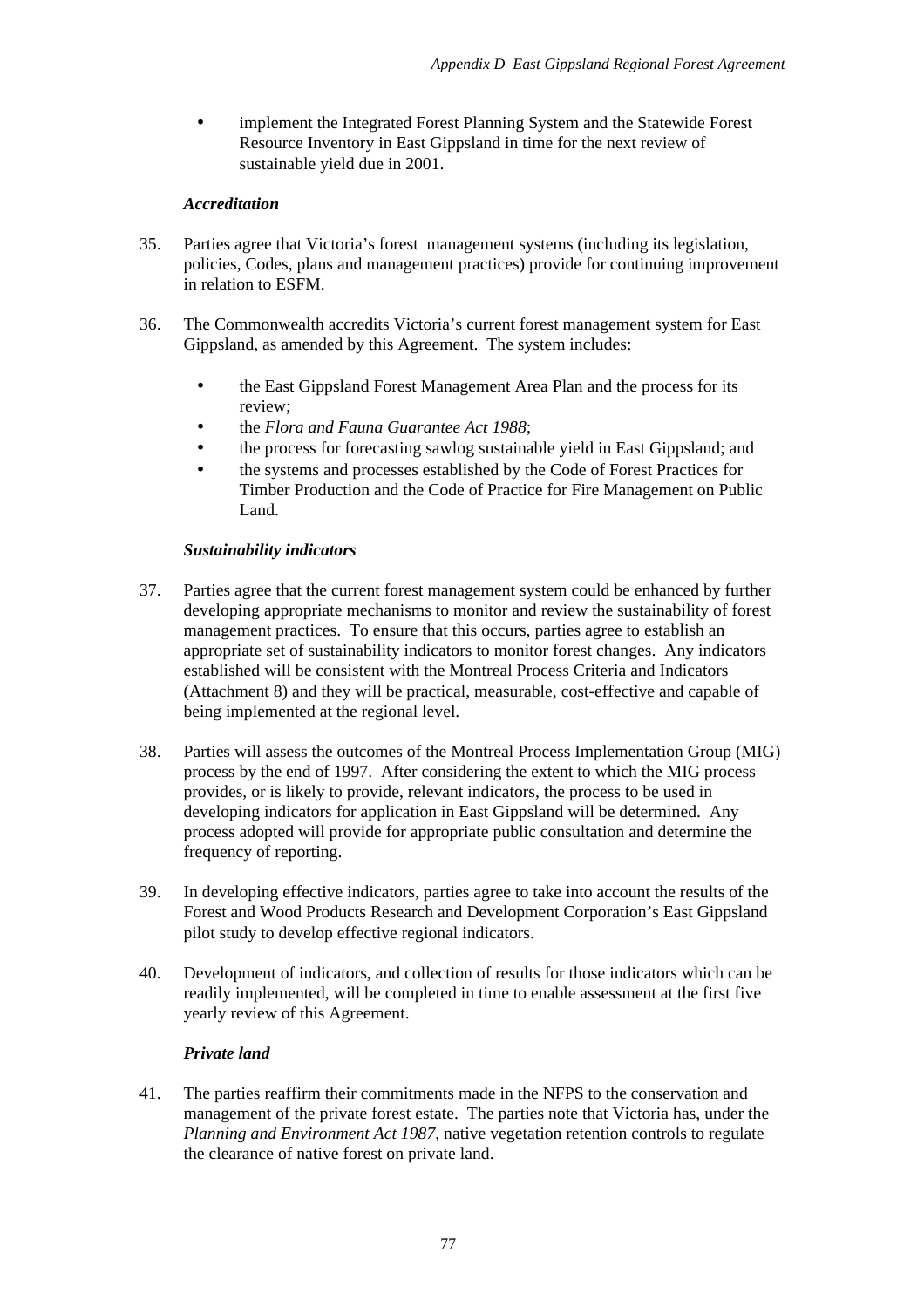- implement the Integrated Forest Planning System and the Statewide Forest Resource Inventory in East Gippsland in time for the next review of sustainable yield due in 2001.

### *Accreditation*

35. Parties agree that Victoria's forest management systems (including its legislation, policies, Codes, plans and management practices) provide for continuing improvement in relation to ESFM.

36. The Commonwealth accredits Victoria's current forest management system for East Gippsland, as amended by this Agreement. The system includes:

    - the East Gippsland Forest Management Area Plan and the process for its review;
    - the *Flora and Fauna Guarantee Act 1988*;
    - the process for forecasting sawlog sustainable yield in East Gippsland; and
    - the systems and processes established by the Code of Forest Practices for Timber Production and the Code of Practice for Fire Management on Public Land.

### *Sustainability indicators*

37. Parties agree that the current forest management system could be enhanced by further developing appropriate mechanisms to monitor and review the sustainability of forest management practices. To ensure that this occurs, parties agree to establish an appropriate set of sustainability indicators to monitor forest changes. Any indicators established will be consistent with the Montreal Process Criteria and Indicators (Attachment 8) and they will be practical, measurable, cost-effective and capable of being implemented at the regional level.

38. Parties will assess the outcomes of the Montreal Process Implementation Group (MIG) process by the end of 1997. After considering the extent to which the MIG process provides, or is likely to provide, relevant indicators, the process to be used in developing indicators for application in East Gippsland will be determined. Any process adopted will provide for appropriate public consultation and determine the frequency of reporting.

39. In developing effective indicators, parties agree to take into account the results of the Forest and Wood Products Research and Development Corporation's East Gippsland pilot study to develop effective regional indicators.

40. Development of indicators, and collection of results for those indicators which can be readily implemented, will be completed in time to enable assessment at the first five yearly review of this Agreement.

### *Private land*

41. The parties reaffirm their commitments made in the NFPS to the conservation and management of the private forest estate. The parties note that Victoria has, under the *Planning and Environment Act 1987*, native vegetation retention controls to regulate the clearance of native forest on private land.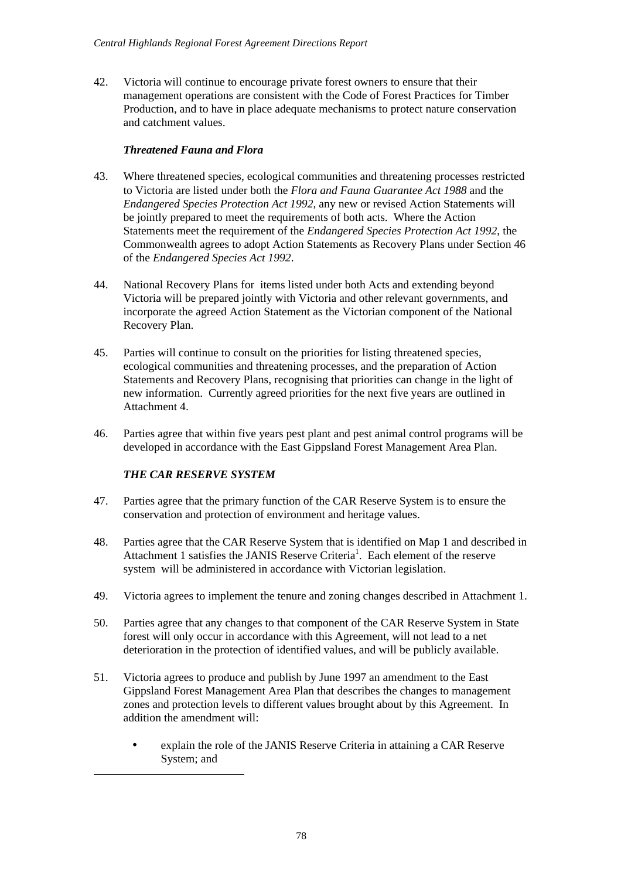42. Victoria will continue to encourage private forest owners to ensure that their management operations are consistent with the Code of Forest Practices for Timber Production, and to have in place adequate mechanisms to protect nature conservation and catchment values.

### *Threatened Fauna and Flora*

43. Where threatened species, ecological communities and threatening processes restricted to Victoria are listed under both the *Flora and Fauna Guarantee Act 1988* and the *Endangered Species Protection Act 1992*, any new or revised Action Statements will be jointly prepared to meet the requirements of both acts. Where the Action Statements meet the requirement of the *Endangered Species Protection Act 1992*, the Commonwealth agrees to adopt Action Statements as Recovery Plans under Section 46 of the *Endangered Species Act 1992*.

44. National Recovery Plans for items listed under both Acts and extending beyond Victoria will be prepared jointly with Victoria and other relevant governments, and incorporate the agreed Action Statement as the Victorian component of the National Recovery Plan.

45. Parties will continue to consult on the priorities for listing threatened species, ecological communities and threatening processes, and the preparation of Action Statements and Recovery Plans, recognising that priorities can change in the light of new information. Currently agreed priorities for the next five years are outlined in Attachment 4.

46. Parties agree that within five years pest plant and pest animal control programs will be developed in accordance with the East Gippsland Forest Management Area Plan.

### *THE CAR RESERVE SYSTEM*

47. Parties agree that the primary function of the CAR Reserve System is to ensure the conservation and protection of environment and heritage values.

48. Parties agree that the CAR Reserve System that is identified on Map 1 and described in Attachment 1 satisfies the JANIS Reserve Criteria[1]. Each element of the reserve system will be administered in accordance with Victorian legislation.

49. Victoria agrees to implement the tenure and zoning changes described in Attachment 1.

50. Parties agree that any changes to that component of the CAR Reserve System in State forest will only occur in accordance with this Agreement, will not lead to a net deterioration in the protection of identified values, and will be publicly available.

51. Victoria agrees to produce and publish by June 1997 an amendment to the East Gippsland Forest Management Area Plan that describes the changes to management zones and protection levels to different values brought about by this Agreement. In addition the amendment will:

   - explain the role of the JANIS Reserve Criteria in attaining a CAR Reserve System; and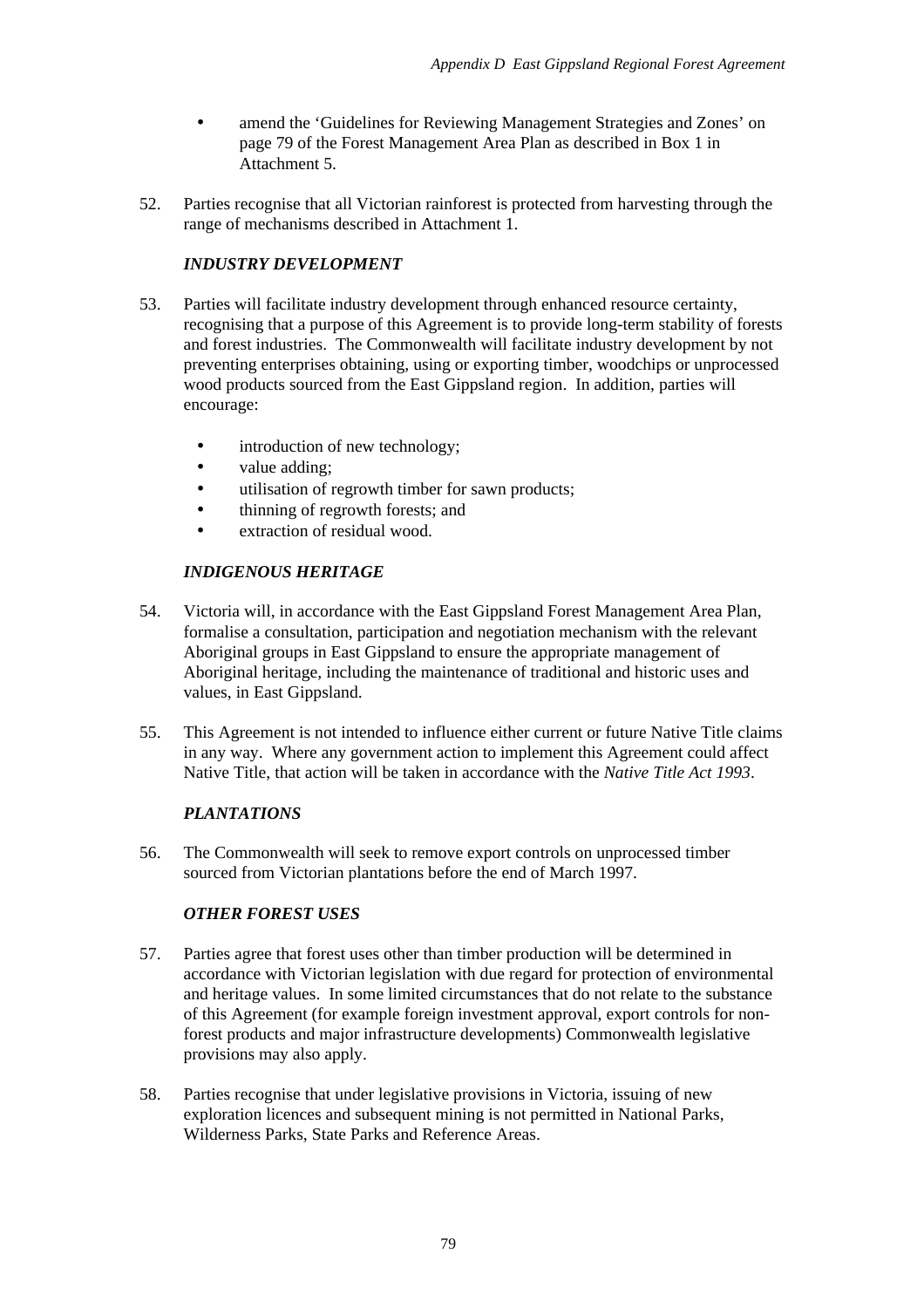- amend the 'Guidelines for Reviewing Management Strategies and Zones' on page 79 of the Forest Management Area Plan as described in Box 1 in Attachment 5.

52. Parties recognise that all Victorian rainforest is protected from harvesting through the range of mechanisms described in Attachment 1.

***INDUSTRY DEVELOPMENT***

53. Parties will facilitate industry development through enhanced resource certainty, recognising that a purpose of this Agreement is to provide long-term stability of forests and forest industries. The Commonwealth will facilitate industry development by not preventing enterprises obtaining, using or exporting timber, woodchips or unprocessed wood products sourced from the East Gippsland region. In addition, parties will encourage:

    - introduction of new technology;
    - value adding;
    - utilisation of regrowth timber for sawn products;
    - thinning of regrowth forests; and
    - extraction of residual wood.

***INDIGENOUS HERITAGE***

54. Victoria will, in accordance with the East Gippsland Forest Management Area Plan, formalise a consultation, participation and negotiation mechanism with the relevant Aboriginal groups in East Gippsland to ensure the appropriate management of Aboriginal heritage, including the maintenance of traditional and historic uses and values, in East Gippsland.

55. This Agreement is not intended to influence either current or future Native Title claims in any way. Where any government action to implement this Agreement could affect Native Title, that action will be taken in accordance with the *Native Title Act 1993*.

***PLANTATIONS***

56. The Commonwealth will seek to remove export controls on unprocessed timber sourced from Victorian plantations before the end of March 1997.

***OTHER FOREST USES***

57. Parties agree that forest uses other than timber production will be determined in accordance with Victorian legislation with due regard for protection of environmental and heritage values. In some limited circumstances that do not relate to the substance of this Agreement (for example foreign investment approval, export controls for non-forest products and major infrastructure developments) Commonwealth legislative provisions may also apply.

58. Parties recognise that under legislative provisions in Victoria, issuing of new exploration licences and subsequent mining is not permitted in National Parks, Wilderness Parks, State Parks and Reference Areas.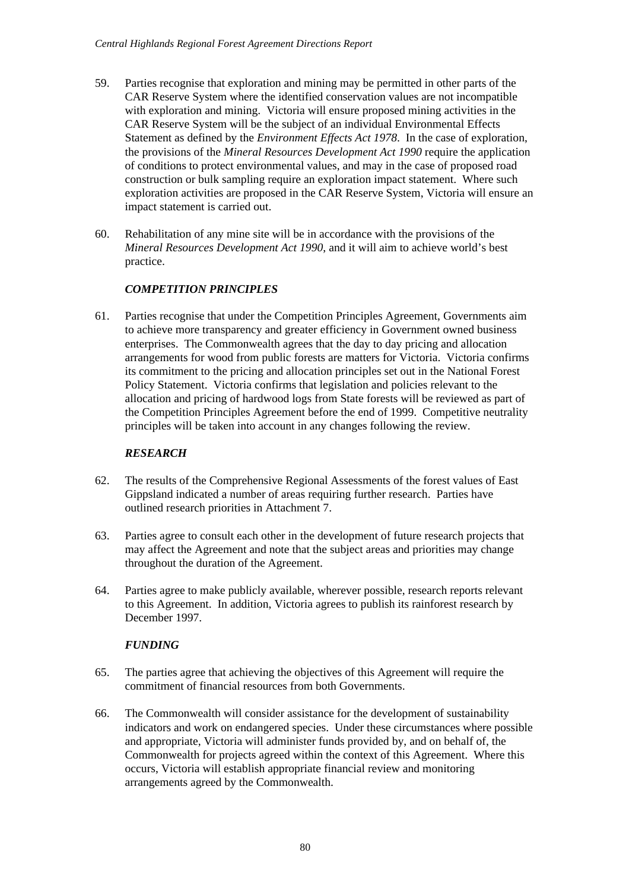59. Parties recognise that exploration and mining may be permitted in other parts of the CAR Reserve System where the identified conservation values are not incompatible with exploration and mining. Victoria will ensure proposed mining activities in the CAR Reserve System will be the subject of an individual Environmental Effects Statement as defined by the *Environment Effects Act 1978*. In the case of exploration, the provisions of the *Mineral Resources Development Act 1990* require the application of conditions to protect environmental values, and may in the case of proposed road construction or bulk sampling require an exploration impact statement. Where such exploration activities are proposed in the CAR Reserve System, Victoria will ensure an impact statement is carried out.

60. Rehabilitation of any mine site will be in accordance with the provisions of the *Mineral Resources Development Act 1990*, and it will aim to achieve world's best practice.

### *COMPETITION PRINCIPLES*

61. Parties recognise that under the Competition Principles Agreement, Governments aim to achieve more transparency and greater efficiency in Government owned business enterprises. The Commonwealth agrees that the day to day pricing and allocation arrangements for wood from public forests are matters for Victoria. Victoria confirms its commitment to the pricing and allocation principles set out in the National Forest Policy Statement. Victoria confirms that legislation and policies relevant to the allocation and pricing of hardwood logs from State forests will be reviewed as part of the Competition Principles Agreement before the end of 1999. Competitive neutrality principles will be taken into account in any changes following the review.

### *RESEARCH*

62. The results of the Comprehensive Regional Assessments of the forest values of East Gippsland indicated a number of areas requiring further research. Parties have outlined research priorities in Attachment 7.

63. Parties agree to consult each other in the development of future research projects that may affect the Agreement and note that the subject areas and priorities may change throughout the duration of the Agreement.

64. Parties agree to make publicly available, wherever possible, research reports relevant to this Agreement. In addition, Victoria agrees to publish its rainforest research by December 1997.

### *FUNDING*

65. The parties agree that achieving the objectives of this Agreement will require the commitment of financial resources from both Governments.

66. The Commonwealth will consider assistance for the development of sustainability indicators and work on endangered species. Under these circumstances where possible and appropriate, Victoria will administer funds provided by, and on behalf of, the Commonwealth for projects agreed within the context of this Agreement. Where this occurs, Victoria will establish appropriate financial review and monitoring arrangements agreed by the Commonwealth.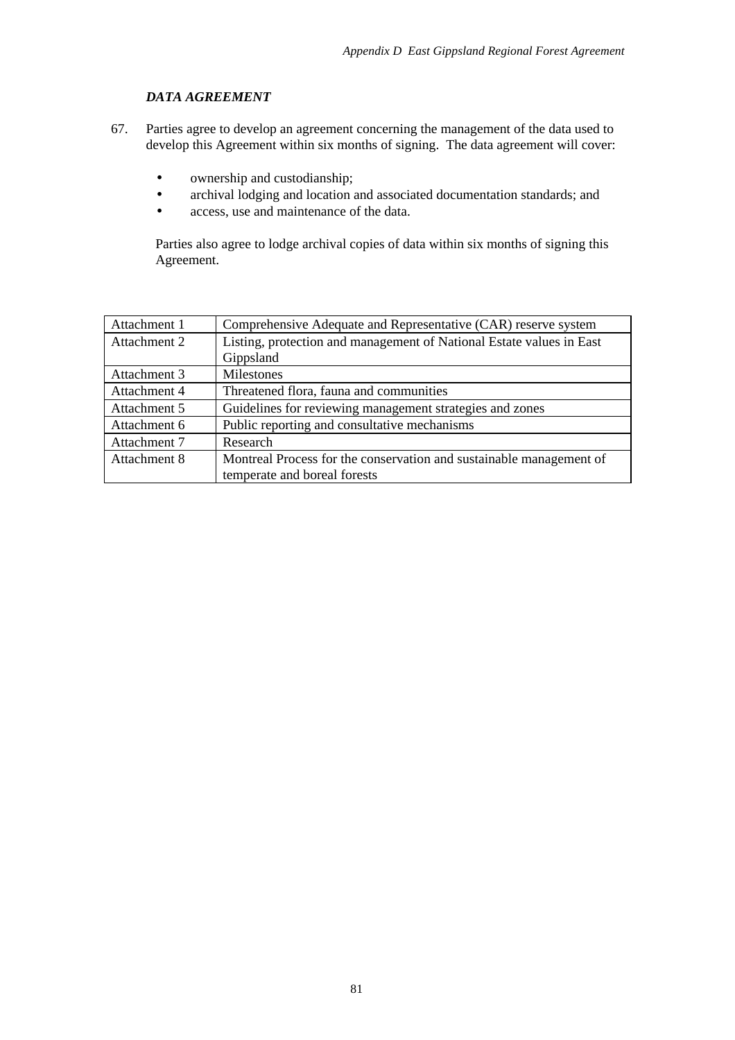### *DATA AGREEMENT*

67. Parties agree to develop an agreement concerning the management of the data used to develop this Agreement within six months of signing. The data agreement will cover:

    - ownership and custodianship;
    - archival lodging and location and associated documentation standards; and
    - access, use and maintenance of the data.

    Parties also agree to lodge archival copies of data within six months of signing this Agreement.

| | |
|---|---|
| Attachment 1 | Comprehensive Adequate and Representative (CAR) reserve system |
| Attachment 2 | Listing, protection and management of National Estate values in East Gippsland |
| Attachment 3 | Milestones |
| Attachment 4 | Threatened flora, fauna and communities |
| Attachment 5 | Guidelines for reviewing management strategies and zones |
| Attachment 6 | Public reporting and consultative mechanisms |
| Attachment 7 | Research |
| Attachment 8 | Montreal Process for the conservation and sustainable management of temperate and boreal forests |